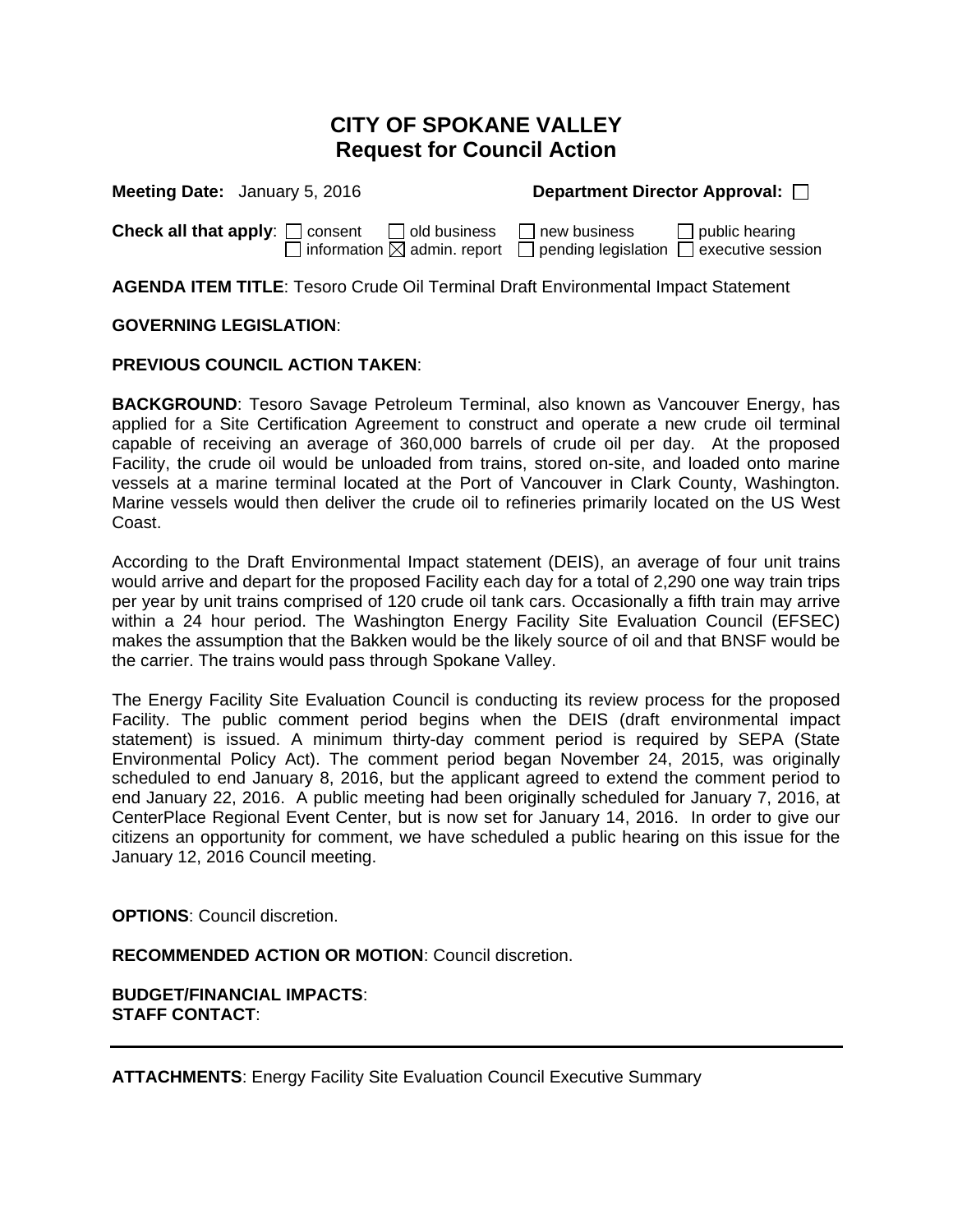# CITY OF SPOKANE VALLEY
## Request for Council Action

**Meeting Date:** January 5, 2016 **Department Director Approval:** ☐

**Check all that apply**: ☐ consent ☐ old business ☐ new business ☐ public hearing
☐ information ☒ admin. report ☐ pending legislation ☐ executive session

**AGENDA ITEM TITLE**: Tesoro Crude Oil Terminal Draft Environmental Impact Statement

**GOVERNING LEGISLATION**:

**PREVIOUS COUNCIL ACTION TAKEN**:

**BACKGROUND**: Tesoro Savage Petroleum Terminal, also known as Vancouver Energy, has applied for a Site Certification Agreement to construct and operate a new crude oil terminal capable of receiving an average of 360,000 barrels of crude oil per day. At the proposed Facility, the crude oil would be unloaded from trains, stored on-site, and loaded onto marine vessels at a marine terminal located at the Port of Vancouver in Clark County, Washington. Marine vessels would then deliver the crude oil to refineries primarily located on the US West Coast.

According to the Draft Environmental Impact statement (DEIS), an average of four unit trains would arrive and depart for the proposed Facility each day for a total of 2,290 one way train trips per year by unit trains comprised of 120 crude oil tank cars. Occasionally a fifth train may arrive within a 24 hour period. The Washington Energy Facility Site Evaluation Council (EFSEC) makes the assumption that the Bakken would be the likely source of oil and that BNSF would be the carrier. The trains would pass through Spokane Valley.

The Energy Facility Site Evaluation Council is conducting its review process for the proposed Facility. The public comment period begins when the DEIS (draft environmental impact statement) is issued. A minimum thirty-day comment period is required by SEPA (State Environmental Policy Act). The comment period began November 24, 2015, was originally scheduled to end January 8, 2016, but the applicant agreed to extend the comment period to end January 22, 2016. A public meeting had been originally scheduled for January 7, 2016, at CenterPlace Regional Event Center, but is now set for January 14, 2016. In order to give our citizens an opportunity for comment, we have scheduled a public hearing on this issue for the January 12, 2016 Council meeting.

**OPTIONS**: Council discretion.

**RECOMMENDED ACTION OR MOTION**: Council discretion.

**BUDGET/FINANCIAL IMPACTS**:
**STAFF CONTACT**:

---

**ATTACHMENTS**: Energy Facility Site Evaluation Council Executive Summary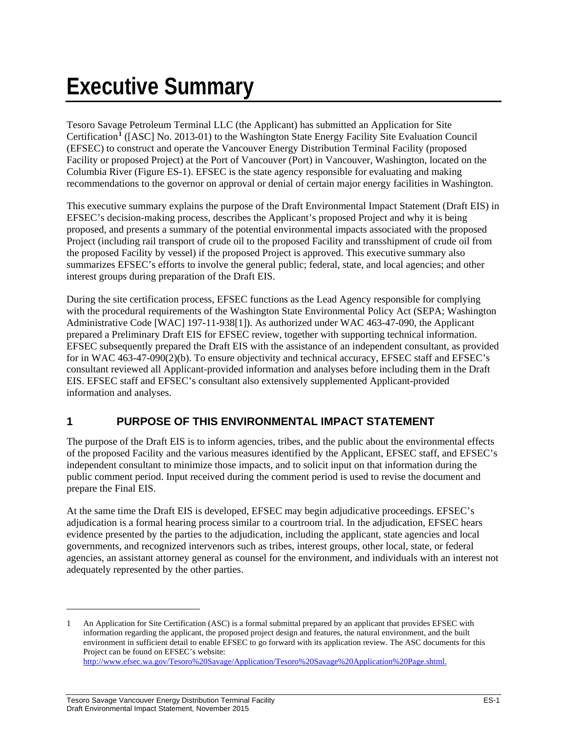# Executive Summary

Tesoro Savage Petroleum Terminal LLC (the Applicant) has submitted an Application for Site Certification[1] ([ASC] No. 2013-01) to the Washington State Energy Facility Site Evaluation Council (EFSEC) to construct and operate the Vancouver Energy Distribution Terminal Facility (proposed Facility or proposed Project) at the Port of Vancouver (Port) in Vancouver, Washington, located on the Columbia River (Figure ES-1). EFSEC is the state agency responsible for evaluating and making recommendations to the governor on approval or denial of certain major energy facilities in Washington.

This executive summary explains the purpose of the Draft Environmental Impact Statement (Draft EIS) in EFSEC's decision-making process, describes the Applicant's proposed Project and why it is being proposed, and presents a summary of the potential environmental impacts associated with the proposed Project (including rail transport of crude oil to the proposed Facility and transshipment of crude oil from the proposed Facility by vessel) if the proposed Project is approved. This executive summary also summarizes EFSEC's efforts to involve the general public; federal, state, and local agencies; and other interest groups during preparation of the Draft EIS.

During the site certification process, EFSEC functions as the Lead Agency responsible for complying with the procedural requirements of the Washington State Environmental Policy Act (SEPA; Washington Administrative Code [WAC] 197-11-938[1]). As authorized under WAC 463-47-090, the Applicant prepared a Preliminary Draft EIS for EFSEC review, together with supporting technical information. EFSEC subsequently prepared the Draft EIS with the assistance of an independent consultant, as provided for in WAC 463-47-090(2)(b). To ensure objectivity and technical accuracy, EFSEC staff and EFSEC's consultant reviewed all Applicant-provided information and analyses before including them in the Draft EIS. EFSEC staff and EFSEC's consultant also extensively supplemented Applicant-provided information and analyses.

## 1 PURPOSE OF THIS ENVIRONMENTAL IMPACT STATEMENT

The purpose of the Draft EIS is to inform agencies, tribes, and the public about the environmental effects of the proposed Facility and the various measures identified by the Applicant, EFSEC staff, and EFSEC's independent consultant to minimize those impacts, and to solicit input on that information during the public comment period. Input received during the comment period is used to revise the document and prepare the Final EIS.

At the same time the Draft EIS is developed, EFSEC may begin adjudicative proceedings. EFSEC's adjudication is a formal hearing process similar to a courtroom trial. In the adjudication, EFSEC hears evidence presented by the parties to the adjudication, including the applicant, state agencies and local governments, and recognized intervenors such as tribes, interest groups, other local, state, or federal agencies, an assistant attorney general as counsel for the environment, and individuals with an interest not adequately represented by the other parties.

---

1 An Application for Site Certification (ASC) is a formal submittal prepared by an applicant that provides EFSEC with information regarding the applicant, the proposed project design and features, the natural environment, and the built environment in sufficient detail to enable EFSEC to go forward with its application review. The ASC documents for this Project can be found on EFSEC's website: http://www.efsec.wa.gov/Tesoro%20Savage/Application/Tesoro%20Savage%20Application%20Page.shtml.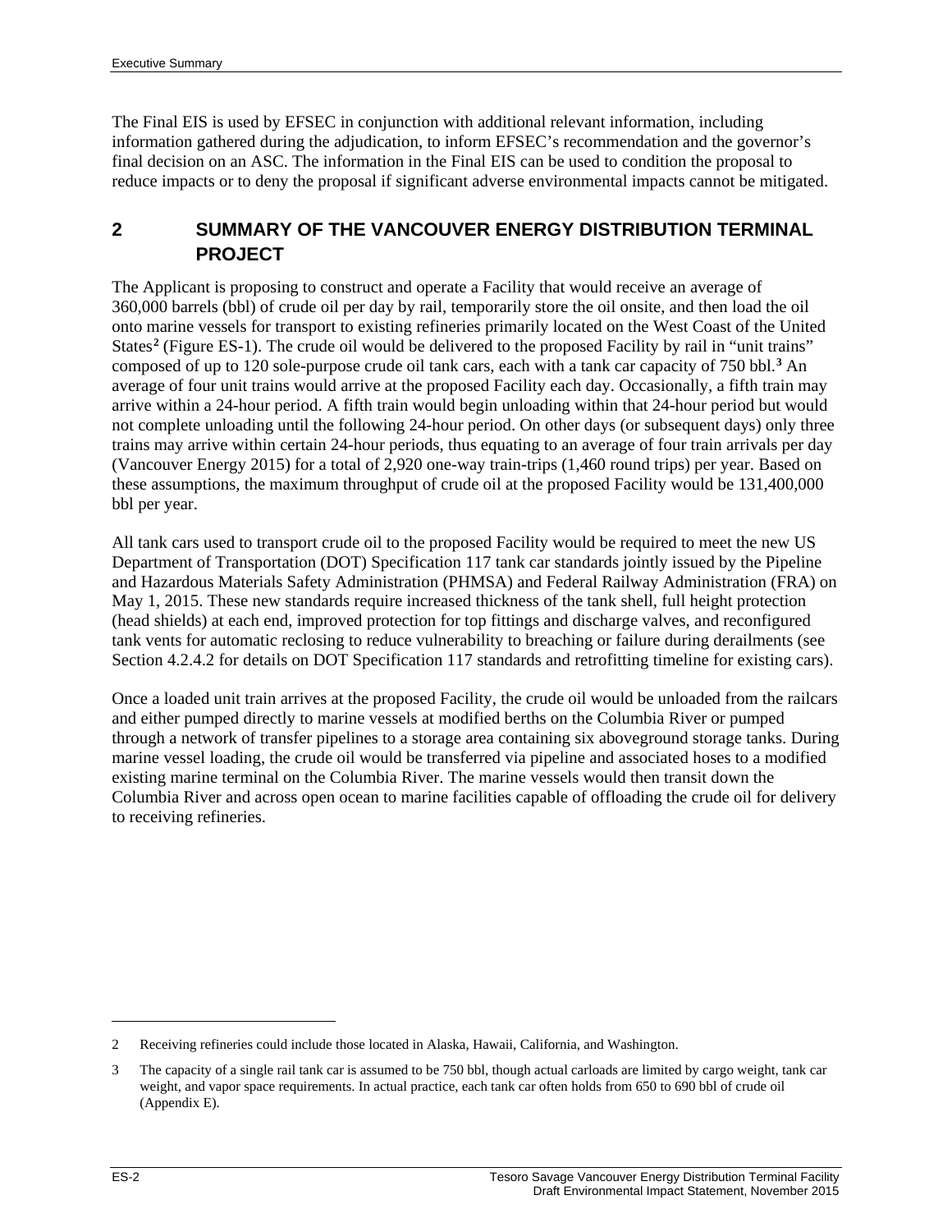The Final EIS is used by EFSEC in conjunction with additional relevant information, including information gathered during the adjudication, to inform EFSEC's recommendation and the governor's final decision on an ASC. The information in the Final EIS can be used to condition the proposal to reduce impacts or to deny the proposal if significant adverse environmental impacts cannot be mitigated.

## 2 SUMMARY OF THE VANCOUVER ENERGY DISTRIBUTION TERMINAL PROJECT

The Applicant is proposing to construct and operate a Facility that would receive an average of 360,000 barrels (bbl) of crude oil per day by rail, temporarily store the oil onsite, and then load the oil onto marine vessels for transport to existing refineries primarily located on the West Coast of the United States[2] (Figure ES-1). The crude oil would be delivered to the proposed Facility by rail in "unit trains" composed of up to 120 sole-purpose crude oil tank cars, each with a tank car capacity of 750 bbl.[3] An average of four unit trains would arrive at the proposed Facility each day. Occasionally, a fifth train may arrive within a 24-hour period. A fifth train would begin unloading within that 24-hour period but would not complete unloading until the following 24-hour period. On other days (or subsequent days) only three trains may arrive within certain 24-hour periods, thus equating to an average of four train arrivals per day (Vancouver Energy 2015) for a total of 2,920 one-way train-trips (1,460 round trips) per year. Based on these assumptions, the maximum throughput of crude oil at the proposed Facility would be 131,400,000 bbl per year.

All tank cars used to transport crude oil to the proposed Facility would be required to meet the new US Department of Transportation (DOT) Specification 117 tank car standards jointly issued by the Pipeline and Hazardous Materials Safety Administration (PHMSA) and Federal Railway Administration (FRA) on May 1, 2015. These new standards require increased thickness of the tank shell, full height protection (head shields) at each end, improved protection for top fittings and discharge valves, and reconfigured tank vents for automatic reclosing to reduce vulnerability to breaching or failure during derailments (see Section 4.2.4.2 for details on DOT Specification 117 standards and retrofitting timeline for existing cars).

Once a loaded unit train arrives at the proposed Facility, the crude oil would be unloaded from the railcars and either pumped directly to marine vessels at modified berths on the Columbia River or pumped through a network of transfer pipelines to a storage area containing six aboveground storage tanks. During marine vessel loading, the crude oil would be transferred via pipeline and associated hoses to a modified existing marine terminal on the Columbia River. The marine vessels would then transit down the Columbia River and across open ocean to marine facilities capable of offloading the crude oil for delivery to receiving refineries.

---

2 Receiving refineries could include those located in Alaska, Hawaii, California, and Washington.

3 The capacity of a single rail tank car is assumed to be 750 bbl, though actual carloads are limited by cargo weight, tank car weight, and vapor space requirements. In actual practice, each tank car often holds from 650 to 690 bbl of crude oil (Appendix E).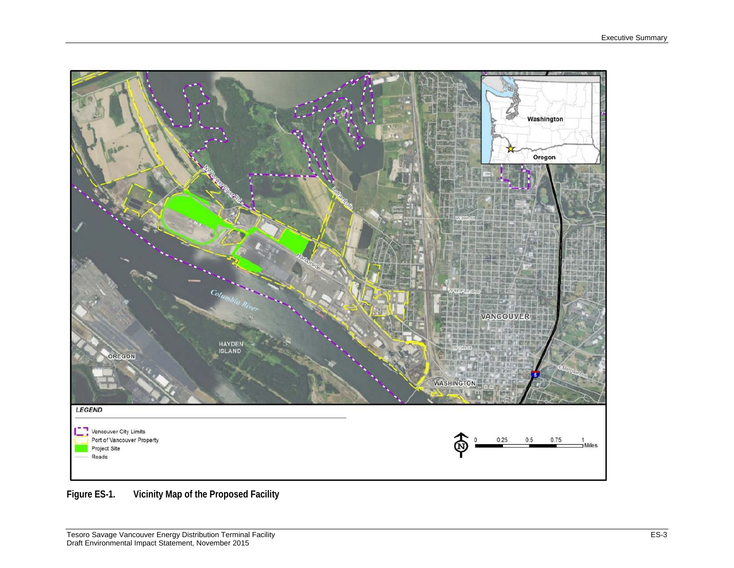**Figure ES-1. Vicinity Map of the Proposed Facility**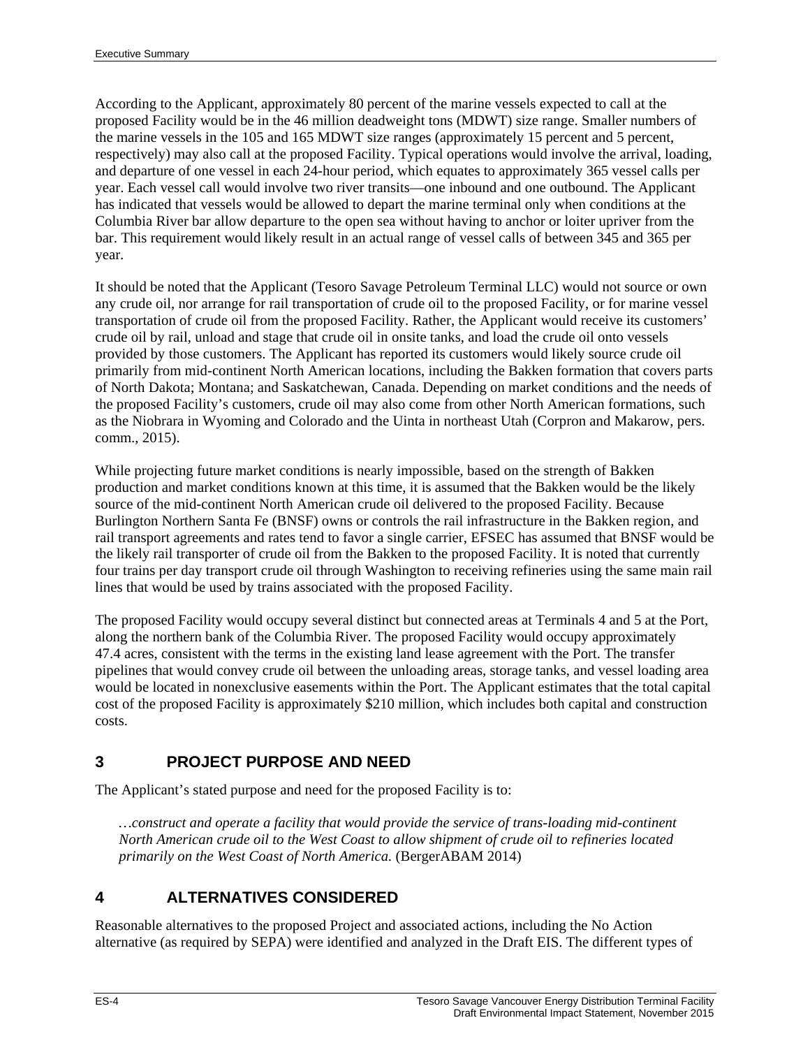According to the Applicant, approximately 80 percent of the marine vessels expected to call at the proposed Facility would be in the 46 million deadweight tons (MDWT) size range. Smaller numbers of the marine vessels in the 105 and 165 MDWT size ranges (approximately 15 percent and 5 percent, respectively) may also call at the proposed Facility. Typical operations would involve the arrival, loading, and departure of one vessel in each 24-hour period, which equates to approximately 365 vessel calls per year. Each vessel call would involve two river transits—one inbound and one outbound. The Applicant has indicated that vessels would be allowed to depart the marine terminal only when conditions at the Columbia River bar allow departure to the open sea without having to anchor or loiter upriver from the bar. This requirement would likely result in an actual range of vessel calls of between 345 and 365 per year.

It should be noted that the Applicant (Tesoro Savage Petroleum Terminal LLC) would not source or own any crude oil, nor arrange for rail transportation of crude oil to the proposed Facility, or for marine vessel transportation of crude oil from the proposed Facility. Rather, the Applicant would receive its customers' crude oil by rail, unload and stage that crude oil in onsite tanks, and load the crude oil onto vessels provided by those customers. The Applicant has reported its customers would likely source crude oil primarily from mid-continent North American locations, including the Bakken formation that covers parts of North Dakota; Montana; and Saskatchewan, Canada. Depending on market conditions and the needs of the proposed Facility's customers, crude oil may also come from other North American formations, such as the Niobrara in Wyoming and Colorado and the Uinta in northeast Utah (Corpron and Makarow, pers. comm., 2015).

While projecting future market conditions is nearly impossible, based on the strength of Bakken production and market conditions known at this time, it is assumed that the Bakken would be the likely source of the mid-continent North American crude oil delivered to the proposed Facility. Because Burlington Northern Santa Fe (BNSF) owns or controls the rail infrastructure in the Bakken region, and rail transport agreements and rates tend to favor a single carrier, EFSEC has assumed that BNSF would be the likely rail transporter of crude oil from the Bakken to the proposed Facility. It is noted that currently four trains per day transport crude oil through Washington to receiving refineries using the same main rail lines that would be used by trains associated with the proposed Facility.

The proposed Facility would occupy several distinct but connected areas at Terminals 4 and 5 at the Port, along the northern bank of the Columbia River. The proposed Facility would occupy approximately 47.4 acres, consistent with the terms in the existing land lease agreement with the Port. The transfer pipelines that would convey crude oil between the unloading areas, storage tanks, and vessel loading area would be located in nonexclusive easements within the Port. The Applicant estimates that the total capital cost of the proposed Facility is approximately $210 million, which includes both capital and construction costs.

## 3 PROJECT PURPOSE AND NEED

The Applicant's stated purpose and need for the proposed Facility is to:

> *…construct and operate a facility that would provide the service of trans-loading mid-continent North American crude oil to the West Coast to allow shipment of crude oil to refineries located primarily on the West Coast of North America.* (BergerABAM 2014)

## 4 ALTERNATIVES CONSIDERED

Reasonable alternatives to the proposed Project and associated actions, including the No Action alternative (as required by SEPA) were identified and analyzed in the Draft EIS. The different types of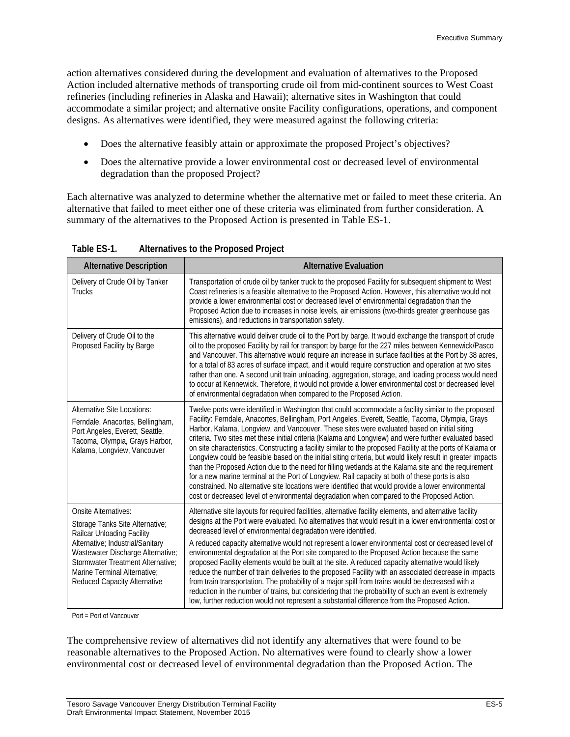action alternatives considered during the development and evaluation of alternatives to the Proposed Action included alternative methods of transporting crude oil from mid-continent sources to West Coast refineries (including refineries in Alaska and Hawaii); alternative sites in Washington that could accommodate a similar project; and alternative onsite Facility configurations, operations, and component designs. As alternatives were identified, they were measured against the following criteria:

- Does the alternative feasibly attain or approximate the proposed Project's objectives?
- Does the alternative provide a lower environmental cost or decreased level of environmental degradation than the proposed Project?

Each alternative was analyzed to determine whether the alternative met or failed to meet these criteria. An alternative that failed to meet either one of these criteria was eliminated from further consideration. A summary of the alternatives to the Proposed Action is presented in Table ES-1.

**Table ES-1. Alternatives to the Proposed Project**

| Alternative Description | Alternative Evaluation |
|---|---|
| Delivery of Crude Oil by Tanker Trucks | Transportation of crude oil by tanker truck to the proposed Facility for subsequent shipment to West Coast refineries is a feasible alternative to the Proposed Action. However, this alternative would not provide a lower environmental cost or decreased level of environmental degradation than the Proposed Action due to increases in noise levels, air emissions (two-thirds greater greenhouse gas emissions), and reductions in transportation safety. |
| Delivery of Crude Oil to the Proposed Facility by Barge | This alternative would deliver crude oil to the Port by barge. It would exchange the transport of crude oil to the proposed Facility by rail for transport by barge for the 227 miles between Kennewick/Pasco and Vancouver. This alternative would require an increase in surface facilities at the Port by 38 acres, for a total of 83 acres of surface impact, and it would require construction and operation at two sites rather than one. A second unit train unloading, aggregation, storage, and loading process would need to occur at Kennewick. Therefore, it would not provide a lower environmental cost or decreased level of environmental degradation when compared to the Proposed Action. |
| Alternative Site Locations: Ferndale, Anacortes, Bellingham, Port Angeles, Everett, Seattle, Tacoma, Olympia, Grays Harbor, Kalama, Longview, Vancouver | Twelve ports were identified in Washington that could accommodate a facility similar to the proposed Facility: Ferndale, Anacortes, Bellingham, Port Angeles, Everett, Seattle, Tacoma, Olympia, Grays Harbor, Kalama, Longview, and Vancouver. These sites were evaluated based on initial siting criteria. Two sites met these initial criteria (Kalama and Longview) and were further evaluated based on site characteristics. Constructing a facility similar to the proposed Facility at the ports of Kalama or Longview could be feasible based on the initial siting criteria, but would likely result in greater impacts than the Proposed Action due to the need for filling wetlands at the Kalama site and the requirement for a new marine terminal at the Port of Longview. Rail capacity at both of these ports is also constrained. No alternative site locations were identified that would provide a lower environmental cost or decreased level of environmental degradation when compared to the Proposed Action. |
| Onsite Alternatives: Storage Tanks Site Alternative; Railcar Unloading Facility Alternative; Industrial/Sanitary Wastewater Discharge Alternative; Stormwater Treatment Alternative; Marine Terminal Alternative; Reduced Capacity Alternative | Alternative site layouts for required facilities, alternative facility elements, and alternative facility designs at the Port were evaluated. No alternatives that would result in a lower environmental cost or decreased level of environmental degradation were identified.<br>A reduced capacity alternative would not represent a lower environmental cost or decreased level of environmental degradation at the Port site compared to the Proposed Action because the same proposed Facility elements would be built at the site. A reduced capacity alternative would likely reduce the number of train deliveries to the proposed Facility with an associated decrease in impacts from train transportation. The probability of a major spill from trains would be decreased with a reduction in the number of trains, but considering that the probability of such an event is extremely low, further reduction would not represent a substantial difference from the Proposed Action. |

Port = Port of Vancouver

The comprehensive review of alternatives did not identify any alternatives that were found to be reasonable alternatives to the Proposed Action. No alternatives were found to clearly show a lower environmental cost or decreased level of environmental degradation than the Proposed Action. The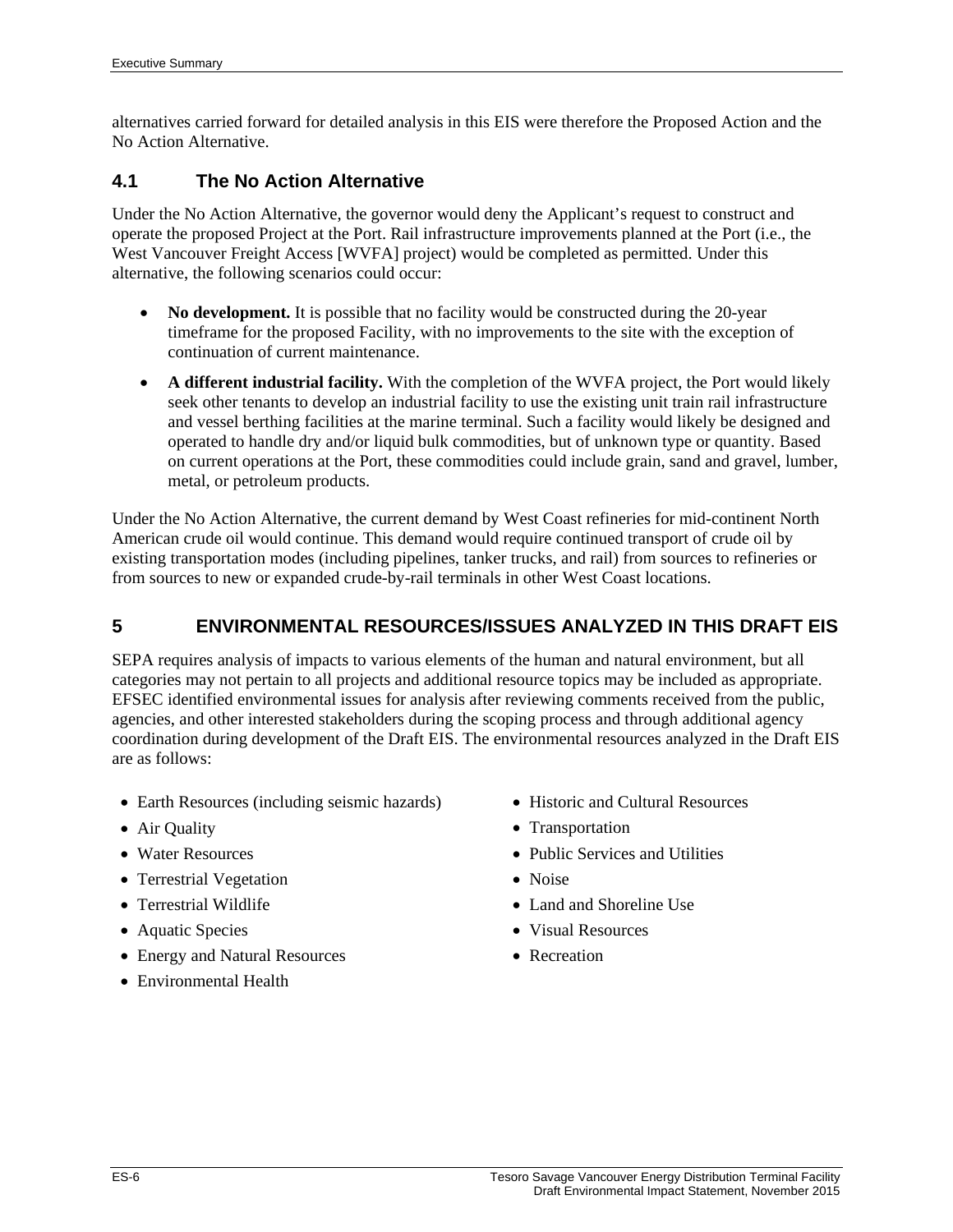alternatives carried forward for detailed analysis in this EIS were therefore the Proposed Action and the No Action Alternative.

### 4.1 The No Action Alternative

Under the No Action Alternative, the governor would deny the Applicant's request to construct and operate the proposed Project at the Port. Rail infrastructure improvements planned at the Port (i.e., the West Vancouver Freight Access [WVFA] project) would be completed as permitted. Under this alternative, the following scenarios could occur:

- **No development.** It is possible that no facility would be constructed during the 20-year timeframe for the proposed Facility, with no improvements to the site with the exception of continuation of current maintenance.
- **A different industrial facility.** With the completion of the WVFA project, the Port would likely seek other tenants to develop an industrial facility to use the existing unit train rail infrastructure and vessel berthing facilities at the marine terminal. Such a facility would likely be designed and operated to handle dry and/or liquid bulk commodities, but of unknown type or quantity. Based on current operations at the Port, these commodities could include grain, sand and gravel, lumber, metal, or petroleum products.

Under the No Action Alternative, the current demand by West Coast refineries for mid-continent North American crude oil would continue. This demand would require continued transport of crude oil by existing transportation modes (including pipelines, tanker trucks, and rail) from sources to refineries or from sources to new or expanded crude-by-rail terminals in other West Coast locations.

## 5 ENVIRONMENTAL RESOURCES/ISSUES ANALYZED IN THIS DRAFT EIS

SEPA requires analysis of impacts to various elements of the human and natural environment, but all categories may not pertain to all projects and additional resource topics may be included as appropriate. EFSEC identified environmental issues for analysis after reviewing comments received from the public, agencies, and other interested stakeholders during the scoping process and through additional agency coordination during development of the Draft EIS. The environmental resources analyzed in the Draft EIS are as follows:

- Earth Resources (including seismic hazards)
- Air Quality
- Water Resources
- Terrestrial Vegetation
- Terrestrial Wildlife
- Aquatic Species
- Energy and Natural Resources
- Environmental Health
- Historic and Cultural Resources
- Transportation
- Public Services and Utilities
- Noise
- Land and Shoreline Use
- Visual Resources
- Recreation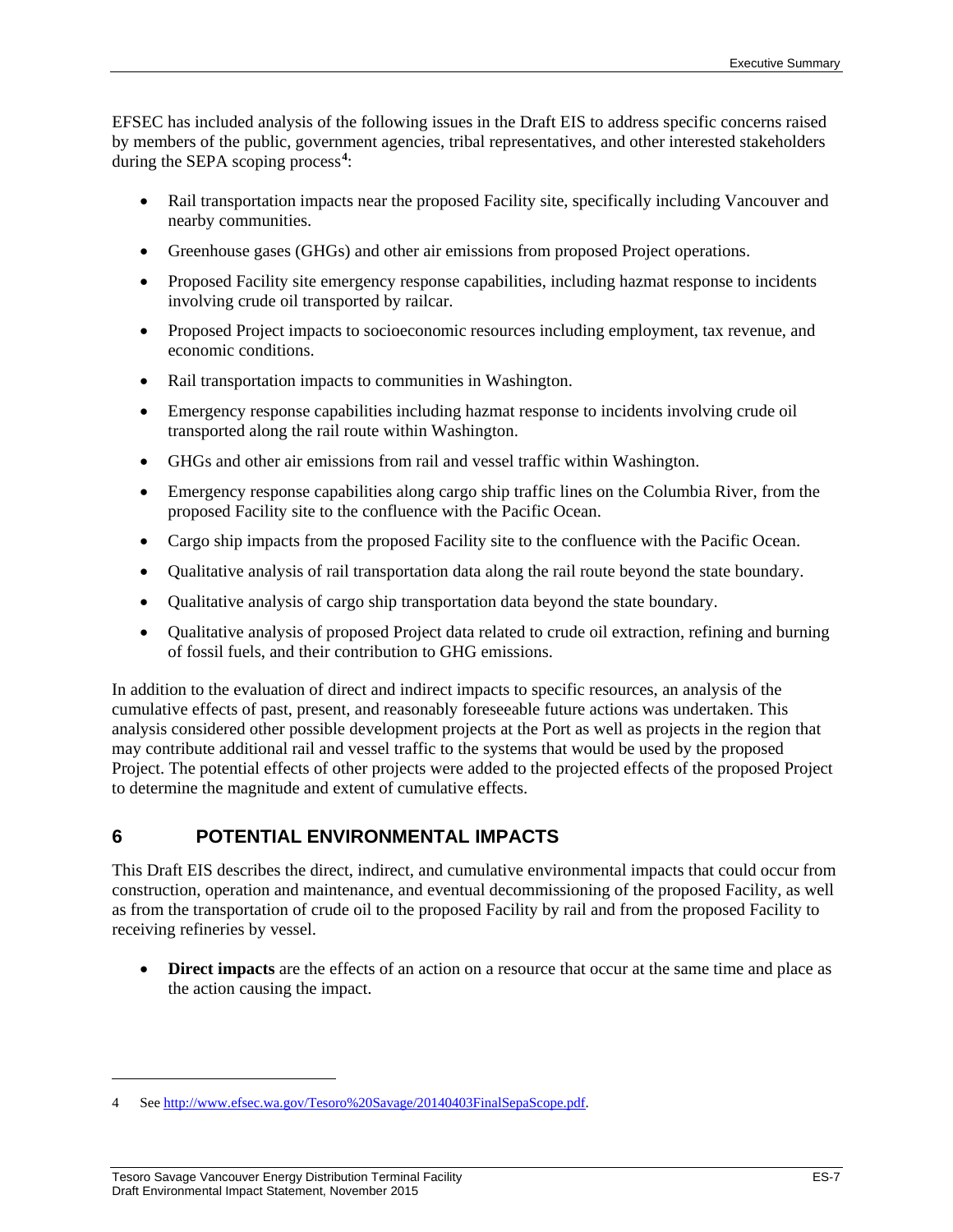EFSEC has included analysis of the following issues in the Draft EIS to address specific concerns raised by members of the public, government agencies, tribal representatives, and other interested stakeholders during the SEPA scoping process[4]:

- Rail transportation impacts near the proposed Facility site, specifically including Vancouver and nearby communities.
- Greenhouse gases (GHGs) and other air emissions from proposed Project operations.
- Proposed Facility site emergency response capabilities, including hazmat response to incidents involving crude oil transported by railcar.
- Proposed Project impacts to socioeconomic resources including employment, tax revenue, and economic conditions.
- Rail transportation impacts to communities in Washington.
- Emergency response capabilities including hazmat response to incidents involving crude oil transported along the rail route within Washington.
- GHGs and other air emissions from rail and vessel traffic within Washington.
- Emergency response capabilities along cargo ship traffic lines on the Columbia River, from the proposed Facility site to the confluence with the Pacific Ocean.
- Cargo ship impacts from the proposed Facility site to the confluence with the Pacific Ocean.
- Qualitative analysis of rail transportation data along the rail route beyond the state boundary.
- Qualitative analysis of cargo ship transportation data beyond the state boundary.
- Qualitative analysis of proposed Project data related to crude oil extraction, refining and burning of fossil fuels, and their contribution to GHG emissions.

In addition to the evaluation of direct and indirect impacts to specific resources, an analysis of the cumulative effects of past, present, and reasonably foreseeable future actions was undertaken. This analysis considered other possible development projects at the Port as well as projects in the region that may contribute additional rail and vessel traffic to the systems that would be used by the proposed Project. The potential effects of other projects were added to the projected effects of the proposed Project to determine the magnitude and extent of cumulative effects.

## 6 POTENTIAL ENVIRONMENTAL IMPACTS

This Draft EIS describes the direct, indirect, and cumulative environmental impacts that could occur from construction, operation and maintenance, and eventual decommissioning of the proposed Facility, as well as from the transportation of crude oil to the proposed Facility by rail and from the proposed Facility to receiving refineries by vessel.

- **Direct impacts** are the effects of an action on a resource that occur at the same time and place as the action causing the impact.

---

4 See http://www.efsec.wa.gov/Tesoro%20Savage/20140403FinalSepaScope.pdf.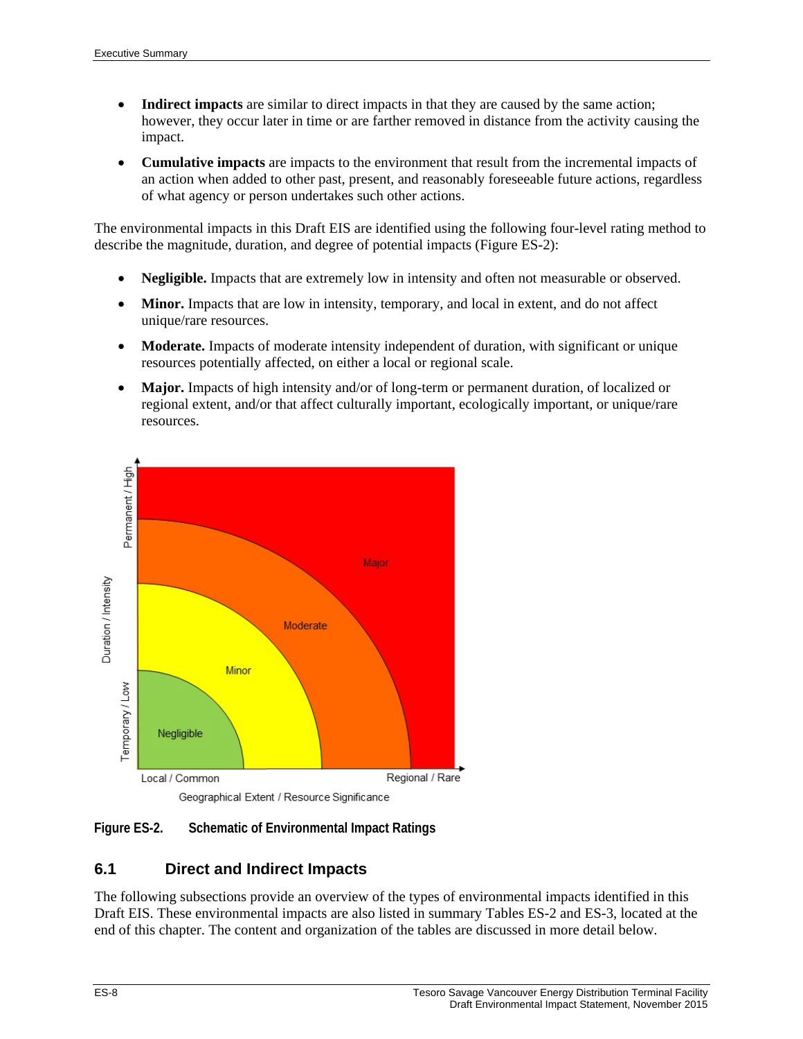- **Indirect impacts** are similar to direct impacts in that they are caused by the same action; however, they occur later in time or are farther removed in distance from the activity causing the impact.
- **Cumulative impacts** are impacts to the environment that result from the incremental impacts of an action when added to other past, present, and reasonably foreseeable future actions, regardless of what agency or person undertakes such other actions.

The environmental impacts in this Draft EIS are identified using the following four-level rating method to describe the magnitude, duration, and degree of potential impacts (Figure ES-2):

- **Negligible.** Impacts that are extremely low in intensity and often not measurable or observed.
- **Minor.** Impacts that are low in intensity, temporary, and local in extent, and do not affect unique/rare resources.
- **Moderate.** Impacts of moderate intensity independent of duration, with significant or unique resources potentially affected, on either a local or regional scale.
- **Major.** Impacts of high intensity and/or of long-term or permanent duration, of localized or regional extent, and/or that affect culturally important, ecologically important, or unique/rare resources.

**Figure ES-2. Schematic of Environmental Impact Ratings**

## 6.1 Direct and Indirect Impacts

The following subsections provide an overview of the types of environmental impacts identified in this Draft EIS. These environmental impacts are also listed in summary Tables ES-2 and ES-3, located at the end of this chapter. The content and organization of the tables are discussed in more detail below.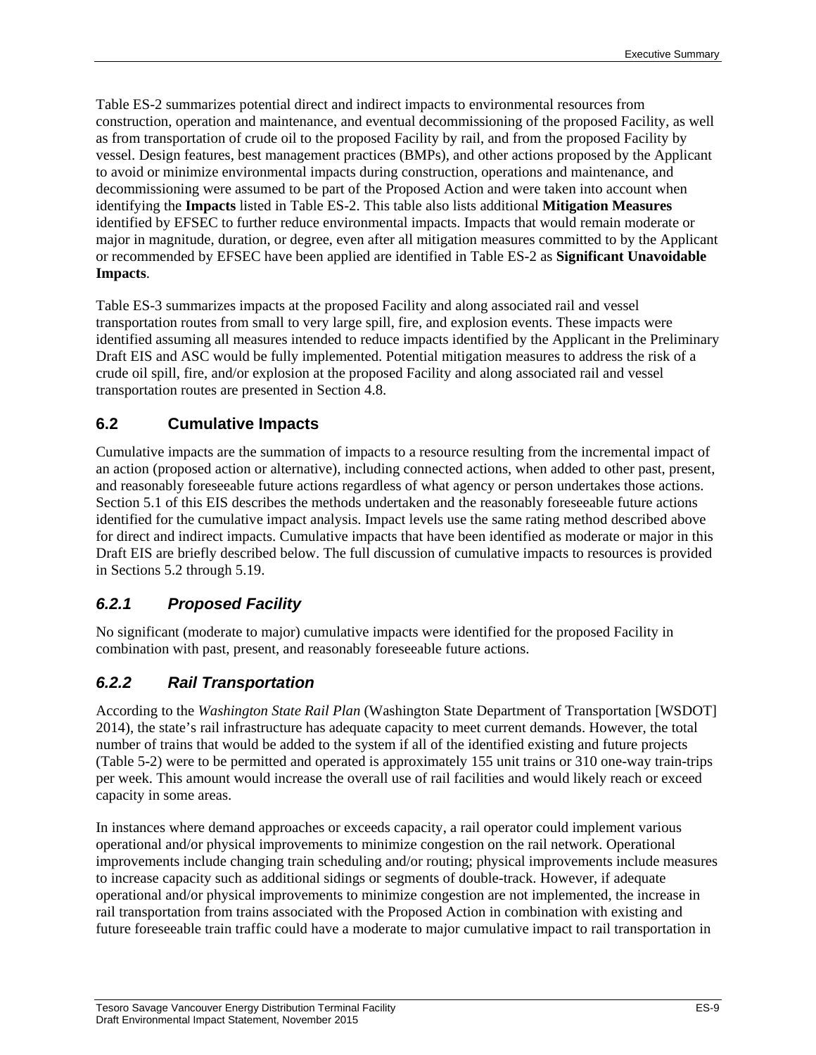Table ES-2 summarizes potential direct and indirect impacts to environmental resources from construction, operation and maintenance, and eventual decommissioning of the proposed Facility, as well as from transportation of crude oil to the proposed Facility by rail, and from the proposed Facility by vessel. Design features, best management practices (BMPs), and other actions proposed by the Applicant to avoid or minimize environmental impacts during construction, operations and maintenance, and decommissioning were assumed to be part of the Proposed Action and were taken into account when identifying the **Impacts** listed in Table ES-2. This table also lists additional **Mitigation Measures** identified by EFSEC to further reduce environmental impacts. Impacts that would remain moderate or major in magnitude, duration, or degree, even after all mitigation measures committed to by the Applicant or recommended by EFSEC have been applied are identified in Table ES-2 as **Significant Unavoidable Impacts**.

Table ES-3 summarizes impacts at the proposed Facility and along associated rail and vessel transportation routes from small to very large spill, fire, and explosion events. These impacts were identified assuming all measures intended to reduce impacts identified by the Applicant in the Preliminary Draft EIS and ASC would be fully implemented. Potential mitigation measures to address the risk of a crude oil spill, fire, and/or explosion at the proposed Facility and along associated rail and vessel transportation routes are presented in Section 4.8.

## 6.2 Cumulative Impacts

Cumulative impacts are the summation of impacts to a resource resulting from the incremental impact of an action (proposed action or alternative), including connected actions, when added to other past, present, and reasonably foreseeable future actions regardless of what agency or person undertakes those actions. Section 5.1 of this EIS describes the methods undertaken and the reasonably foreseeable future actions identified for the cumulative impact analysis. Impact levels use the same rating method described above for direct and indirect impacts. Cumulative impacts that have been identified as moderate or major in this Draft EIS are briefly described below. The full discussion of cumulative impacts to resources is provided in Sections 5.2 through 5.19.

### *6.2.1 Proposed Facility*

No significant (moderate to major) cumulative impacts were identified for the proposed Facility in combination with past, present, and reasonably foreseeable future actions.

### *6.2.2 Rail Transportation*

According to the *Washington State Rail Plan* (Washington State Department of Transportation [WSDOT] 2014), the state's rail infrastructure has adequate capacity to meet current demands. However, the total number of trains that would be added to the system if all of the identified existing and future projects (Table 5-2) were to be permitted and operated is approximately 155 unit trains or 310 one-way train-trips per week. This amount would increase the overall use of rail facilities and would likely reach or exceed capacity in some areas.

In instances where demand approaches or exceeds capacity, a rail operator could implement various operational and/or physical improvements to minimize congestion on the rail network. Operational improvements include changing train scheduling and/or routing; physical improvements include measures to increase capacity such as additional sidings or segments of double-track. However, if adequate operational and/or physical improvements to minimize congestion are not implemented, the increase in rail transportation from trains associated with the Proposed Action in combination with existing and future foreseeable train traffic could have a moderate to major cumulative impact to rail transportation in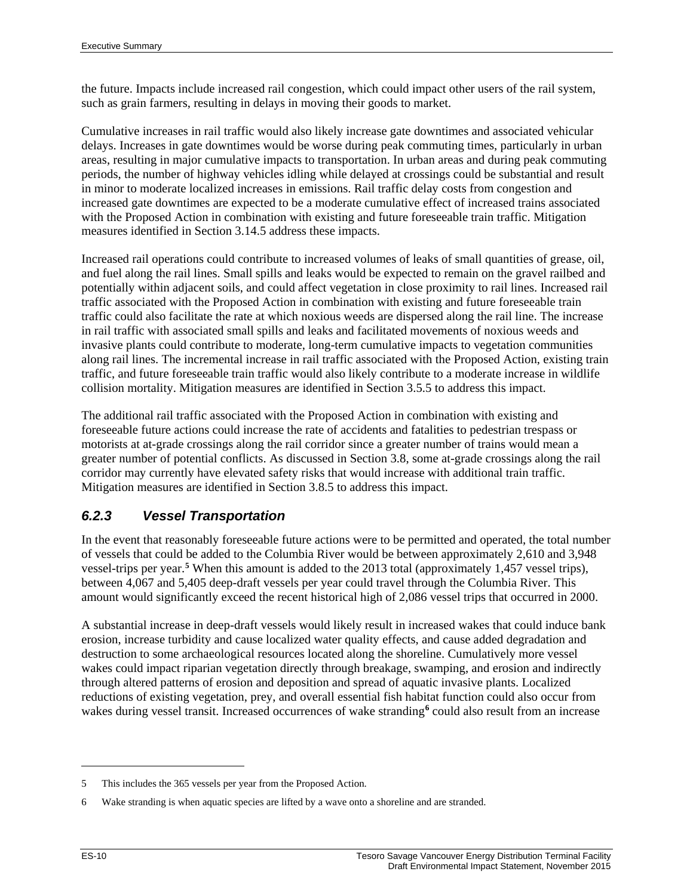the future. Impacts include increased rail congestion, which could impact other users of the rail system, such as grain farmers, resulting in delays in moving their goods to market.

Cumulative increases in rail traffic would also likely increase gate downtimes and associated vehicular delays. Increases in gate downtimes would be worse during peak commuting times, particularly in urban areas, resulting in major cumulative impacts to transportation. In urban areas and during peak commuting periods, the number of highway vehicles idling while delayed at crossings could be substantial and result in minor to moderate localized increases in emissions. Rail traffic delay costs from congestion and increased gate downtimes are expected to be a moderate cumulative effect of increased trains associated with the Proposed Action in combination with existing and future foreseeable train traffic. Mitigation measures identified in Section 3.14.5 address these impacts.

Increased rail operations could contribute to increased volumes of leaks of small quantities of grease, oil, and fuel along the rail lines. Small spills and leaks would be expected to remain on the gravel railbed and potentially within adjacent soils, and could affect vegetation in close proximity to rail lines. Increased rail traffic associated with the Proposed Action in combination with existing and future foreseeable train traffic could also facilitate the rate at which noxious weeds are dispersed along the rail line. The increase in rail traffic with associated small spills and leaks and facilitated movements of noxious weeds and invasive plants could contribute to moderate, long-term cumulative impacts to vegetation communities along rail lines. The incremental increase in rail traffic associated with the Proposed Action, existing train traffic, and future foreseeable train traffic would also likely contribute to a moderate increase in wildlife collision mortality. Mitigation measures are identified in Section 3.5.5 to address this impact.

The additional rail traffic associated with the Proposed Action in combination with existing and foreseeable future actions could increase the rate of accidents and fatalities to pedestrian trespass or motorists at at-grade crossings along the rail corridor since a greater number of trains would mean a greater number of potential conflicts. As discussed in Section 3.8, some at-grade crossings along the rail corridor may currently have elevated safety risks that would increase with additional train traffic. Mitigation measures are identified in Section 3.8.5 to address this impact.

### *6.2.3 Vessel Transportation*

In the event that reasonably foreseeable future actions were to be permitted and operated, the total number of vessels that could be added to the Columbia River would be between approximately 2,610 and 3,948 vessel-trips per year.[5] When this amount is added to the 2013 total (approximately 1,457 vessel trips), between 4,067 and 5,405 deep-draft vessels per year could travel through the Columbia River. This amount would significantly exceed the recent historical high of 2,086 vessel trips that occurred in 2000.

A substantial increase in deep-draft vessels would likely result in increased wakes that could induce bank erosion, increase turbidity and cause localized water quality effects, and cause added degradation and destruction to some archaeological resources located along the shoreline. Cumulatively more vessel wakes could impact riparian vegetation directly through breakage, swamping, and erosion and indirectly through altered patterns of erosion and deposition and spread of aquatic invasive plants. Localized reductions of existing vegetation, prey, and overall essential fish habitat function could also occur from wakes during vessel transit. Increased occurrences of wake stranding[6] could also result from an increase

5 This includes the 365 vessels per year from the Proposed Action.

6 Wake stranding is when aquatic species are lifted by a wave onto a shoreline and are stranded.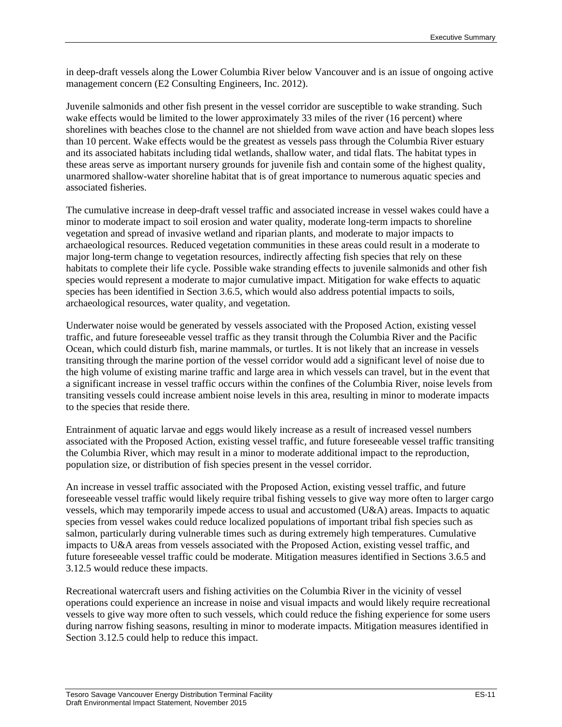in deep-draft vessels along the Lower Columbia River below Vancouver and is an issue of ongoing active management concern (E2 Consulting Engineers, Inc. 2012).

Juvenile salmonids and other fish present in the vessel corridor are susceptible to wake stranding. Such wake effects would be limited to the lower approximately 33 miles of the river (16 percent) where shorelines with beaches close to the channel are not shielded from wave action and have beach slopes less than 10 percent. Wake effects would be the greatest as vessels pass through the Columbia River estuary and its associated habitats including tidal wetlands, shallow water, and tidal flats. The habitat types in these areas serve as important nursery grounds for juvenile fish and contain some of the highest quality, unarmored shallow-water shoreline habitat that is of great importance to numerous aquatic species and associated fisheries.

The cumulative increase in deep-draft vessel traffic and associated increase in vessel wakes could have a minor to moderate impact to soil erosion and water quality, moderate long-term impacts to shoreline vegetation and spread of invasive wetland and riparian plants, and moderate to major impacts to archaeological resources. Reduced vegetation communities in these areas could result in a moderate to major long-term change to vegetation resources, indirectly affecting fish species that rely on these habitats to complete their life cycle. Possible wake stranding effects to juvenile salmonids and other fish species would represent a moderate to major cumulative impact. Mitigation for wake effects to aquatic species has been identified in Section 3.6.5, which would also address potential impacts to soils, archaeological resources, water quality, and vegetation.

Underwater noise would be generated by vessels associated with the Proposed Action, existing vessel traffic, and future foreseeable vessel traffic as they transit through the Columbia River and the Pacific Ocean, which could disturb fish, marine mammals, or turtles. It is not likely that an increase in vessels transiting through the marine portion of the vessel corridor would add a significant level of noise due to the high volume of existing marine traffic and large area in which vessels can travel, but in the event that a significant increase in vessel traffic occurs within the confines of the Columbia River, noise levels from transiting vessels could increase ambient noise levels in this area, resulting in minor to moderate impacts to the species that reside there.

Entrainment of aquatic larvae and eggs would likely increase as a result of increased vessel numbers associated with the Proposed Action, existing vessel traffic, and future foreseeable vessel traffic transiting the Columbia River, which may result in a minor to moderate additional impact to the reproduction, population size, or distribution of fish species present in the vessel corridor.

An increase in vessel traffic associated with the Proposed Action, existing vessel traffic, and future foreseeable vessel traffic would likely require tribal fishing vessels to give way more often to larger cargo vessels, which may temporarily impede access to usual and accustomed (U&A) areas. Impacts to aquatic species from vessel wakes could reduce localized populations of important tribal fish species such as salmon, particularly during vulnerable times such as during extremely high temperatures. Cumulative impacts to U&A areas from vessels associated with the Proposed Action, existing vessel traffic, and future foreseeable vessel traffic could be moderate. Mitigation measures identified in Sections 3.6.5 and 3.12.5 would reduce these impacts.

Recreational watercraft users and fishing activities on the Columbia River in the vicinity of vessel operations could experience an increase in noise and visual impacts and would likely require recreational vessels to give way more often to such vessels, which could reduce the fishing experience for some users during narrow fishing seasons, resulting in minor to moderate impacts. Mitigation measures identified in Section 3.12.5 could help to reduce this impact.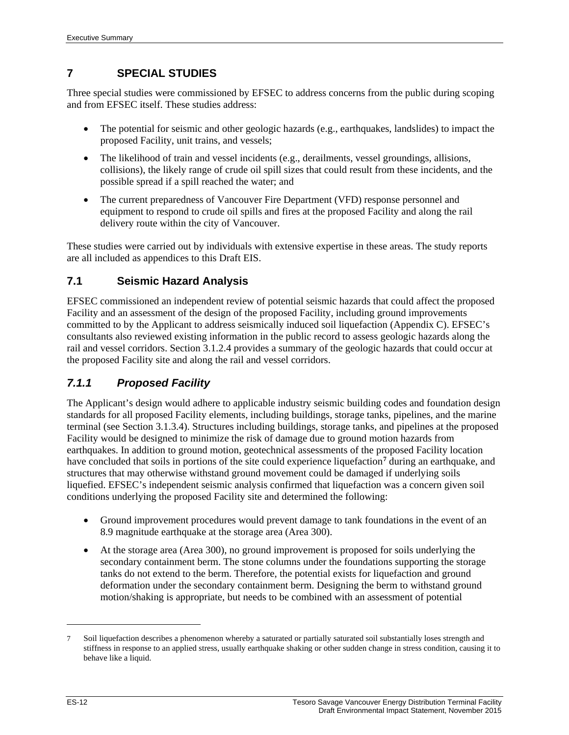# 7 SPECIAL STUDIES

Three special studies were commissioned by EFSEC to address concerns from the public during scoping and from EFSEC itself. These studies address:

- The potential for seismic and other geologic hazards (e.g., earthquakes, landslides) to impact the proposed Facility, unit trains, and vessels;
- The likelihood of train and vessel incidents (e.g., derailments, vessel groundings, allisions, collisions), the likely range of crude oil spill sizes that could result from these incidents, and the possible spread if a spill reached the water; and
- The current preparedness of Vancouver Fire Department (VFD) response personnel and equipment to respond to crude oil spills and fires at the proposed Facility and along the rail delivery route within the city of Vancouver.

These studies were carried out by individuals with extensive expertise in these areas. The study reports are all included as appendices to this Draft EIS.

## 7.1 Seismic Hazard Analysis

EFSEC commissioned an independent review of potential seismic hazards that could affect the proposed Facility and an assessment of the design of the proposed Facility, including ground improvements committed to by the Applicant to address seismically induced soil liquefaction (Appendix C). EFSEC's consultants also reviewed existing information in the public record to assess geologic hazards along the rail and vessel corridors. Section 3.1.2.4 provides a summary of the geologic hazards that could occur at the proposed Facility site and along the rail and vessel corridors.

### *7.1.1 Proposed Facility*

The Applicant's design would adhere to applicable industry seismic building codes and foundation design standards for all proposed Facility elements, including buildings, storage tanks, pipelines, and the marine terminal (see Section 3.1.3.4). Structures including buildings, storage tanks, and pipelines at the proposed Facility would be designed to minimize the risk of damage due to ground motion hazards from earthquakes. In addition to ground motion, geotechnical assessments of the proposed Facility location have concluded that soils in portions of the site could experience liquefaction[7] during an earthquake, and structures that may otherwise withstand ground movement could be damaged if underlying soils liquefied. EFSEC's independent seismic analysis confirmed that liquefaction was a concern given soil conditions underlying the proposed Facility site and determined the following:

- Ground improvement procedures would prevent damage to tank foundations in the event of an 8.9 magnitude earthquake at the storage area (Area 300).
- At the storage area (Area 300), no ground improvement is proposed for soils underlying the secondary containment berm. The stone columns under the foundations supporting the storage tanks do not extend to the berm. Therefore, the potential exists for liquefaction and ground deformation under the secondary containment berm. Designing the berm to withstand ground motion/shaking is appropriate, but needs to be combined with an assessment of potential

---

7 Soil liquefaction describes a phenomenon whereby a saturated or partially saturated soil substantially loses strength and stiffness in response to an applied stress, usually earthquake shaking or other sudden change in stress condition, causing it to behave like a liquid.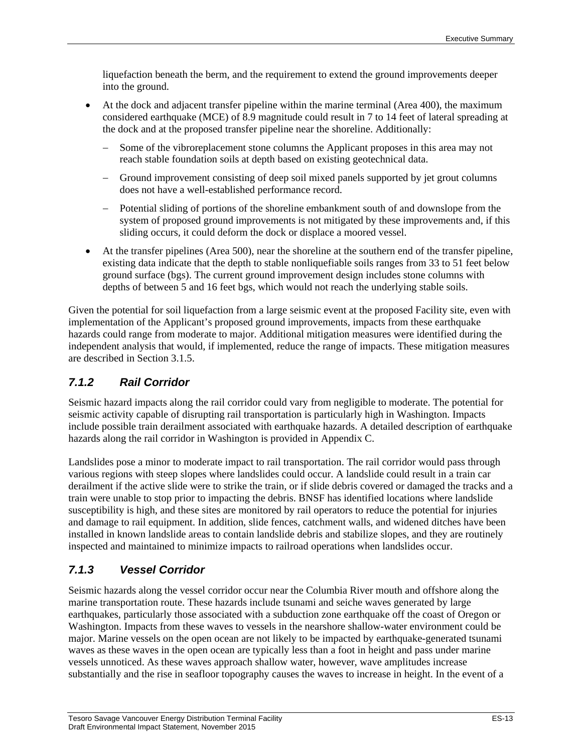liquefaction beneath the berm, and the requirement to extend the ground improvements deeper into the ground.

- At the dock and adjacent transfer pipeline within the marine terminal (Area 400), the maximum considered earthquake (MCE) of 8.9 magnitude could result in 7 to 14 feet of lateral spreading at the dock and at the proposed transfer pipeline near the shoreline. Additionally:
  - Some of the vibroreplacement stone columns the Applicant proposes in this area may not reach stable foundation soils at depth based on existing geotechnical data.
  - Ground improvement consisting of deep soil mixed panels supported by jet grout columns does not have a well-established performance record.
  - Potential sliding of portions of the shoreline embankment south of and downslope from the system of proposed ground improvements is not mitigated by these improvements and, if this sliding occurs, it could deform the dock or displace a moored vessel.
- At the transfer pipelines (Area 500), near the shoreline at the southern end of the transfer pipeline, existing data indicate that the depth to stable nonliquefiable soils ranges from 33 to 51 feet below ground surface (bgs). The current ground improvement design includes stone columns with depths of between 5 and 16 feet bgs, which would not reach the underlying stable soils.

Given the potential for soil liquefaction from a large seismic event at the proposed Facility site, even with implementation of the Applicant's proposed ground improvements, impacts from these earthquake hazards could range from moderate to major. Additional mitigation measures were identified during the independent analysis that would, if implemented, reduce the range of impacts. These mitigation measures are described in Section 3.1.5.

### *7.1.2 Rail Corridor*

Seismic hazard impacts along the rail corridor could vary from negligible to moderate. The potential for seismic activity capable of disrupting rail transportation is particularly high in Washington. Impacts include possible train derailment associated with earthquake hazards. A detailed description of earthquake hazards along the rail corridor in Washington is provided in Appendix C.

Landslides pose a minor to moderate impact to rail transportation. The rail corridor would pass through various regions with steep slopes where landslides could occur. A landslide could result in a train car derailment if the active slide were to strike the train, or if slide debris covered or damaged the tracks and a train were unable to stop prior to impacting the debris. BNSF has identified locations where landslide susceptibility is high, and these sites are monitored by rail operators to reduce the potential for injuries and damage to rail equipment. In addition, slide fences, catchment walls, and widened ditches have been installed in known landslide areas to contain landslide debris and stabilize slopes, and they are routinely inspected and maintained to minimize impacts to railroad operations when landslides occur.

### *7.1.3 Vessel Corridor*

Seismic hazards along the vessel corridor occur near the Columbia River mouth and offshore along the marine transportation route. These hazards include tsunami and seiche waves generated by large earthquakes, particularly those associated with a subduction zone earthquake off the coast of Oregon or Washington. Impacts from these waves to vessels in the nearshore shallow-water environment could be major. Marine vessels on the open ocean are not likely to be impacted by earthquake-generated tsunami waves as these waves in the open ocean are typically less than a foot in height and pass under marine vessels unnoticed. As these waves approach shallow water, however, wave amplitudes increase substantially and the rise in seafloor topography causes the waves to increase in height. In the event of a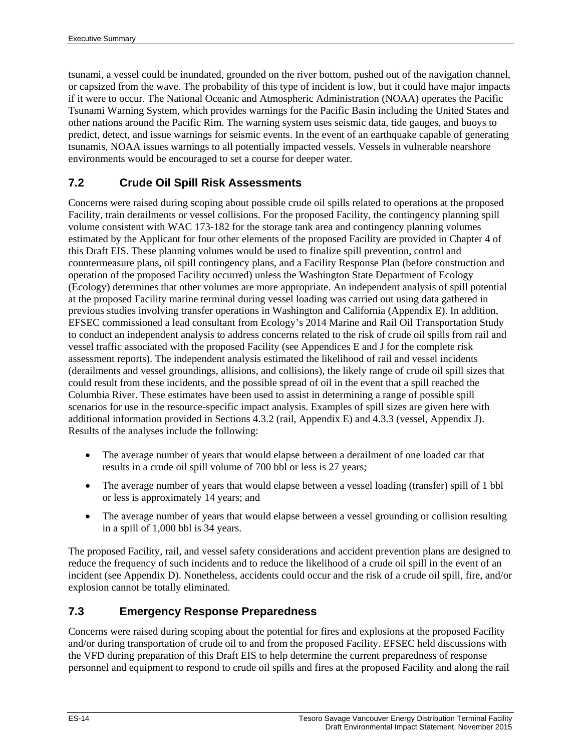tsunami, a vessel could be inundated, grounded on the river bottom, pushed out of the navigation channel, or capsized from the wave. The probability of this type of incident is low, but it could have major impacts if it were to occur. The National Oceanic and Atmospheric Administration (NOAA) operates the Pacific Tsunami Warning System, which provides warnings for the Pacific Basin including the United States and other nations around the Pacific Rim. The warning system uses seismic data, tide gauges, and buoys to predict, detect, and issue warnings for seismic events. In the event of an earthquake capable of generating tsunamis, NOAA issues warnings to all potentially impacted vessels. Vessels in vulnerable nearshore environments would be encouraged to set a course for deeper water.

## 7.2 Crude Oil Spill Risk Assessments

Concerns were raised during scoping about possible crude oil spills related to operations at the proposed Facility, train derailments or vessel collisions. For the proposed Facility, the contingency planning spill volume consistent with WAC 173-182 for the storage tank area and contingency planning volumes estimated by the Applicant for four other elements of the proposed Facility are provided in Chapter 4 of this Draft EIS. These planning volumes would be used to finalize spill prevention, control and countermeasure plans, oil spill contingency plans, and a Facility Response Plan (before construction and operation of the proposed Facility occurred) unless the Washington State Department of Ecology (Ecology) determines that other volumes are more appropriate. An independent analysis of spill potential at the proposed Facility marine terminal during vessel loading was carried out using data gathered in previous studies involving transfer operations in Washington and California (Appendix E). In addition, EFSEC commissioned a lead consultant from Ecology's 2014 Marine and Rail Oil Transportation Study to conduct an independent analysis to address concerns related to the risk of crude oil spills from rail and vessel traffic associated with the proposed Facility (see Appendices E and J for the complete risk assessment reports). The independent analysis estimated the likelihood of rail and vessel incidents (derailments and vessel groundings, allisions, and collisions), the likely range of crude oil spill sizes that could result from these incidents, and the possible spread of oil in the event that a spill reached the Columbia River. These estimates have been used to assist in determining a range of possible spill scenarios for use in the resource-specific impact analysis. Examples of spill sizes are given here with additional information provided in Sections 4.3.2 (rail, Appendix E) and 4.3.3 (vessel, Appendix J). Results of the analyses include the following:

- The average number of years that would elapse between a derailment of one loaded car that results in a crude oil spill volume of 700 bbl or less is 27 years;
- The average number of years that would elapse between a vessel loading (transfer) spill of 1 bbl or less is approximately 14 years; and
- The average number of years that would elapse between a vessel grounding or collision resulting in a spill of 1,000 bbl is 34 years.

The proposed Facility, rail, and vessel safety considerations and accident prevention plans are designed to reduce the frequency of such incidents and to reduce the likelihood of a crude oil spill in the event of an incident (see Appendix D). Nonetheless, accidents could occur and the risk of a crude oil spill, fire, and/or explosion cannot be totally eliminated.

## 7.3 Emergency Response Preparedness

Concerns were raised during scoping about the potential for fires and explosions at the proposed Facility and/or during transportation of crude oil to and from the proposed Facility. EFSEC held discussions with the VFD during preparation of this Draft EIS to help determine the current preparedness of response personnel and equipment to respond to crude oil spills and fires at the proposed Facility and along the rail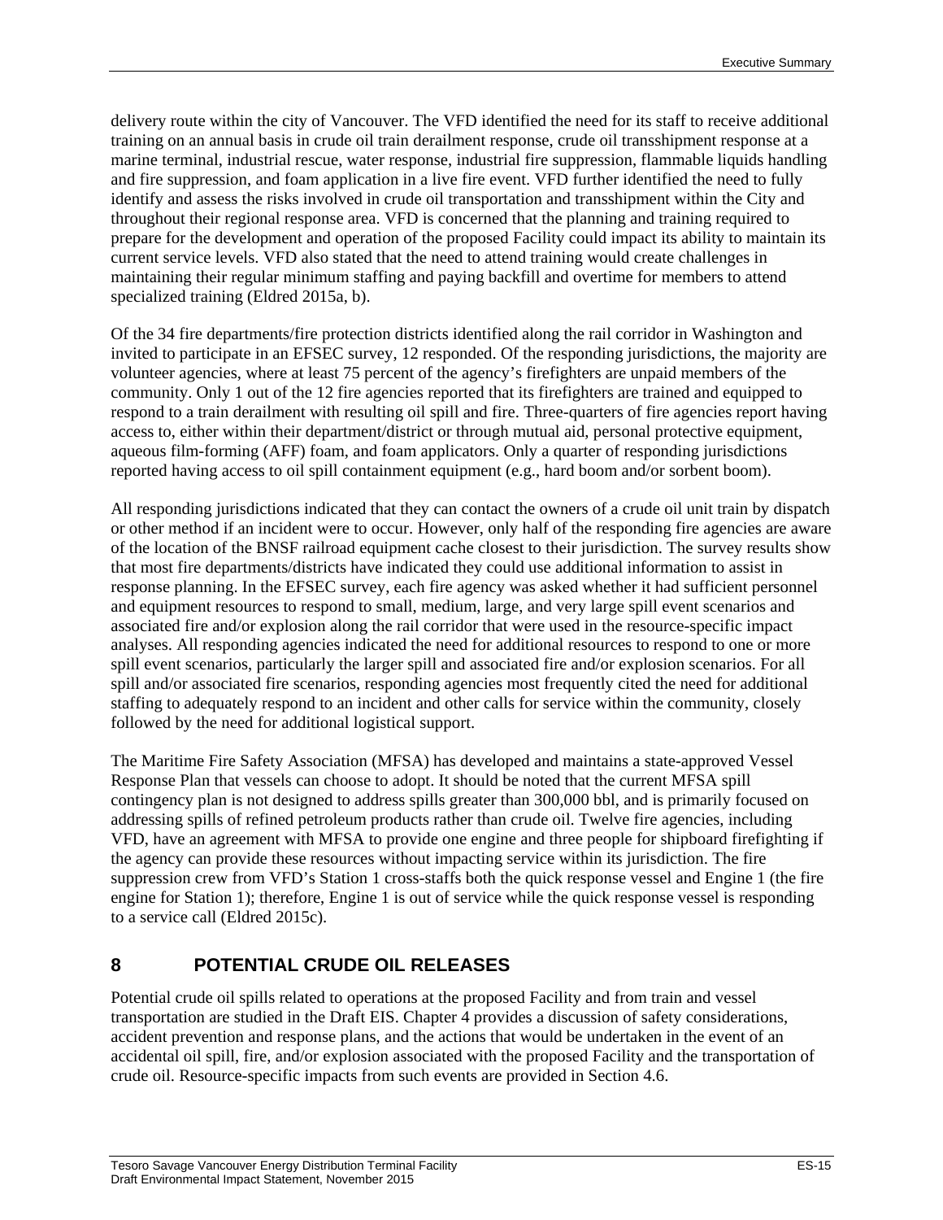delivery route within the city of Vancouver. The VFD identified the need for its staff to receive additional training on an annual basis in crude oil train derailment response, crude oil transshipment response at a marine terminal, industrial rescue, water response, industrial fire suppression, flammable liquids handling and fire suppression, and foam application in a live fire event. VFD further identified the need to fully identify and assess the risks involved in crude oil transportation and transshipment within the City and throughout their regional response area. VFD is concerned that the planning and training required to prepare for the development and operation of the proposed Facility could impact its ability to maintain its current service levels. VFD also stated that the need to attend training would create challenges in maintaining their regular minimum staffing and paying backfill and overtime for members to attend specialized training (Eldred 2015a, b).

Of the 34 fire departments/fire protection districts identified along the rail corridor in Washington and invited to participate in an EFSEC survey, 12 responded. Of the responding jurisdictions, the majority are volunteer agencies, where at least 75 percent of the agency's firefighters are unpaid members of the community. Only 1 out of the 12 fire agencies reported that its firefighters are trained and equipped to respond to a train derailment with resulting oil spill and fire. Three-quarters of fire agencies report having access to, either within their department/district or through mutual aid, personal protective equipment, aqueous film-forming (AFF) foam, and foam applicators. Only a quarter of responding jurisdictions reported having access to oil spill containment equipment (e.g., hard boom and/or sorbent boom).

All responding jurisdictions indicated that they can contact the owners of a crude oil unit train by dispatch or other method if an incident were to occur. However, only half of the responding fire agencies are aware of the location of the BNSF railroad equipment cache closest to their jurisdiction. The survey results show that most fire departments/districts have indicated they could use additional information to assist in response planning. In the EFSEC survey, each fire agency was asked whether it had sufficient personnel and equipment resources to respond to small, medium, large, and very large spill event scenarios and associated fire and/or explosion along the rail corridor that were used in the resource-specific impact analyses. All responding agencies indicated the need for additional resources to respond to one or more spill event scenarios, particularly the larger spill and associated fire and/or explosion scenarios. For all spill and/or associated fire scenarios, responding agencies most frequently cited the need for additional staffing to adequately respond to an incident and other calls for service within the community, closely followed by the need for additional logistical support.

The Maritime Fire Safety Association (MFSA) has developed and maintains a state-approved Vessel Response Plan that vessels can choose to adopt. It should be noted that the current MFSA spill contingency plan is not designed to address spills greater than 300,000 bbl, and is primarily focused on addressing spills of refined petroleum products rather than crude oil. Twelve fire agencies, including VFD, have an agreement with MFSA to provide one engine and three people for shipboard firefighting if the agency can provide these resources without impacting service within its jurisdiction. The fire suppression crew from VFD's Station 1 cross-staffs both the quick response vessel and Engine 1 (the fire engine for Station 1); therefore, Engine 1 is out of service while the quick response vessel is responding to a service call (Eldred 2015c).

## 8 POTENTIAL CRUDE OIL RELEASES

Potential crude oil spills related to operations at the proposed Facility and from train and vessel transportation are studied in the Draft EIS. Chapter 4 provides a discussion of safety considerations, accident prevention and response plans, and the actions that would be undertaken in the event of an accidental oil spill, fire, and/or explosion associated with the proposed Facility and the transportation of crude oil. Resource-specific impacts from such events are provided in Section 4.6.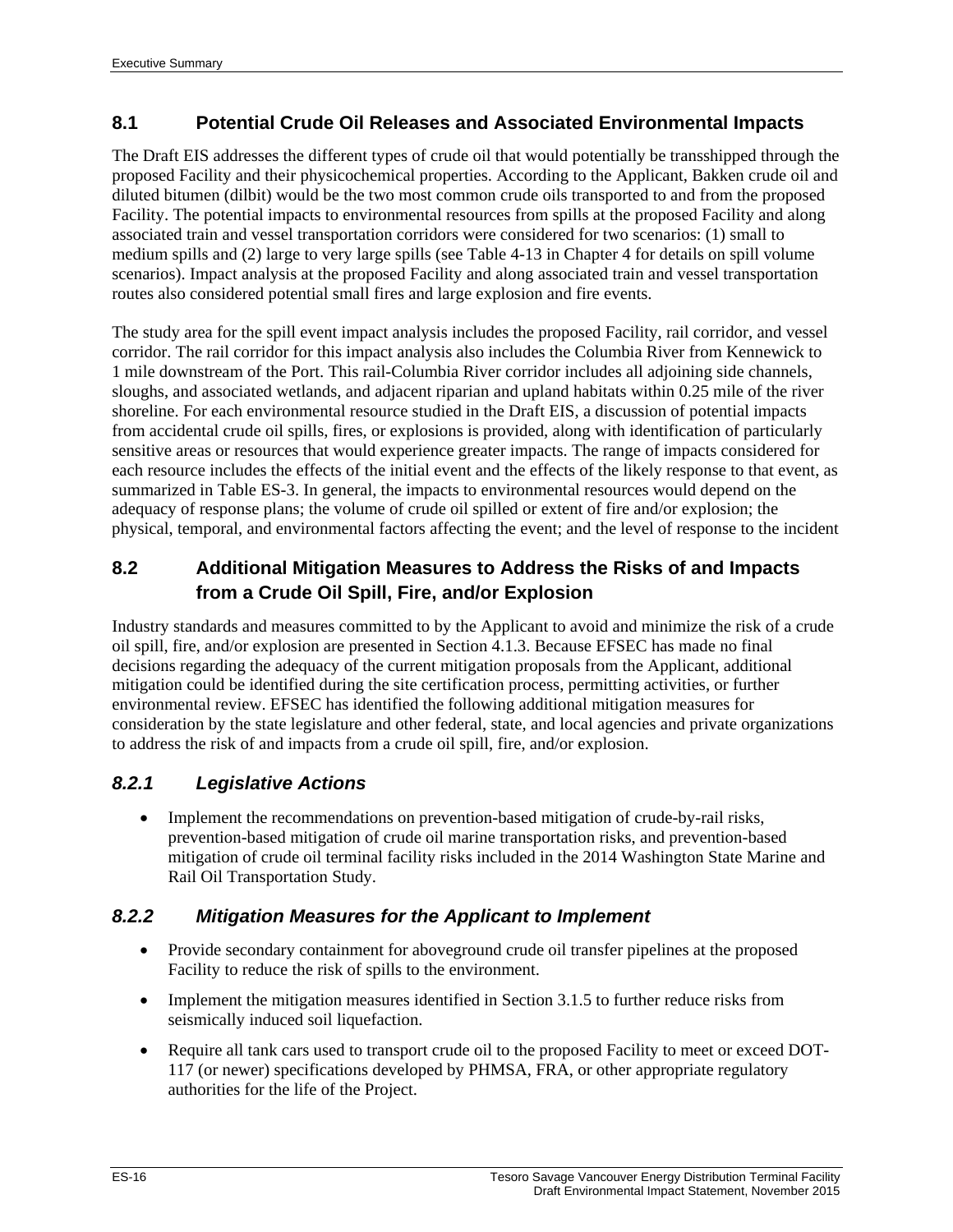## 8.1 Potential Crude Oil Releases and Associated Environmental Impacts

The Draft EIS addresses the different types of crude oil that would potentially be transshipped through the proposed Facility and their physicochemical properties. According to the Applicant, Bakken crude oil and diluted bitumen (dilbit) would be the two most common crude oils transported to and from the proposed Facility. The potential impacts to environmental resources from spills at the proposed Facility and along associated train and vessel transportation corridors were considered for two scenarios: (1) small to medium spills and (2) large to very large spills (see Table 4-13 in Chapter 4 for details on spill volume scenarios). Impact analysis at the proposed Facility and along associated train and vessel transportation routes also considered potential small fires and large explosion and fire events.

The study area for the spill event impact analysis includes the proposed Facility, rail corridor, and vessel corridor. The rail corridor for this impact analysis also includes the Columbia River from Kennewick to 1 mile downstream of the Port. This rail-Columbia River corridor includes all adjoining side channels, sloughs, and associated wetlands, and adjacent riparian and upland habitats within 0.25 mile of the river shoreline. For each environmental resource studied in the Draft EIS, a discussion of potential impacts from accidental crude oil spills, fires, or explosions is provided, along with identification of particularly sensitive areas or resources that would experience greater impacts. The range of impacts considered for each resource includes the effects of the initial event and the effects of the likely response to that event, as summarized in Table ES-3. In general, the impacts to environmental resources would depend on the adequacy of response plans; the volume of crude oil spilled or extent of fire and/or explosion; the physical, temporal, and environmental factors affecting the event; and the level of response to the incident

## 8.2 Additional Mitigation Measures to Address the Risks of and Impacts from a Crude Oil Spill, Fire, and/or Explosion

Industry standards and measures committed to by the Applicant to avoid and minimize the risk of a crude oil spill, fire, and/or explosion are presented in Section 4.1.3. Because EFSEC has made no final decisions regarding the adequacy of the current mitigation proposals from the Applicant, additional mitigation could be identified during the site certification process, permitting activities, or further environmental review. EFSEC has identified the following additional mitigation measures for consideration by the state legislature and other federal, state, and local agencies and private organizations to address the risk of and impacts from a crude oil spill, fire, and/or explosion.

### *8.2.1 Legislative Actions*

- Implement the recommendations on prevention-based mitigation of crude-by-rail risks, prevention-based mitigation of crude oil marine transportation risks, and prevention-based mitigation of crude oil terminal facility risks included in the 2014 Washington State Marine and Rail Oil Transportation Study.

### *8.2.2 Mitigation Measures for the Applicant to Implement*

- Provide secondary containment for aboveground crude oil transfer pipelines at the proposed Facility to reduce the risk of spills to the environment.
- Implement the mitigation measures identified in Section 3.1.5 to further reduce risks from seismically induced soil liquefaction.
- Require all tank cars used to transport crude oil to the proposed Facility to meet or exceed DOT-117 (or newer) specifications developed by PHMSA, FRA, or other appropriate regulatory authorities for the life of the Project.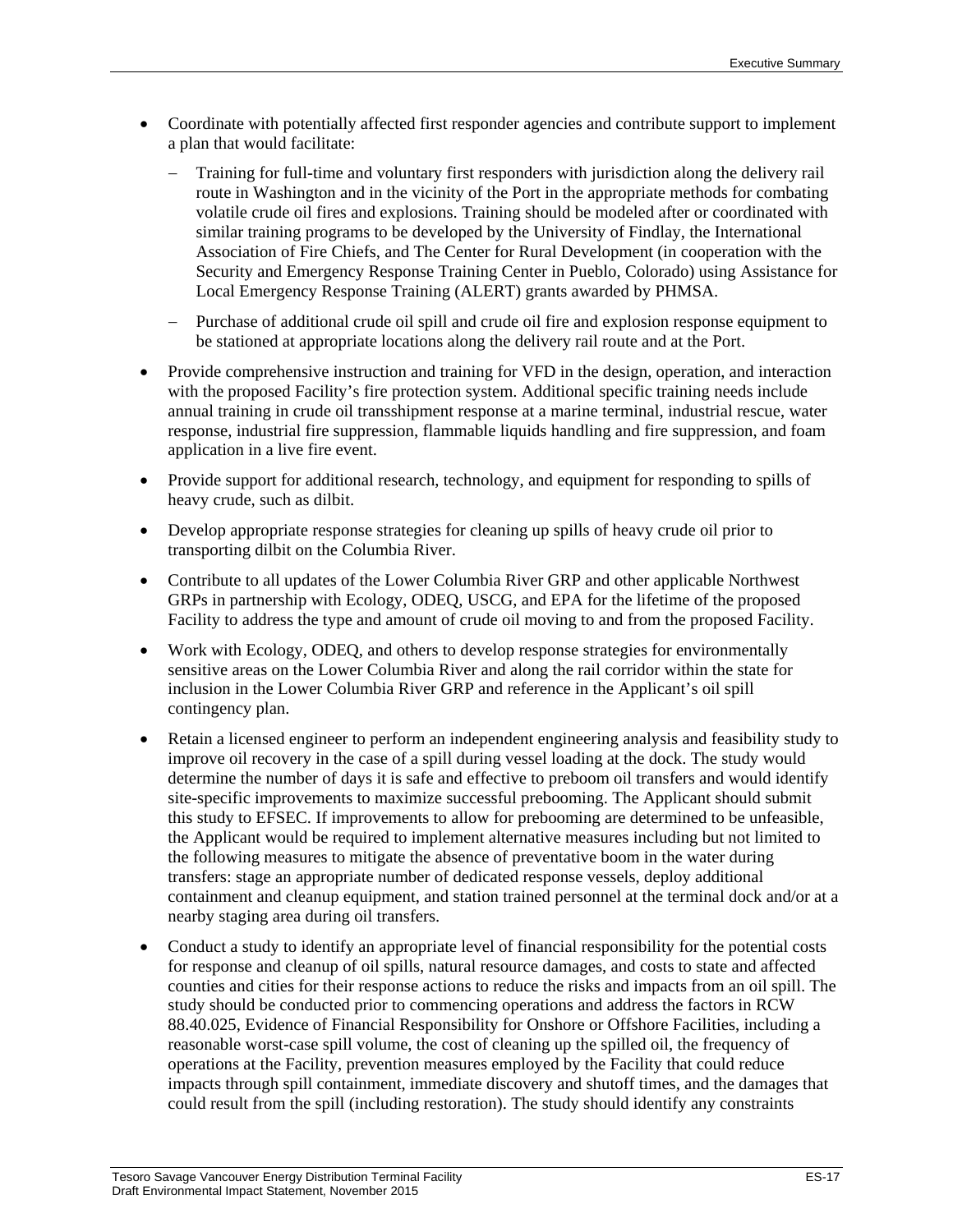- Coordinate with potentially affected first responder agencies and contribute support to implement a plan that would facilitate:
  - Training for full-time and voluntary first responders with jurisdiction along the delivery rail route in Washington and in the vicinity of the Port in the appropriate methods for combating volatile crude oil fires and explosions. Training should be modeled after or coordinated with similar training programs to be developed by the University of Findlay, the International Association of Fire Chiefs, and The Center for Rural Development (in cooperation with the Security and Emergency Response Training Center in Pueblo, Colorado) using Assistance for Local Emergency Response Training (ALERT) grants awarded by PHMSA.
  - Purchase of additional crude oil spill and crude oil fire and explosion response equipment to be stationed at appropriate locations along the delivery rail route and at the Port.
- Provide comprehensive instruction and training for VFD in the design, operation, and interaction with the proposed Facility's fire protection system. Additional specific training needs include annual training in crude oil transshipment response at a marine terminal, industrial rescue, water response, industrial fire suppression, flammable liquids handling and fire suppression, and foam application in a live fire event.
- Provide support for additional research, technology, and equipment for responding to spills of heavy crude, such as dilbit.
- Develop appropriate response strategies for cleaning up spills of heavy crude oil prior to transporting dilbit on the Columbia River.
- Contribute to all updates of the Lower Columbia River GRP and other applicable Northwest GRPs in partnership with Ecology, ODEQ, USCG, and EPA for the lifetime of the proposed Facility to address the type and amount of crude oil moving to and from the proposed Facility.
- Work with Ecology, ODEQ, and others to develop response strategies for environmentally sensitive areas on the Lower Columbia River and along the rail corridor within the state for inclusion in the Lower Columbia River GRP and reference in the Applicant's oil spill contingency plan.
- Retain a licensed engineer to perform an independent engineering analysis and feasibility study to improve oil recovery in the case of a spill during vessel loading at the dock. The study would determine the number of days it is safe and effective to preboom oil transfers and would identify site-specific improvements to maximize successful prebooming. The Applicant should submit this study to EFSEC. If improvements to allow for prebooming are determined to be unfeasible, the Applicant would be required to implement alternative measures including but not limited to the following measures to mitigate the absence of preventative boom in the water during transfers: stage an appropriate number of dedicated response vessels, deploy additional containment and cleanup equipment, and station trained personnel at the terminal dock and/or at a nearby staging area during oil transfers.
- Conduct a study to identify an appropriate level of financial responsibility for the potential costs for response and cleanup of oil spills, natural resource damages, and costs to state and affected counties and cities for their response actions to reduce the risks and impacts from an oil spill. The study should be conducted prior to commencing operations and address the factors in RCW 88.40.025, Evidence of Financial Responsibility for Onshore or Offshore Facilities, including a reasonable worst-case spill volume, the cost of cleaning up the spilled oil, the frequency of operations at the Facility, prevention measures employed by the Facility that could reduce impacts through spill containment, immediate discovery and shutoff times, and the damages that could result from the spill (including restoration). The study should identify any constraints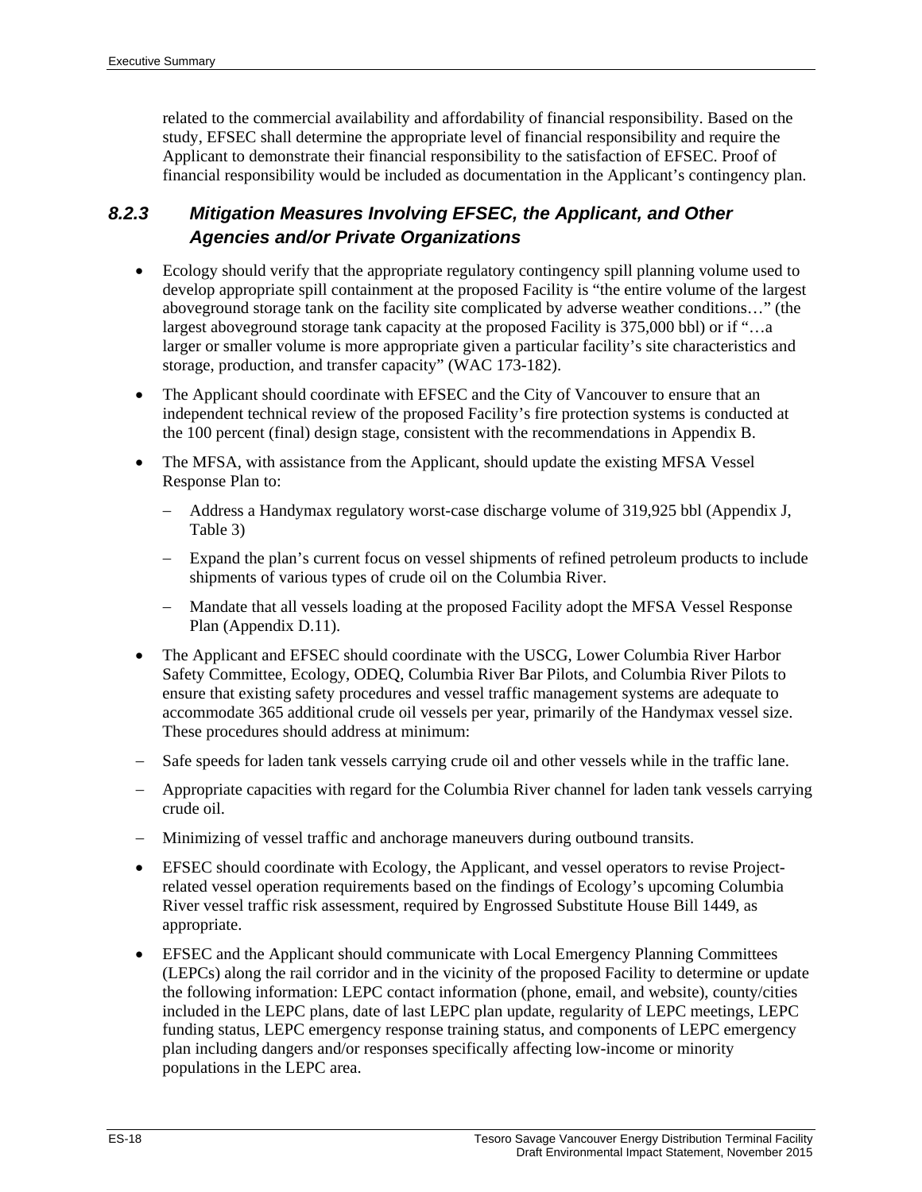related to the commercial availability and affordability of financial responsibility. Based on the study, EFSEC shall determine the appropriate level of financial responsibility and require the Applicant to demonstrate their financial responsibility to the satisfaction of EFSEC. Proof of financial responsibility would be included as documentation in the Applicant's contingency plan.

### *8.2.3 Mitigation Measures Involving EFSEC, the Applicant, and Other Agencies and/or Private Organizations*

- Ecology should verify that the appropriate regulatory contingency spill planning volume used to develop appropriate spill containment at the proposed Facility is "the entire volume of the largest aboveground storage tank on the facility site complicated by adverse weather conditions…" (the largest aboveground storage tank capacity at the proposed Facility is 375,000 bbl) or if "…a larger or smaller volume is more appropriate given a particular facility's site characteristics and storage, production, and transfer capacity" (WAC 173-182).
- The Applicant should coordinate with EFSEC and the City of Vancouver to ensure that an independent technical review of the proposed Facility's fire protection systems is conducted at the 100 percent (final) design stage, consistent with the recommendations in Appendix B.
- The MFSA, with assistance from the Applicant, should update the existing MFSA Vessel Response Plan to:
  - Address a Handymax regulatory worst-case discharge volume of 319,925 bbl (Appendix J, Table 3)
  - Expand the plan's current focus on vessel shipments of refined petroleum products to include shipments of various types of crude oil on the Columbia River.
  - Mandate that all vessels loading at the proposed Facility adopt the MFSA Vessel Response Plan (Appendix D.11).
- The Applicant and EFSEC should coordinate with the USCG, Lower Columbia River Harbor Safety Committee, Ecology, ODEQ, Columbia River Bar Pilots, and Columbia River Pilots to ensure that existing safety procedures and vessel traffic management systems are adequate to accommodate 365 additional crude oil vessels per year, primarily of the Handymax vessel size. These procedures should address at minimum:
- Safe speeds for laden tank vessels carrying crude oil and other vessels while in the traffic lane.
- Appropriate capacities with regard for the Columbia River channel for laden tank vessels carrying crude oil.
- Minimizing of vessel traffic and anchorage maneuvers during outbound transits.
- EFSEC should coordinate with Ecology, the Applicant, and vessel operators to revise Project-related vessel operation requirements based on the findings of Ecology's upcoming Columbia River vessel traffic risk assessment, required by Engrossed Substitute House Bill 1449, as appropriate.
- EFSEC and the Applicant should communicate with Local Emergency Planning Committees (LEPCs) along the rail corridor and in the vicinity of the proposed Facility to determine or update the following information: LEPC contact information (phone, email, and website), county/cities included in the LEPC plans, date of last LEPC plan update, regularity of LEPC meetings, LEPC funding status, LEPC emergency response training status, and components of LEPC emergency plan including dangers and/or responses specifically affecting low-income or minority populations in the LEPC area.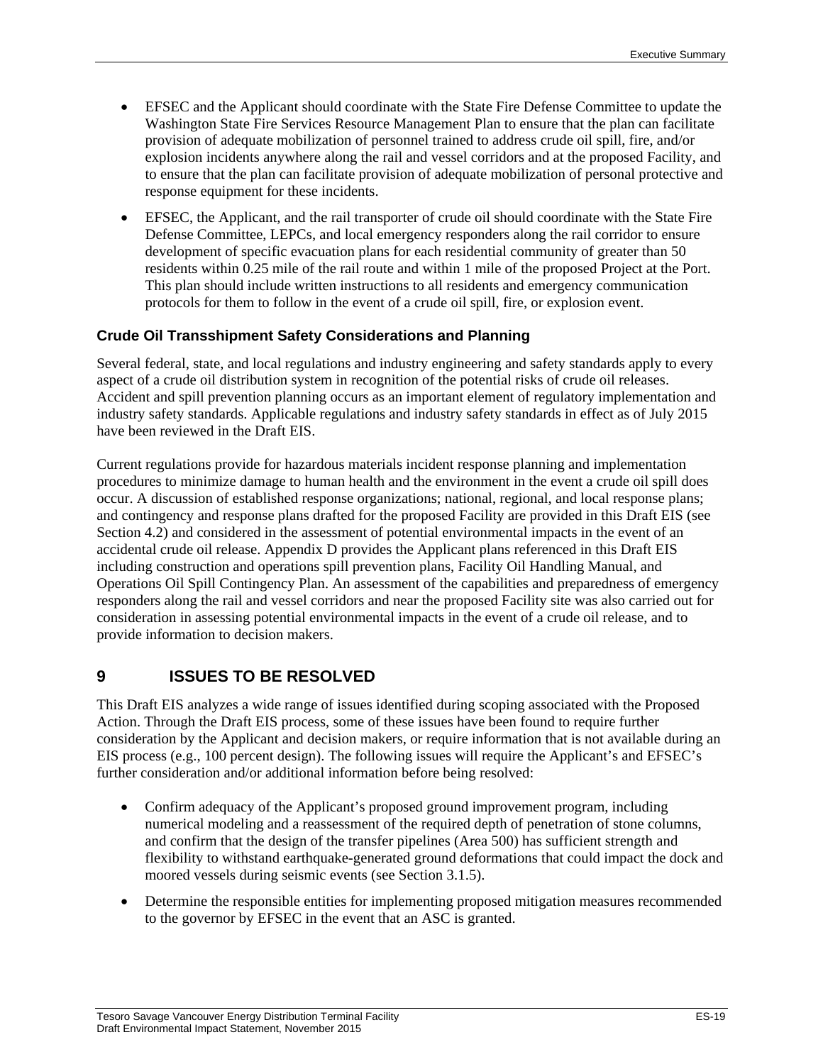- EFSEC and the Applicant should coordinate with the State Fire Defense Committee to update the Washington State Fire Services Resource Management Plan to ensure that the plan can facilitate provision of adequate mobilization of personnel trained to address crude oil spill, fire, and/or explosion incidents anywhere along the rail and vessel corridors and at the proposed Facility, and to ensure that the plan can facilitate provision of adequate mobilization of personal protective and response equipment for these incidents.
- EFSEC, the Applicant, and the rail transporter of crude oil should coordinate with the State Fire Defense Committee, LEPCs, and local emergency responders along the rail corridor to ensure development of specific evacuation plans for each residential community of greater than 50 residents within 0.25 mile of the rail route and within 1 mile of the proposed Project at the Port. This plan should include written instructions to all residents and emergency communication protocols for them to follow in the event of a crude oil spill, fire, or explosion event.

### Crude Oil Transshipment Safety Considerations and Planning

Several federal, state, and local regulations and industry engineering and safety standards apply to every aspect of a crude oil distribution system in recognition of the potential risks of crude oil releases. Accident and spill prevention planning occurs as an important element of regulatory implementation and industry safety standards. Applicable regulations and industry safety standards in effect as of July 2015 have been reviewed in the Draft EIS.

Current regulations provide for hazardous materials incident response planning and implementation procedures to minimize damage to human health and the environment in the event a crude oil spill does occur. A discussion of established response organizations; national, regional, and local response plans; and contingency and response plans drafted for the proposed Facility are provided in this Draft EIS (see Section 4.2) and considered in the assessment of potential environmental impacts in the event of an accidental crude oil release. Appendix D provides the Applicant plans referenced in this Draft EIS including construction and operations spill prevention plans, Facility Oil Handling Manual, and Operations Oil Spill Contingency Plan. An assessment of the capabilities and preparedness of emergency responders along the rail and vessel corridors and near the proposed Facility site was also carried out for consideration in assessing potential environmental impacts in the event of a crude oil release, and to provide information to decision makers.

## 9 ISSUES TO BE RESOLVED

This Draft EIS analyzes a wide range of issues identified during scoping associated with the Proposed Action. Through the Draft EIS process, some of these issues have been found to require further consideration by the Applicant and decision makers, or require information that is not available during an EIS process (e.g., 100 percent design). The following issues will require the Applicant's and EFSEC's further consideration and/or additional information before being resolved:

- Confirm adequacy of the Applicant's proposed ground improvement program, including numerical modeling and a reassessment of the required depth of penetration of stone columns, and confirm that the design of the transfer pipelines (Area 500) has sufficient strength and flexibility to withstand earthquake-generated ground deformations that could impact the dock and moored vessels during seismic events (see Section 3.1.5).
- Determine the responsible entities for implementing proposed mitigation measures recommended to the governor by EFSEC in the event that an ASC is granted.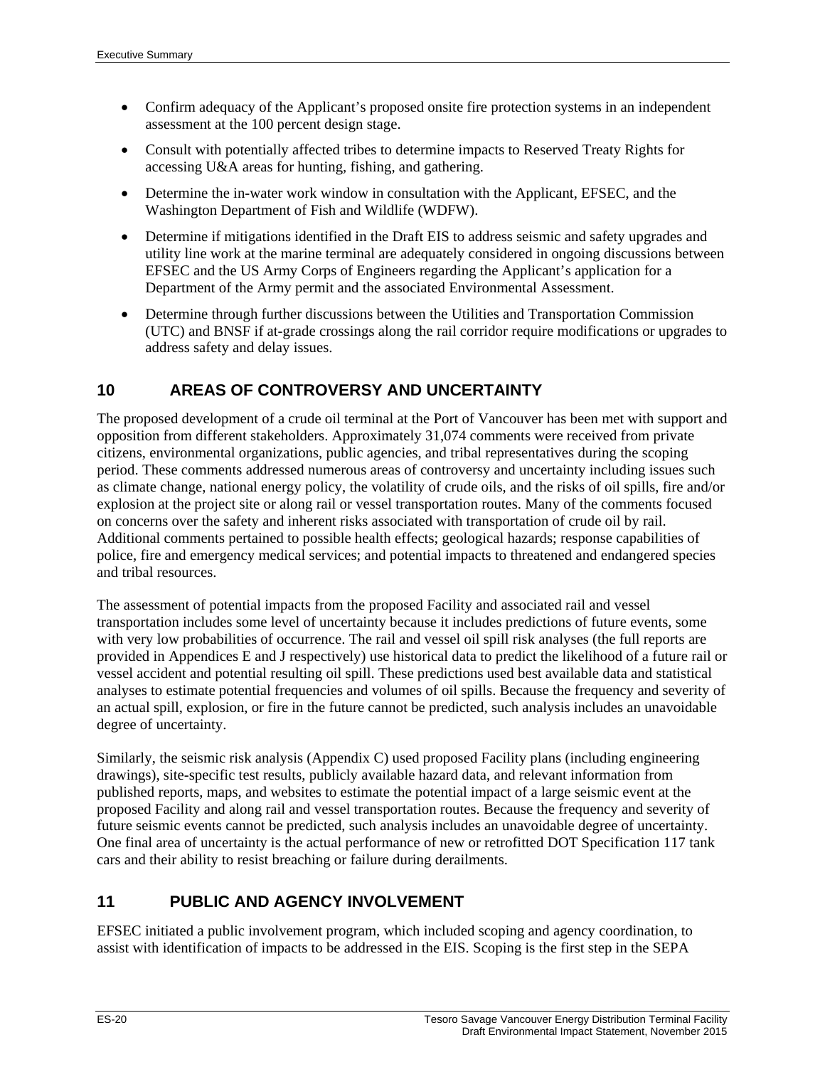- Confirm adequacy of the Applicant's proposed onsite fire protection systems in an independent assessment at the 100 percent design stage.
- Consult with potentially affected tribes to determine impacts to Reserved Treaty Rights for accessing U&A areas for hunting, fishing, and gathering.
- Determine the in-water work window in consultation with the Applicant, EFSEC, and the Washington Department of Fish and Wildlife (WDFW).
- Determine if mitigations identified in the Draft EIS to address seismic and safety upgrades and utility line work at the marine terminal are adequately considered in ongoing discussions between EFSEC and the US Army Corps of Engineers regarding the Applicant's application for a Department of the Army permit and the associated Environmental Assessment.
- Determine through further discussions between the Utilities and Transportation Commission (UTC) and BNSF if at-grade crossings along the rail corridor require modifications or upgrades to address safety and delay issues.

## 10 AREAS OF CONTROVERSY AND UNCERTAINTY

The proposed development of a crude oil terminal at the Port of Vancouver has been met with support and opposition from different stakeholders. Approximately 31,074 comments were received from private citizens, environmental organizations, public agencies, and tribal representatives during the scoping period. These comments addressed numerous areas of controversy and uncertainty including issues such as climate change, national energy policy, the volatility of crude oils, and the risks of oil spills, fire and/or explosion at the project site or along rail or vessel transportation routes. Many of the comments focused on concerns over the safety and inherent risks associated with transportation of crude oil by rail. Additional comments pertained to possible health effects; geological hazards; response capabilities of police, fire and emergency medical services; and potential impacts to threatened and endangered species and tribal resources.

The assessment of potential impacts from the proposed Facility and associated rail and vessel transportation includes some level of uncertainty because it includes predictions of future events, some with very low probabilities of occurrence. The rail and vessel oil spill risk analyses (the full reports are provided in Appendices E and J respectively) use historical data to predict the likelihood of a future rail or vessel accident and potential resulting oil spill. These predictions used best available data and statistical analyses to estimate potential frequencies and volumes of oil spills. Because the frequency and severity of an actual spill, explosion, or fire in the future cannot be predicted, such analysis includes an unavoidable degree of uncertainty.

Similarly, the seismic risk analysis (Appendix C) used proposed Facility plans (including engineering drawings), site-specific test results, publicly available hazard data, and relevant information from published reports, maps, and websites to estimate the potential impact of a large seismic event at the proposed Facility and along rail and vessel transportation routes. Because the frequency and severity of future seismic events cannot be predicted, such analysis includes an unavoidable degree of uncertainty. One final area of uncertainty is the actual performance of new or retrofitted DOT Specification 117 tank cars and their ability to resist breaching or failure during derailments.

## 11 PUBLIC AND AGENCY INVOLVEMENT

EFSEC initiated a public involvement program, which included scoping and agency coordination, to assist with identification of impacts to be addressed in the EIS. Scoping is the first step in the SEPA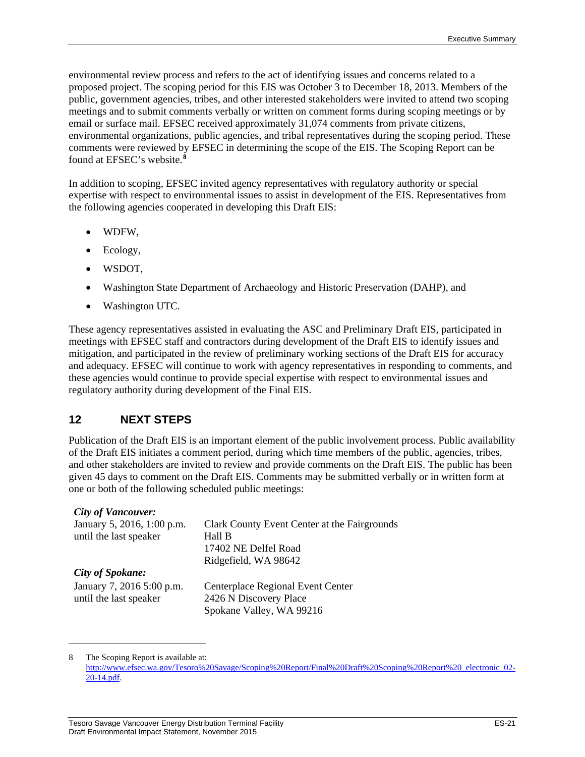environmental review process and refers to the act of identifying issues and concerns related to a proposed project. The scoping period for this EIS was October 3 to December 18, 2013. Members of the public, government agencies, tribes, and other interested stakeholders were invited to attend two scoping meetings and to submit comments verbally or written on comment forms during scoping meetings or by email or surface mail. EFSEC received approximately 31,074 comments from private citizens, environmental organizations, public agencies, and tribal representatives during the scoping period. These comments were reviewed by EFSEC in determining the scope of the EIS. The Scoping Report can be found at EFSEC's website.[8]

In addition to scoping, EFSEC invited agency representatives with regulatory authority or special expertise with respect to environmental issues to assist in development of the EIS. Representatives from the following agencies cooperated in developing this Draft EIS:

- WDFW,
- Ecology,
- WSDOT,
- Washington State Department of Archaeology and Historic Preservation (DAHP), and
- Washington UTC.

These agency representatives assisted in evaluating the ASC and Preliminary Draft EIS, participated in meetings with EFSEC staff and contractors during development of the Draft EIS to identify issues and mitigation, and participated in the review of preliminary working sections of the Draft EIS for accuracy and adequacy. EFSEC will continue to work with agency representatives in responding to comments, and these agencies would continue to provide special expertise with respect to environmental issues and regulatory authority during development of the Final EIS.

## 12 NEXT STEPS

Publication of the Draft EIS is an important element of the public involvement process. Public availability of the Draft EIS initiates a comment period, during which time members of the public, agencies, tribes, and other stakeholders are invited to review and provide comments on the Draft EIS. The public has been given 45 days to comment on the Draft EIS. Comments may be submitted verbally or in written form at one or both of the following scheduled public meetings:

***City of Vancouver:***

January 5, 2016, 1:00 p.m. until the last speaker

Clark County Event Center at the Fairgrounds
Hall B
17402 NE Delfel Road
Ridgefield, WA 98642

***City of Spokane:***

January 7, 2016 5:00 p.m. until the last speaker

Centerplace Regional Event Center
2426 N Discovery Place
Spokane Valley, WA 99216

---

8 The Scoping Report is available at: http://www.efsec.wa.gov/Tesoro%20Savage/Scoping%20Report/Final%20Draft%20Scoping%20Report%20_electronic_02-20-14.pdf.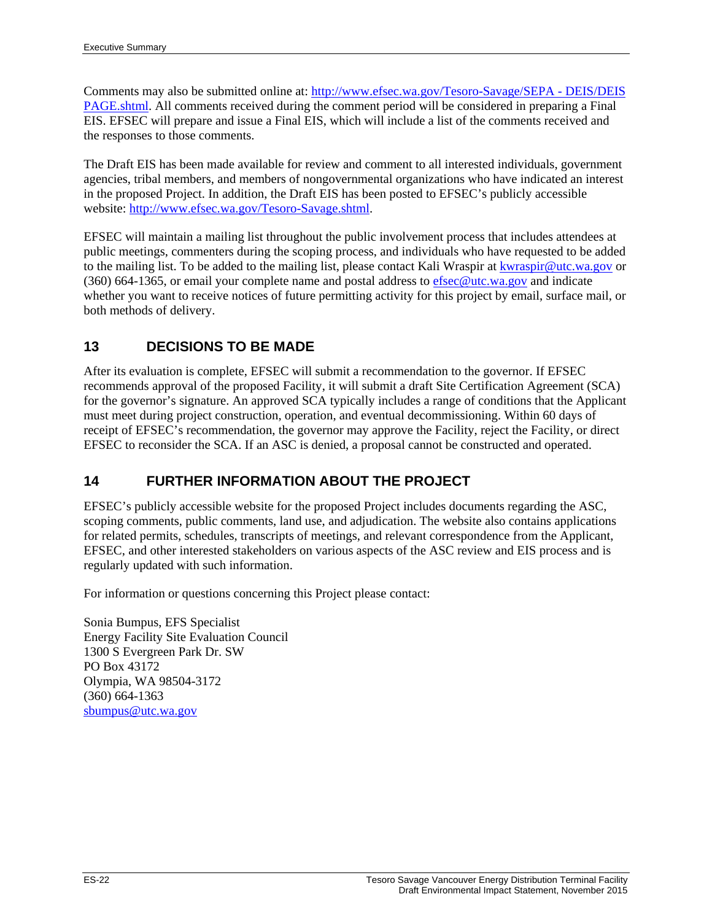Comments may also be submitted online at: http://www.efsec.wa.gov/Tesoro-Savage/SEPA - DEIS/DEIS PAGE.shtml. All comments received during the comment period will be considered in preparing a Final EIS. EFSEC will prepare and issue a Final EIS, which will include a list of the comments received and the responses to those comments.

The Draft EIS has been made available for review and comment to all interested individuals, government agencies, tribal members, and members of nongovernmental organizations who have indicated an interest in the proposed Project. In addition, the Draft EIS has been posted to EFSEC's publicly accessible website: http://www.efsec.wa.gov/Tesoro-Savage.shtml.

EFSEC will maintain a mailing list throughout the public involvement process that includes attendees at public meetings, commenters during the scoping process, and individuals who have requested to be added to the mailing list. To be added to the mailing list, please contact Kali Wraspir at kwraspir@utc.wa.gov or (360) 664-1365, or email your complete name and postal address to efsec@utc.wa.gov and indicate whether you want to receive notices of future permitting activity for this project by email, surface mail, or both methods of delivery.

## 13 DECISIONS TO BE MADE

After its evaluation is complete, EFSEC will submit a recommendation to the governor. If EFSEC recommends approval of the proposed Facility, it will submit a draft Site Certification Agreement (SCA) for the governor's signature. An approved SCA typically includes a range of conditions that the Applicant must meet during project construction, operation, and eventual decommissioning. Within 60 days of receipt of EFSEC's recommendation, the governor may approve the Facility, reject the Facility, or direct EFSEC to reconsider the SCA. If an ASC is denied, a proposal cannot be constructed and operated.

## 14 FURTHER INFORMATION ABOUT THE PROJECT

EFSEC's publicly accessible website for the proposed Project includes documents regarding the ASC, scoping comments, public comments, land use, and adjudication. The website also contains applications for related permits, schedules, transcripts of meetings, and relevant correspondence from the Applicant, EFSEC, and other interested stakeholders on various aspects of the ASC review and EIS process and is regularly updated with such information.

For information or questions concerning this Project please contact:

Sonia Bumpus, EFS Specialist
Energy Facility Site Evaluation Council
1300 S Evergreen Park Dr. SW
PO Box 43172
Olympia, WA 98504-3172
(360) 664-1363
sbumpus@utc.wa.gov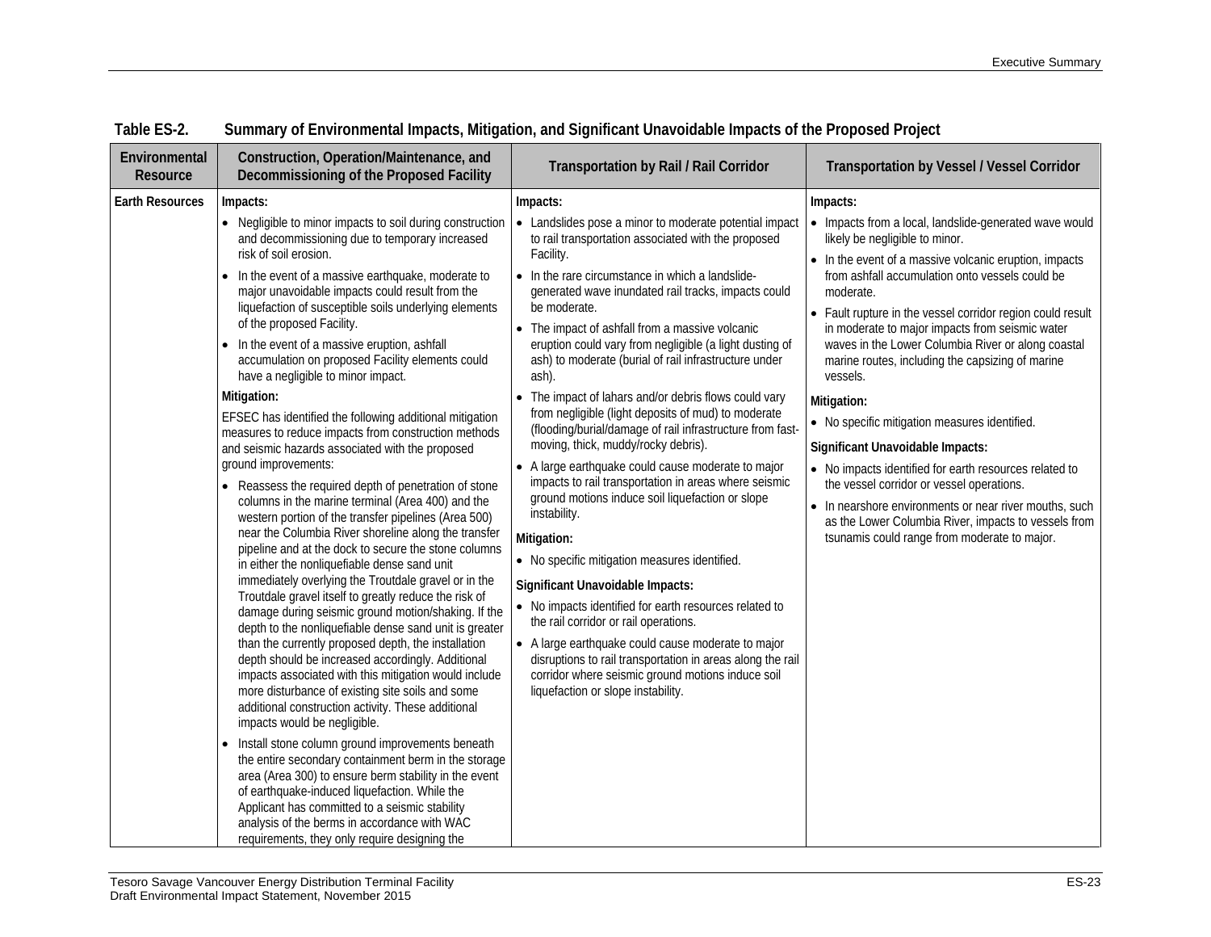**Table ES-2. Summary of Environmental Impacts, Mitigation, and Significant Unavoidable Impacts of the Proposed Project**

| Environmental Resource | Construction, Operation/Maintenance, and Decommissioning of the Proposed Facility | Transportation by Rail / Rail Corridor | Transportation by Vessel / Vessel Corridor |
|---|---|---|---|
| **Earth Resources** | **Impacts:**<br>• Negligible to minor impacts to soil during construction and decommissioning due to temporary increased risk of soil erosion.<br>• In the event of a massive earthquake, moderate to major unavoidable impacts could result from the liquefaction of susceptible soils underlying elements of the proposed Facility.<br>• In the event of a massive eruption, ashfall accumulation on proposed Facility elements could have a negligible to minor impact.<br>**Mitigation:**<br>EFSEC has identified the following additional mitigation measures to reduce impacts from construction methods and seismic hazards associated with the proposed ground improvements:<br>• Reassess the required depth of penetration of stone columns in the marine terminal (Area 400) and the western portion of the transfer pipelines (Area 500) near the Columbia River shoreline along the transfer pipeline and at the dock to secure the stone columns in either the nonliquefiable dense sand unit immediately overlying the Troutdale gravel or in the Troutdale gravel itself to greatly reduce the risk of damage during seismic ground motion/shaking. If the depth to the nonliquefiable dense sand unit is greater than the currently proposed depth, the installation depth should be increased accordingly. Additional impacts associated with this mitigation would include more disturbance of existing site soils and some additional construction activity. These additional impacts would be negligible.<br>• Install stone column ground improvements beneath the entire secondary containment berm in the storage area (Area 300) to ensure berm stability in the event of earthquake-induced liquefaction. While the Applicant has committed to a seismic stability analysis of the berms in accordance with WAC requirements, they only require designing the | **Impacts:**<br>• Landslides pose a minor to moderate potential impact to rail transportation associated with the proposed Facility.<br>• In the rare circumstance in which a landslide-generated wave inundated rail tracks, impacts could be moderate.<br>• The impact of ashfall from a massive volcanic eruption could vary from negligible (a light dusting of ash) to moderate (burial of rail infrastructure under ash).<br>• The impact of lahars and/or debris flows could vary from negligible (light deposits of mud) to moderate (flooding/burial/damage of rail infrastructure from fast-moving, thick, muddy/rocky debris).<br>• A large earthquake could cause moderate to major impacts to rail transportation in areas where seismic ground motions induce soil liquefaction or slope instability.<br>**Mitigation:**<br>• No specific mitigation measures identified.<br>**Significant Unavoidable Impacts:**<br>• No impacts identified for earth resources related to the rail corridor or rail operations.<br>• A large earthquake could cause moderate to major disruptions to rail transportation in areas along the rail corridor where seismic ground motions induce soil liquefaction or slope instability. | **Impacts:**<br>• Impacts from a local, landslide-generated wave would likely be negligible to minor.<br>• In the event of a massive volcanic eruption, impacts from ashfall accumulation onto vessels could be moderate.<br>• Fault rupture in the vessel corridor region could result in moderate to major impacts from seismic water waves in the Lower Columbia River or along coastal marine routes, including the capsizing of marine vessels.<br>**Mitigation:**<br>• No specific mitigation measures identified.<br>**Significant Unavoidable Impacts:**<br>• No impacts identified for earth resources related to the vessel corridor or vessel operations.<br>• In nearshore environments or near river mouths, such as the Lower Columbia River, impacts to vessels from tsunamis could range from moderate to major. |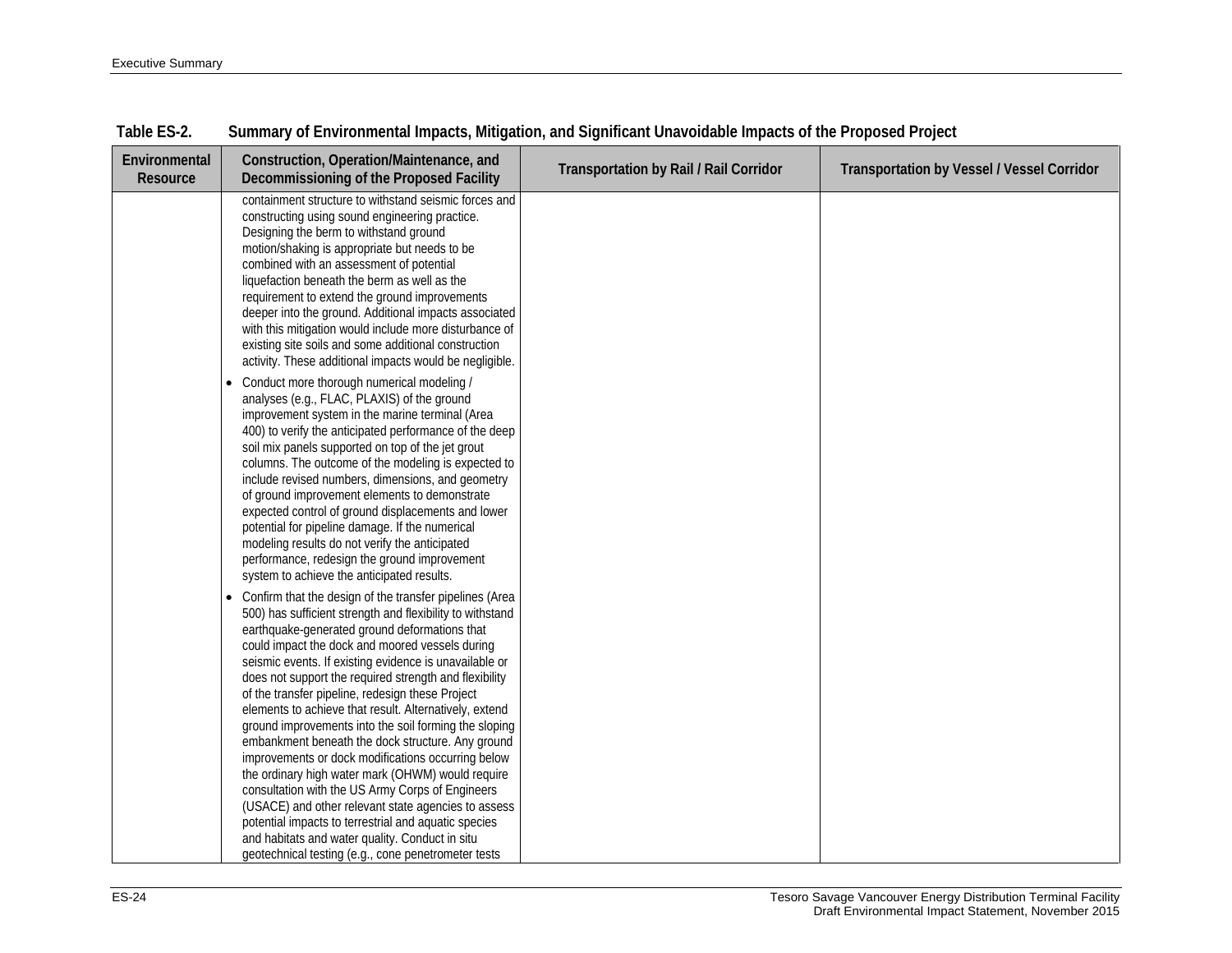Table ES-2. Summary of Environmental Impacts, Mitigation, and Significant Unavoidable Impacts of the Proposed Project

| Environmental Resource | Construction, Operation/Maintenance, and Decommissioning of the Proposed Facility | Transportation by Rail / Rail Corridor | Transportation by Vessel / Vessel Corridor |
|---|---|---|---|
| | containment structure to withstand seismic forces and constructing using sound engineering practice. Designing the berm to withstand ground motion/shaking is appropriate but needs to be combined with an assessment of potential liquefaction beneath the berm as well as the requirement to extend the ground improvements deeper into the ground. Additional impacts associated with this mitigation would include more disturbance of existing site soils and some additional construction activity. These additional impacts would be negligible.<br>• Conduct more thorough numerical modeling / analyses (e.g., FLAC, PLAXIS) of the ground improvement system in the marine terminal (Area 400) to verify the anticipated performance of the deep soil mix panels supported on top of the jet grout columns. The outcome of the modeling is expected to include revised numbers, dimensions, and geometry of ground improvement elements to demonstrate expected control of ground displacements and lower potential for pipeline damage. If the numerical modeling results do not verify the anticipated performance, redesign the ground improvement system to achieve the anticipated results.<br>• Confirm that the design of the transfer pipelines (Area 500) has sufficient strength and flexibility to withstand earthquake-generated ground deformations that could impact the dock and moored vessels during seismic events. If existing evidence is unavailable or does not support the required strength and flexibility of the transfer pipeline, redesign these Project elements to achieve that result. Alternatively, extend ground improvements into the soil forming the sloping embankment beneath the dock structure. Any ground improvements or dock modifications occurring below the ordinary high water mark (OHWM) would require consultation with the US Army Corps of Engineers (USACE) and other relevant state agencies to assess potential impacts to terrestrial and aquatic species and habitats and water quality. Conduct in situ geotechnical testing (e.g., cone penetrometer tests | | |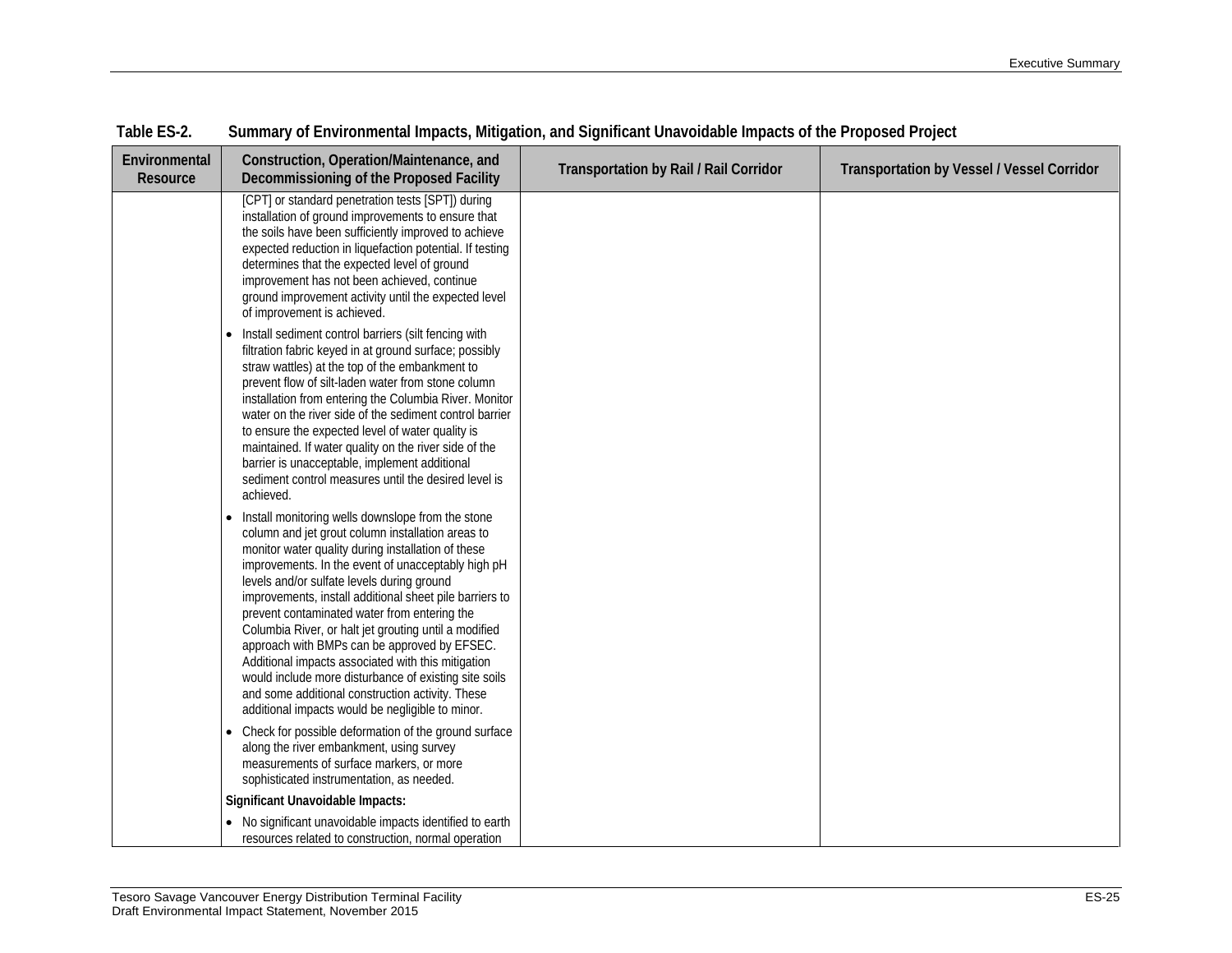**Table ES-2. Summary of Environmental Impacts, Mitigation, and Significant Unavoidable Impacts of the Proposed Project**

| Environmental Resource | Construction, Operation/Maintenance, and Decommissioning of the Proposed Facility | Transportation by Rail / Rail Corridor | Transportation by Vessel / Vessel Corridor |
|---|---|---|---|
| | [CPT] or standard penetration tests [SPT]) during installation of ground improvements to ensure that the soils have been sufficiently improved to achieve expected reduction in liquefaction potential. If testing determines that the expected level of ground improvement has not been achieved, continue ground improvement activity until the expected level of improvement is achieved.<br>• Install sediment control barriers (silt fencing with filtration fabric keyed in at ground surface; possibly straw wattles) at the top of the embankment to prevent flow of silt-laden water from stone column installation from entering the Columbia River. Monitor water on the river side of the sediment control barrier to ensure the expected level of water quality is maintained. If water quality on the river side of the barrier is unacceptable, implement additional sediment control measures until the desired level is achieved.<br>• Install monitoring wells downslope from the stone column and jet grout column installation areas to monitor water quality during installation of these improvements. In the event of unacceptably high pH levels and/or sulfate levels during ground improvements, install additional sheet pile barriers to prevent contaminated water from entering the Columbia River, or halt jet grouting until a modified approach with BMPs can be approved by EFSEC. Additional impacts associated with this mitigation would include more disturbance of existing site soils and some additional construction activity. These additional impacts would be negligible to minor.<br>• Check for possible deformation of the ground surface along the river embankment, using survey measurements of surface markers, or more sophisticated instrumentation, as needed.<br>**Significant Unavoidable Impacts:**<br>• No significant unavoidable impacts identified to earth resources related to construction, normal operation | | |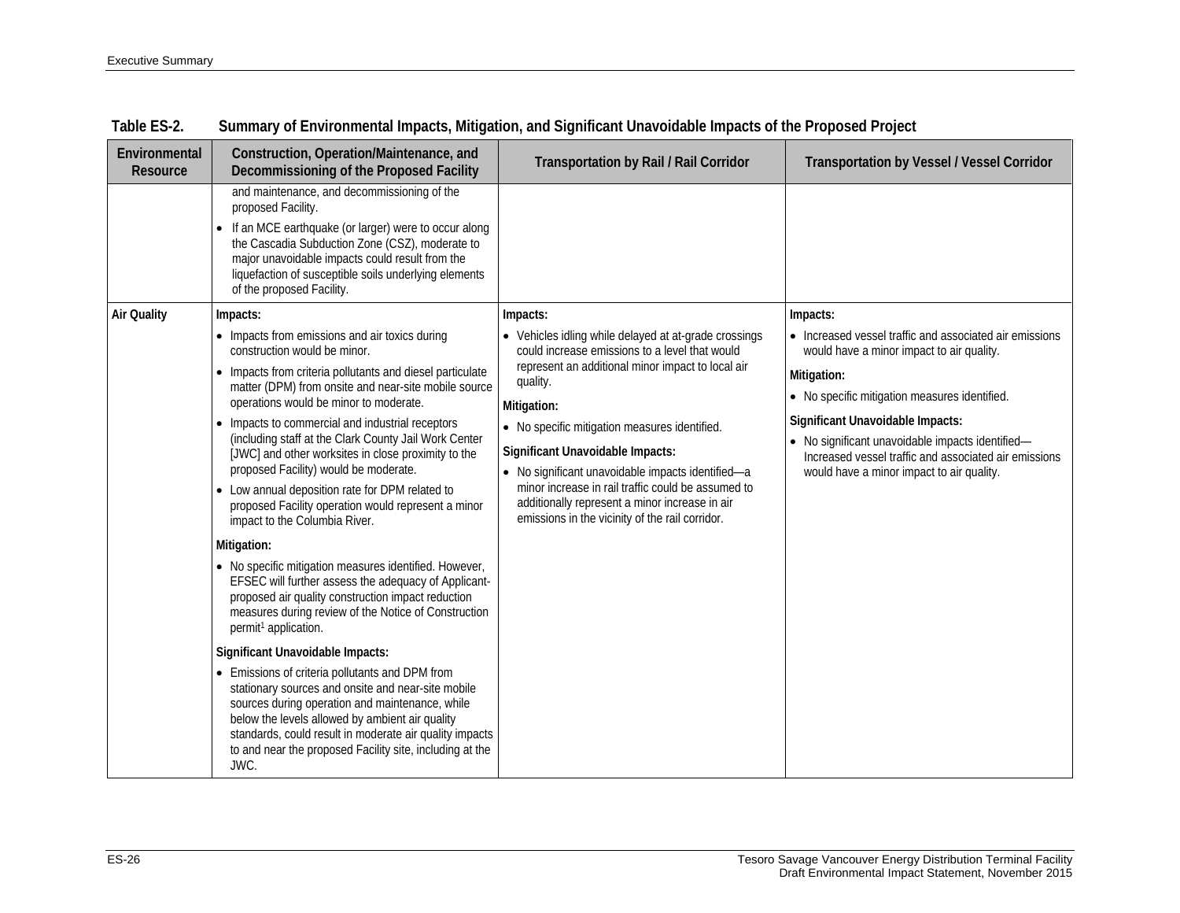Table ES-2. Summary of Environmental Impacts, Mitigation, and Significant Unavoidable Impacts of the Proposed Project

| Environmental Resource | Construction, Operation/Maintenance, and Decommissioning of the Proposed Facility | Transportation by Rail / Rail Corridor | Transportation by Vessel / Vessel Corridor |
|---|---|---|---|
| | and maintenance, and decommissioning of the proposed Facility.<br>• If an MCE earthquake (or larger) were to occur along the Cascadia Subduction Zone (CSZ), moderate to major unavoidable impacts could result from the liquefaction of susceptible soils underlying elements of the proposed Facility. | | |
| **Air Quality** | **Impacts:**<br>• Impacts from emissions and air toxics during construction would be minor.<br>• Impacts from criteria pollutants and diesel particulate matter (DPM) from onsite and near-site mobile source operations would be minor to moderate.<br>• Impacts to commercial and industrial receptors (including staff at the Clark County Jail Work Center [JWC] and other worksites in close proximity to the proposed Facility) would be moderate.<br>• Low annual deposition rate for DPM related to proposed Facility operation would represent a minor impact to the Columbia River.<br>**Mitigation:**<br>• No specific mitigation measures identified. However, EFSEC will further assess the adequacy of Applicant-proposed air quality construction impact reduction measures during review of the Notice of Construction permit[1] application.<br>**Significant Unavoidable Impacts:**<br>• Emissions of criteria pollutants and DPM from stationary sources and onsite and near-site mobile sources during operation and maintenance, while below the levels allowed by ambient air quality standards, could result in moderate air quality impacts to and near the proposed Facility site, including at the JWC. | **Impacts:**<br>• Vehicles idling while delayed at at-grade crossings could increase emissions to a level that would represent an additional minor impact to local air quality.<br>**Mitigation:**<br>• No specific mitigation measures identified.<br>**Significant Unavoidable Impacts:**<br>• No significant unavoidable impacts identified—a minor increase in rail traffic could be assumed to additionally represent a minor increase in air emissions in the vicinity of the rail corridor. | **Impacts:**<br>• Increased vessel traffic and associated air emissions would have a minor impact to air quality.<br>**Mitigation:**<br>• No specific mitigation measures identified.<br>**Significant Unavoidable Impacts:**<br>• No significant unavoidable impacts identified—Increased vessel traffic and associated air emissions would have a minor impact to air quality. |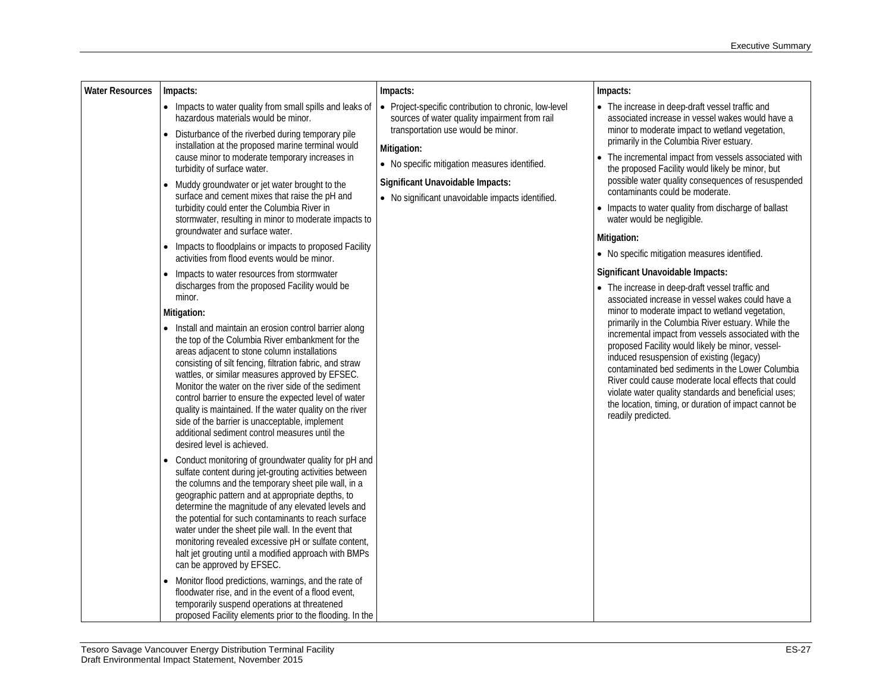| Water Resources | **Impacts:**<br>• Impacts to water quality from small spills and leaks of hazardous materials would be minor.<br>• Disturbance of the riverbed during temporary pile installation at the proposed marine terminal would cause minor to moderate temporary increases in turbidity of surface water.<br>• Muddy groundwater or jet water brought to the surface and cement mixes that raise the pH and turbidity could enter the Columbia River in stormwater, resulting in minor to moderate impacts to groundwater and surface water.<br>• Impacts to floodplains or impacts to proposed Facility activities from flood events would be minor.<br>• Impacts to water resources from stormwater discharges from the proposed Facility would be minor.<br>**Mitigation:**<br>• Install and maintain an erosion control barrier along the top of the Columbia River embankment for the areas adjacent to stone column installations consisting of silt fencing, filtration fabric, and straw wattles, or similar measures approved by EFSEC. Monitor the water on the river side of the sediment control barrier to ensure the expected level of water quality is maintained. If the water quality on the river side of the barrier is unacceptable, implement additional sediment control measures until the desired level is achieved.<br>• Conduct monitoring of groundwater quality for pH and sulfate content during jet-grouting activities between the columns and the temporary sheet pile wall, in a geographic pattern and at appropriate depths, to determine the magnitude of any elevated levels and the potential for such contaminants to reach surface water under the sheet pile wall. In the event that monitoring revealed excessive pH or sulfate content, halt jet grouting until a modified approach with BMPs can be approved by EFSEC.<br>• Monitor flood predictions, warnings, and the rate of floodwater rise, and in the event of a flood event, temporarily suspend operations at threatened proposed Facility elements prior to the flooding. In the | **Impacts:**<br>• Project-specific contribution to chronic, low-level sources of water quality impairment from rail transportation use would be minor.<br>**Mitigation:**<br>• No specific mitigation measures identified.<br>**Significant Unavoidable Impacts:**<br>• No significant unavoidable impacts identified. | **Impacts:**<br>• The increase in deep-draft vessel traffic and associated increase in vessel wakes would have a minor to moderate impact to wetland vegetation, primarily in the Columbia River estuary.<br>• The incremental impact from vessels associated with the proposed Facility would likely be minor, but possible water quality consequences of resuspended contaminants could be moderate.<br>• Impacts to water quality from discharge of ballast water would be negligible.<br>**Mitigation:**<br>• No specific mitigation measures identified.<br>**Significant Unavoidable Impacts:**<br>• The increase in deep-draft vessel traffic and associated increase in vessel wakes could have a minor to moderate impact to wetland vegetation, primarily in the Columbia River estuary. While the incremental impact from vessels associated with the proposed Facility would likely be minor, vessel-induced resuspension of existing (legacy) contaminated bed sediments in the Lower Columbia River could cause moderate local effects that could violate water quality standards and beneficial uses; the location, timing, or duration of impact cannot be readily predicted. |
|---|---|---|---|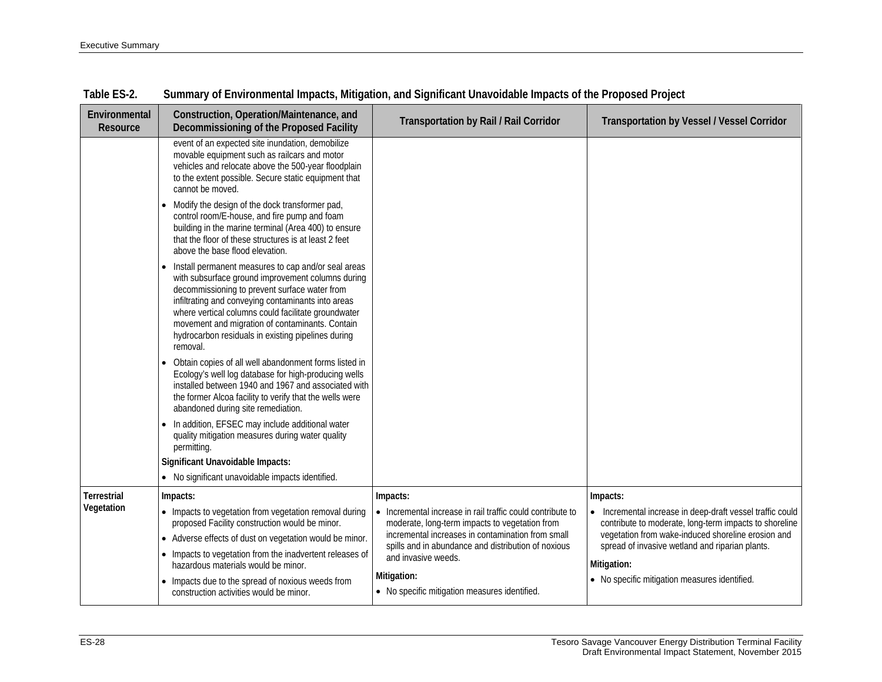Table ES-2. Summary of Environmental Impacts, Mitigation, and Significant Unavoidable Impacts of the Proposed Project

| Environmental Resource | Construction, Operation/Maintenance, and Decommissioning of the Proposed Facility | Transportation by Rail / Rail Corridor | Transportation by Vessel / Vessel Corridor |
|---|---|---|---|
| | event of an expected site inundation, demobilize movable equipment such as railcars and motor vehicles and relocate above the 500-year floodplain to the extent possible. Secure static equipment that cannot be moved.<br>• Modify the design of the dock transformer pad, control room/E-house, and fire pump and foam building in the marine terminal (Area 400) to ensure that the floor of these structures is at least 2 feet above the base flood elevation.<br>• Install permanent measures to cap and/or seal areas with subsurface ground improvement columns during decommissioning to prevent surface water from infiltrating and conveying contaminants into areas where vertical columns could facilitate groundwater movement and migration of contaminants. Contain hydrocarbon residuals in existing pipelines during removal.<br>• Obtain copies of all well abandonment forms listed in Ecology's well log database for high-producing wells installed between 1940 and 1967 and associated with the former Alcoa facility to verify that the wells were abandoned during site remediation.<br>• In addition, EFSEC may include additional water quality mitigation measures during water quality permitting.<br>**Significant Unavoidable Impacts:**<br>• No significant unavoidable impacts identified. | | |
| **Terrestrial Vegetation** | **Impacts:**<br>• Impacts to vegetation from vegetation removal during proposed Facility construction would be minor.<br>• Adverse effects of dust on vegetation would be minor.<br>• Impacts to vegetation from the inadvertent releases of hazardous materials would be minor.<br>• Impacts due to the spread of noxious weeds from construction activities would be minor. | **Impacts:**<br>• Incremental increase in rail traffic could contribute to moderate, long-term impacts to vegetation from incremental increases in contamination from small spills and in abundance and distribution of noxious and invasive weeds.<br>**Mitigation:**<br>• No specific mitigation measures identified. | **Impacts:**<br>• Incremental increase in deep-draft vessel traffic could contribute to moderate, long-term impacts to shoreline vegetation from wake-induced shoreline erosion and spread of invasive wetland and riparian plants.<br>**Mitigation:**<br>• No specific mitigation measures identified. |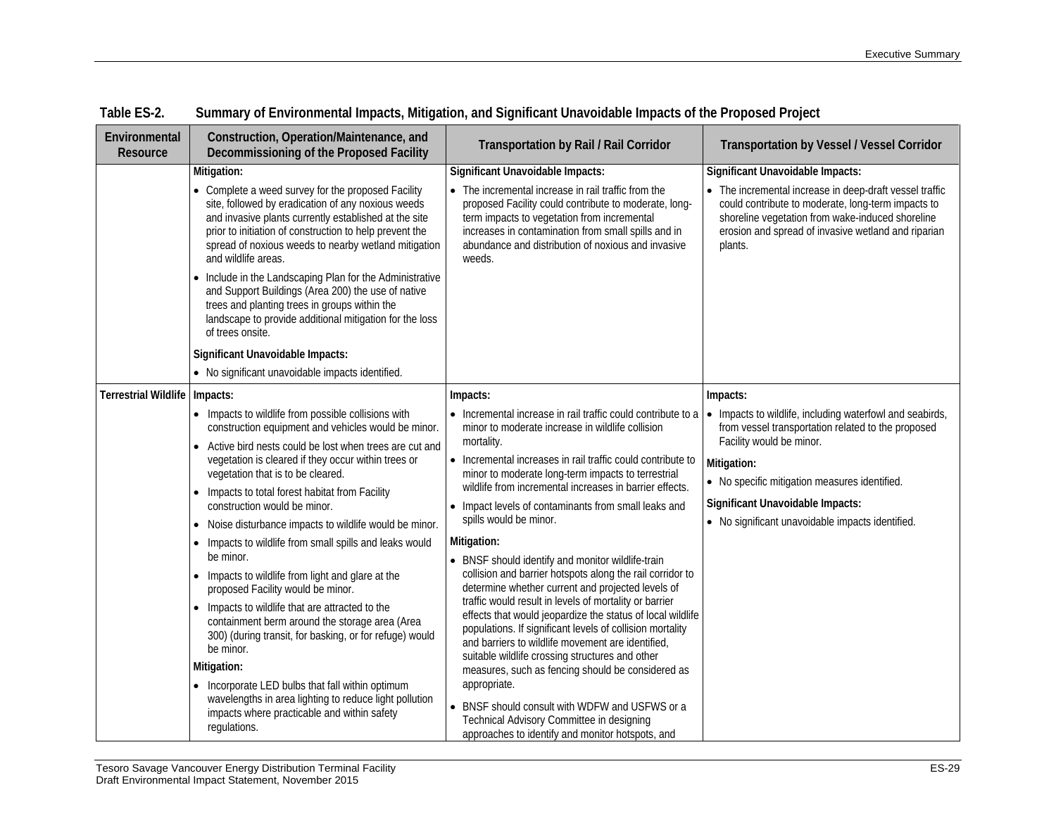**Table ES-2. Summary of Environmental Impacts, Mitigation, and Significant Unavoidable Impacts of the Proposed Project**

| Environmental Resource | Construction, Operation/Maintenance, and Decommissioning of the Proposed Facility | Transportation by Rail / Rail Corridor | Transportation by Vessel / Vessel Corridor |
|---|---|---|---|
| | **Mitigation:**<br>• Complete a weed survey for the proposed Facility site, followed by eradication of any noxious weeds and invasive plants currently established at the site prior to initiation of construction to help prevent the spread of noxious weeds to nearby wetland mitigation and wildlife areas.<br>• Include in the Landscaping Plan for the Administrative and Support Buildings (Area 200) the use of native trees and planting trees in groups within the landscape to provide additional mitigation for the loss of trees onsite.<br>**Significant Unavoidable Impacts:**<br>• No significant unavoidable impacts identified. | **Significant Unavoidable Impacts:**<br>• The incremental increase in rail traffic from the proposed Facility could contribute to moderate, long-term impacts to vegetation from incremental increases in contamination from small spills and in abundance and distribution of noxious and invasive weeds. | **Significant Unavoidable Impacts:**<br>• The incremental increase in deep-draft vessel traffic could contribute to moderate, long-term impacts to shoreline vegetation from wake-induced shoreline erosion and spread of invasive wetland and riparian plants. |
| Terrestrial Wildlife | **Impacts:**<br>• Impacts to wildlife from possible collisions with construction equipment and vehicles would be minor.<br>• Active bird nests could be lost when trees are cut and vegetation is cleared if they occur within trees or vegetation that is to be cleared.<br>• Impacts to total forest habitat from Facility construction would be minor.<br>• Noise disturbance impacts to wildlife would be minor.<br>• Impacts to wildlife from small spills and leaks would be minor.<br>• Impacts to wildlife from light and glare at the proposed Facility would be minor.<br>• Impacts to wildlife that are attracted to the containment berm around the storage area (Area 300) (during transit, for basking, or for refuge) would be minor.<br>**Mitigation:**<br>• Incorporate LED bulbs that fall within optimum wavelengths in area lighting to reduce light pollution impacts where practicable and within safety regulations. | **Impacts:**<br>• Incremental increase in rail traffic could contribute to a minor to moderate increase in wildlife collision mortality.<br>• Incremental increases in rail traffic could contribute to minor to moderate long-term impacts to terrestrial wildlife from incremental increases in barrier effects.<br>• Impact levels of contaminants from small leaks and spills would be minor.<br>**Mitigation:**<br>• BNSF should identify and monitor wildlife-train collision and barrier hotspots along the rail corridor to determine whether current and projected levels of traffic would result in levels of mortality or barrier effects that would jeopardize the status of local wildlife populations. If significant levels of collision mortality and barriers to wildlife movement are identified, suitable wildlife crossing structures and other measures, such as fencing should be considered as appropriate.<br>• BNSF should consult with WDFW and USFWS or a Technical Advisory Committee in designing approaches to identify and monitor hotspots, and | **Impacts:**<br>• Impacts to wildlife, including waterfowl and seabirds, from vessel transportation related to the proposed Facility would be minor.<br>**Mitigation:**<br>• No specific mitigation measures identified.<br>**Significant Unavoidable Impacts:**<br>• No significant unavoidable impacts identified. |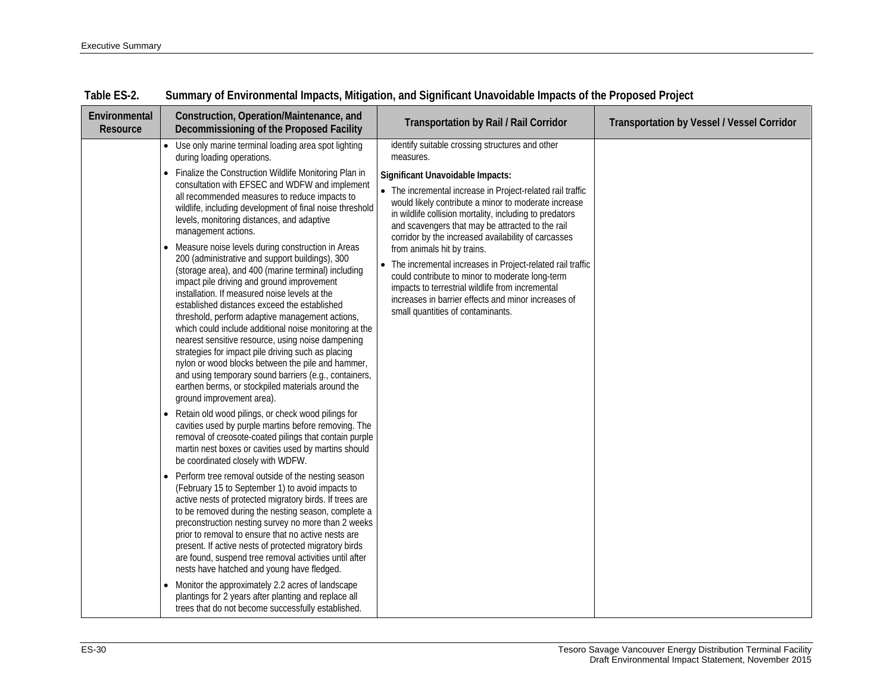**Table ES-2. Summary of Environmental Impacts, Mitigation, and Significant Unavoidable Impacts of the Proposed Project**

| Environmental Resource | Construction, Operation/Maintenance, and Decommissioning of the Proposed Facility | Transportation by Rail / Rail Corridor | Transportation by Vessel / Vessel Corridor |
|---|---|---|---|
| | • Use only marine terminal loading area spot lighting during loading operations.<br>• Finalize the Construction Wildlife Monitoring Plan in consultation with EFSEC and WDFW and implement all recommended measures to reduce impacts to wildlife, including development of final noise threshold levels, monitoring distances, and adaptive management actions.<br>• Measure noise levels during construction in Areas 200 (administrative and support buildings), 300 (storage area), and 400 (marine terminal) including impact pile driving and ground improvement installation. If measured noise levels at the established distances exceed the established threshold, perform adaptive management actions, which could include additional noise monitoring at the nearest sensitive resource, using noise dampening strategies for impact pile driving such as placing nylon or wood blocks between the pile and hammer, and using temporary sound barriers (e.g., containers, earthen berms, or stockpiled materials around the ground improvement area).<br>• Retain old wood pilings, or check wood pilings for cavities used by purple martins before removing. The removal of creosote-coated pilings that contain purple martin nest boxes or cavities used by martins should be coordinated closely with WDFW.<br>• Perform tree removal outside of the nesting season (February 15 to September 1) to avoid impacts to active nests of protected migratory birds. If trees are to be removed during the nesting season, complete a preconstruction nesting survey no more than 2 weeks prior to removal to ensure that no active nests are present. If active nests of protected migratory birds are found, suspend tree removal activities until after nests have hatched and young have fledged.<br>• Monitor the approximately 2.2 acres of landscape plantings for 2 years after planting and replace all trees that do not become successfully established. | identify suitable crossing structures and other measures.<br>**Significant Unavoidable Impacts:**<br>• The incremental increase in Project-related rail traffic would likely contribute a minor to moderate increase in wildlife collision mortality, including to predators and scavengers that may be attracted to the rail corridor by the increased availability of carcasses from animals hit by trains.<br>• The incremental increases in Project-related rail traffic could contribute to minor to moderate long-term impacts to terrestrial wildlife from incremental increases in barrier effects and minor increases of small quantities of contaminants. | |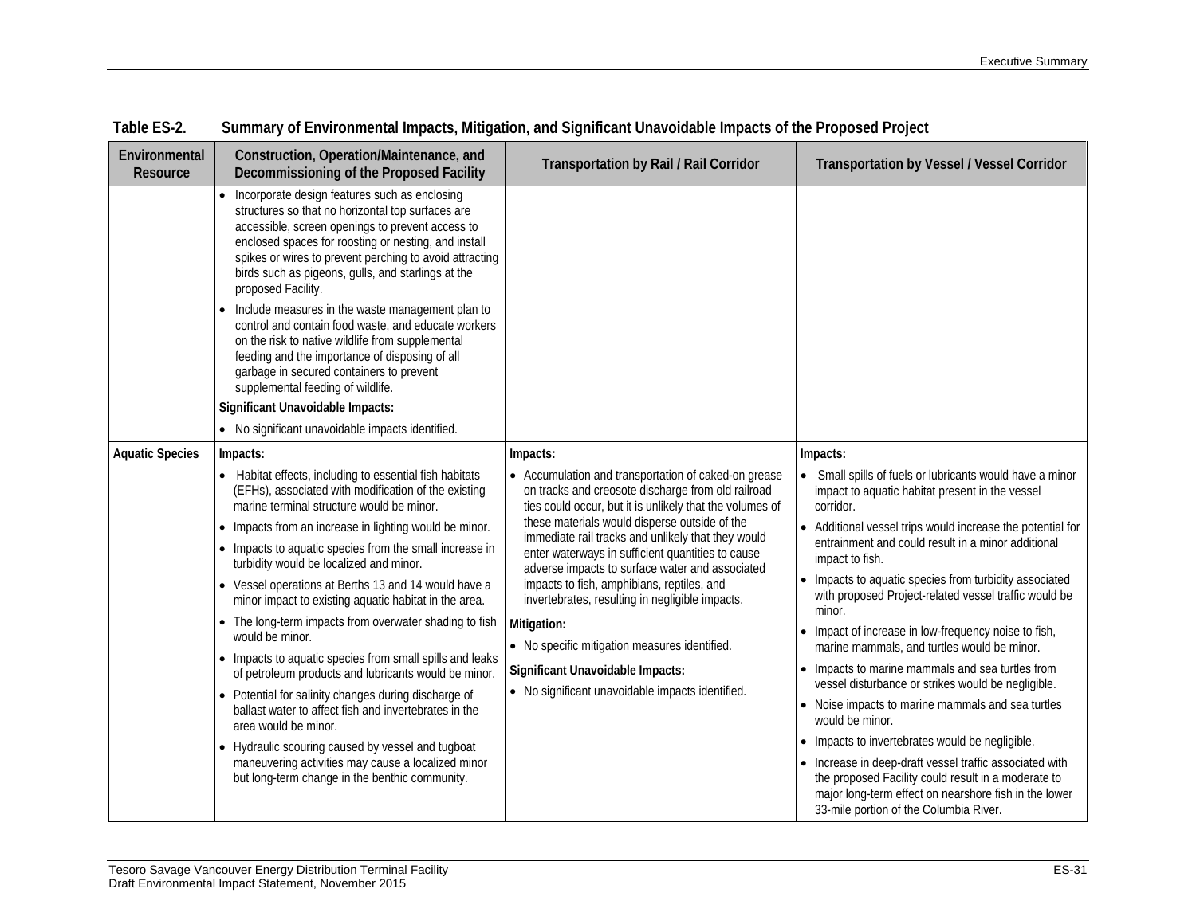**Table ES-2. Summary of Environmental Impacts, Mitigation, and Significant Unavoidable Impacts of the Proposed Project**

| Environmental Resource | Construction, Operation/Maintenance, and Decommissioning of the Proposed Facility | Transportation by Rail / Rail Corridor | Transportation by Vessel / Vessel Corridor |
|---|---|---|---|
| | • Incorporate design features such as enclosing structures so that no horizontal top surfaces are accessible, screen openings to prevent access to enclosed spaces for roosting or nesting, and install spikes or wires to prevent perching to avoid attracting birds such as pigeons, gulls, and starlings at the proposed Facility.<br>• Include measures in the waste management plan to control and contain food waste, and educate workers on the risk to native wildlife from supplemental feeding and the importance of disposing of all garbage in secured containers to prevent supplemental feeding of wildlife.<br>**Significant Unavoidable Impacts:**<br>• No significant unavoidable impacts identified. | | |
| **Aquatic Species** | **Impacts:**<br>• Habitat effects, including to essential fish habitats (EFHs), associated with modification of the existing marine terminal structure would be minor.<br>• Impacts from an increase in lighting would be minor.<br>• Impacts to aquatic species from the small increase in turbidity would be localized and minor.<br>• Vessel operations at Berths 13 and 14 would have a minor impact to existing aquatic habitat in the area.<br>• The long-term impacts from overwater shading to fish would be minor.<br>• Impacts to aquatic species from small spills and leaks of petroleum products and lubricants would be minor.<br>• Potential for salinity changes during discharge of ballast water to affect fish and invertebrates in the area would be minor.<br>• Hydraulic scouring caused by vessel and tugboat maneuvering activities may cause a localized minor but long-term change in the benthic community. | **Impacts:**<br>• Accumulation and transportation of caked-on grease on tracks and creosote discharge from old railroad ties could occur, but it is unlikely that the volumes of these materials would disperse outside of the immediate rail tracks and unlikely that they would enter waterways in sufficient quantities to cause adverse impacts to surface water and associated impacts to fish, amphibians, reptiles, and invertebrates, resulting in negligible impacts.<br>**Mitigation:**<br>• No specific mitigation measures identified.<br>**Significant Unavoidable Impacts:**<br>• No significant unavoidable impacts identified. | **Impacts:**<br>• Small spills of fuels or lubricants would have a minor impact to aquatic habitat present in the vessel corridor.<br>• Additional vessel trips would increase the potential for entrainment and could result in a minor additional impact to fish.<br>• Impacts to aquatic species from turbidity associated with proposed Project-related vessel traffic would be minor.<br>• Impact of increase in low-frequency noise to fish, marine mammals, and turtles would be minor.<br>• Impacts to marine mammals and sea turtles from vessel disturbance or strikes would be negligible.<br>• Noise impacts to marine mammals and sea turtles would be minor.<br>• Impacts to invertebrates would be negligible.<br>• Increase in deep-draft vessel traffic associated with the proposed Facility could result in a moderate to major long-term effect on nearshore fish in the lower 33-mile portion of the Columbia River. |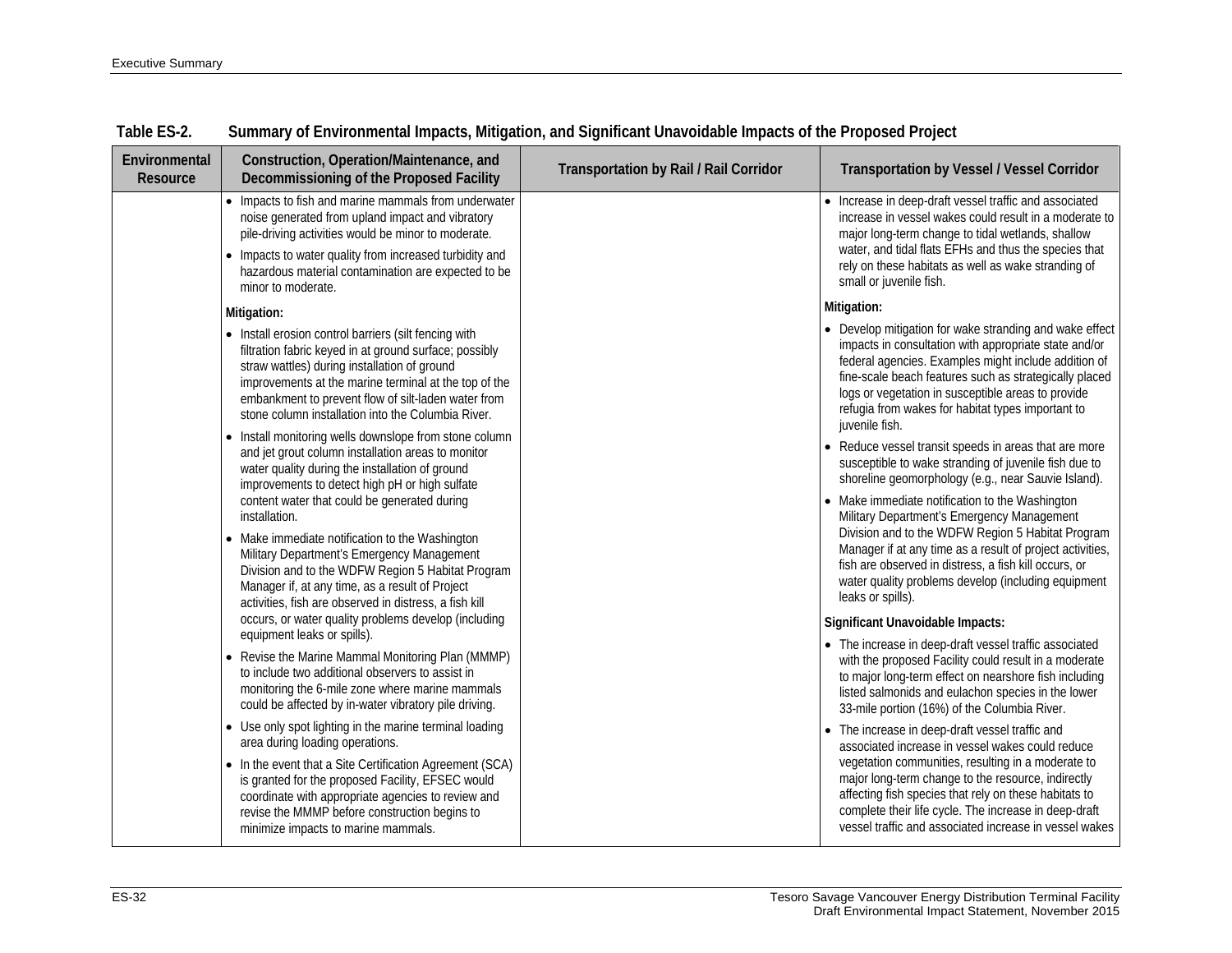**Table ES-2. Summary of Environmental Impacts, Mitigation, and Significant Unavoidable Impacts of the Proposed Project**

| Environmental Resource | Construction, Operation/Maintenance, and Decommissioning of the Proposed Facility | Transportation by Rail / Rail Corridor | Transportation by Vessel / Vessel Corridor |
|---|---|---|---|
| | • Impacts to fish and marine mammals from underwater noise generated from upland impact and vibratory pile-driving activities would be minor to moderate.<br>• Impacts to water quality from increased turbidity and hazardous material contamination are expected to be minor to moderate.<br>**Mitigation:**<br>• Install erosion control barriers (silt fencing with filtration fabric keyed in at ground surface; possibly straw wattles) during installation of ground improvements at the marine terminal at the top of the embankment to prevent flow of silt-laden water from stone column installation into the Columbia River.<br>• Install monitoring wells downslope from stone column and jet grout column installation areas to monitor water quality during the installation of ground improvements to detect high pH or high sulfate content water that could be generated during installation.<br>• Make immediate notification to the Washington Military Department's Emergency Management Division and to the WDFW Region 5 Habitat Program Manager if, at any time, as a result of Project activities, fish are observed in distress, a fish kill occurs, or water quality problems develop (including equipment leaks or spills).<br>• Revise the Marine Mammal Monitoring Plan (MMMP) to include two additional observers to assist in monitoring the 6-mile zone where marine mammals could be affected by in-water vibratory pile driving.<br>• Use only spot lighting in the marine terminal loading area during loading operations.<br>• In the event that a Site Certification Agreement (SCA) is granted for the proposed Facility, EFSEC would coordinate with appropriate agencies to review and revise the MMMP before construction begins to minimize impacts to marine mammals. | | • Increase in deep-draft vessel traffic and associated increase in vessel wakes could result in a moderate to major long-term change to tidal wetlands, shallow water, and tidal flats EFHs and thus the species that rely on these habitats as well as wake stranding of small or juvenile fish.<br>**Mitigation:**<br>• Develop mitigation for wake stranding and wake effect impacts in consultation with appropriate state and/or federal agencies. Examples might include addition of fine-scale beach features such as strategically placed logs or vegetation in susceptible areas to provide refugia from wakes for habitat types important to juvenile fish.<br>• Reduce vessel transit speeds in areas that are more susceptible to wake stranding of juvenile fish due to shoreline geomorphology (e.g., near Sauvie Island).<br>• Make immediate notification to the Washington Military Department's Emergency Management Division and to the WDFW Region 5 Habitat Program Manager if at any time as a result of project activities, fish are observed in distress, a fish kill occurs, or water quality problems develop (including equipment leaks or spills).<br>**Significant Unavoidable Impacts:**<br>• The increase in deep-draft vessel traffic associated with the proposed Facility could result in a moderate to major long-term effect on nearshore fish including listed salmonids and eulachon species in the lower 33-mile portion (16%) of the Columbia River.<br>• The increase in deep-draft vessel traffic and associated increase in vessel wakes could reduce vegetation communities, resulting in a moderate to major long-term change to the resource, indirectly affecting fish species that rely on these habitats to complete their life cycle. The increase in deep-draft vessel traffic and associated increase in vessel wakes |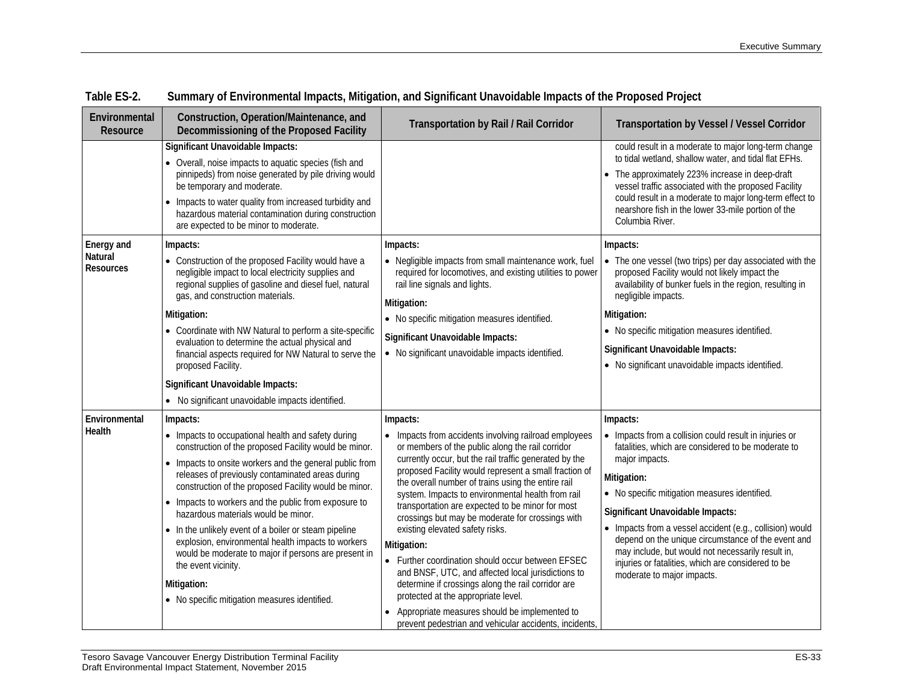**Table ES-2. Summary of Environmental Impacts, Mitigation, and Significant Unavoidable Impacts of the Proposed Project**

| Environmental Resource | Construction, Operation/Maintenance, and Decommissioning of the Proposed Facility | Transportation by Rail / Rail Corridor | Transportation by Vessel / Vessel Corridor |
|---|---|---|---|
| | **Significant Unavoidable Impacts:**<br>• Overall, noise impacts to aquatic species (fish and pinnipeds) from noise generated by pile driving would be temporary and moderate.<br>• Impacts to water quality from increased turbidity and hazardous material contamination during construction are expected to be minor to moderate. | | could result in a moderate to major long-term change to tidal wetland, shallow water, and tidal flat EFHs.<br>• The approximately 223% increase in deep-draft vessel traffic associated with the proposed Facility could result in a moderate to major long-term effect to nearshore fish in the lower 33-mile portion of the Columbia River. |
| **Energy and Natural Resources** | **Impacts:**<br>• Construction of the proposed Facility would have a negligible impact to local electricity supplies and regional supplies of gasoline and diesel fuel, natural gas, and construction materials.<br>**Mitigation:**<br>• Coordinate with NW Natural to perform a site-specific evaluation to determine the actual physical and financial aspects required for NW Natural to serve the proposed Facility.<br>**Significant Unavoidable Impacts:**<br>• No significant unavoidable impacts identified. | **Impacts:**<br>• Negligible impacts from small maintenance work, fuel required for locomotives, and existing utilities to power rail line signals and lights.<br>**Mitigation:**<br>• No specific mitigation measures identified.<br>**Significant Unavoidable Impacts:**<br>• No significant unavoidable impacts identified. | **Impacts:**<br>• The one vessel (two trips) per day associated with the proposed Facility would not likely impact the availability of bunker fuels in the region, resulting in negligible impacts.<br>**Mitigation:**<br>• No specific mitigation measures identified.<br>**Significant Unavoidable Impacts:**<br>• No significant unavoidable impacts identified. |
| **Environmental Health** | **Impacts:**<br>• Impacts to occupational health and safety during construction of the proposed Facility would be minor.<br>• Impacts to onsite workers and the general public from releases of previously contaminated areas during construction of the proposed Facility would be minor.<br>• Impacts to workers and the public from exposure to hazardous materials would be minor.<br>• In the unlikely event of a boiler or steam pipeline explosion, environmental health impacts to workers would be moderate to major if persons are present in the event vicinity.<br>**Mitigation:**<br>• No specific mitigation measures identified. | **Impacts:**<br>• Impacts from accidents involving railroad employees or members of the public along the rail corridor currently occur, but the rail traffic generated by the proposed Facility would represent a small fraction of the overall number of trains using the entire rail system. Impacts to environmental health from rail transportation are expected to be minor for most crossings but may be moderate for crossings with existing elevated safety risks.<br>**Mitigation:**<br>• Further coordination should occur between EFSEC and BNSF, UTC, and affected local jurisdictions to determine if crossings along the rail corridor are protected at the appropriate level.<br>• Appropriate measures should be implemented to prevent pedestrian and vehicular accidents, incidents, | **Impacts:**<br>• Impacts from a collision could result in injuries or fatalities, which are considered to be moderate to major impacts.<br>**Mitigation:**<br>• No specific mitigation measures identified.<br>**Significant Unavoidable Impacts:**<br>• Impacts from a vessel accident (e.g., collision) would depend on the unique circumstance of the event and may include, but would not necessarily result in, injuries or fatalities, which are considered to be moderate to major impacts. |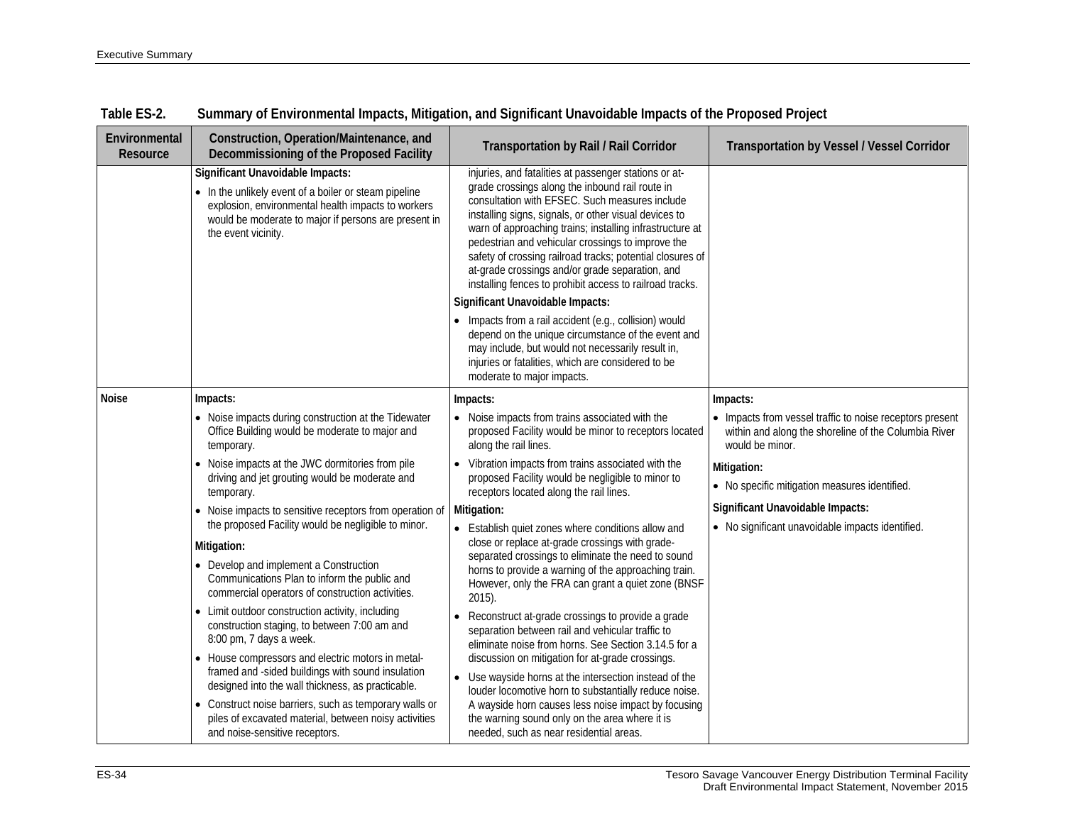Table ES-2. Summary of Environmental Impacts, Mitigation, and Significant Unavoidable Impacts of the Proposed Project

| Environmental Resource | Construction, Operation/Maintenance, and Decommissioning of the Proposed Facility | Transportation by Rail / Rail Corridor | Transportation by Vessel / Vessel Corridor |
|---|---|---|---|
| | **Significant Unavoidable Impacts:**<br>• In the unlikely event of a boiler or steam pipeline explosion, environmental health impacts to workers would be moderate to major if persons are present in the event vicinity. | injuries, and fatalities at passenger stations or at-grade crossings along the inbound rail route in consultation with EFSEC. Such measures include installing signs, signals, or other visual devices to warn of approaching trains; installing infrastructure at pedestrian and vehicular crossings to improve the safety of crossing railroad tracks; potential closures of at-grade crossings and/or grade separation, and installing fences to prohibit access to railroad tracks.<br>**Significant Unavoidable Impacts:**<br>• Impacts from a rail accident (e.g., collision) would depend on the unique circumstance of the event and may include, but would not necessarily result in, injuries or fatalities, which are considered to be moderate to major impacts. | |
| **Noise** | **Impacts:**<br>• Noise impacts during construction at the Tidewater Office Building would be moderate to major and temporary.<br>• Noise impacts at the JWC dormitories from pile driving and jet grouting would be moderate and temporary.<br>• Noise impacts to sensitive receptors from operation of the proposed Facility would be negligible to minor.<br>**Mitigation:**<br>• Develop and implement a Construction Communications Plan to inform the public and commercial operators of construction activities.<br>• Limit outdoor construction activity, including construction staging, to between 7:00 am and 8:00 pm, 7 days a week.<br>• House compressors and electric motors in metal-framed and -sided buildings with sound insulation designed into the wall thickness, as practicable.<br>• Construct noise barriers, such as temporary walls or piles of excavated material, between noisy activities and noise-sensitive receptors. | **Impacts:**<br>• Noise impacts from trains associated with the proposed Facility would be minor to receptors located along the rail lines.<br>• Vibration impacts from trains associated with the proposed Facility would be negligible to minor to receptors located along the rail lines.<br>**Mitigation:**<br>• Establish quiet zones where conditions allow and close or replace at-grade crossings with grade-separated crossings to eliminate the need to sound horns to provide a warning of the approaching train. However, only the FRA can grant a quiet zone (BNSF 2015).<br>• Reconstruct at-grade crossings to provide a grade separation between rail and vehicular traffic to eliminate noise from horns. See Section 3.14.5 for a discussion on mitigation for at-grade crossings.<br>• Use wayside horns at the intersection instead of the louder locomotive horn to substantially reduce noise. A wayside horn causes less noise impact by focusing the warning sound only on the area where it is needed, such as near residential areas. | **Impacts:**<br>• Impacts from vessel traffic to noise receptors present within and along the shoreline of the Columbia River would be minor.<br>**Mitigation:**<br>• No specific mitigation measures identified.<br>**Significant Unavoidable Impacts:**<br>• No significant unavoidable impacts identified. |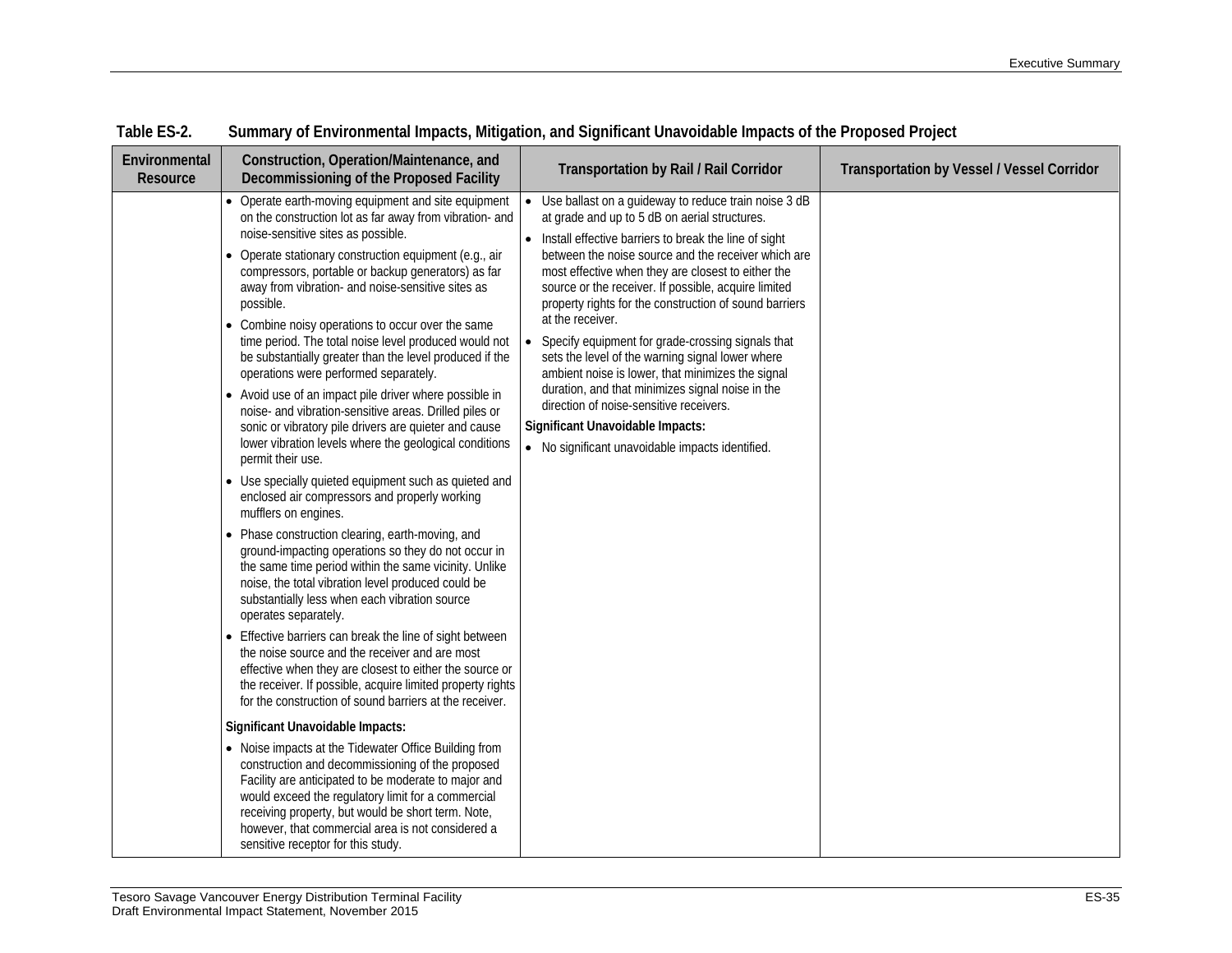**Table ES-2. Summary of Environmental Impacts, Mitigation, and Significant Unavoidable Impacts of the Proposed Project**

| Environmental Resource | Construction, Operation/Maintenance, and Decommissioning of the Proposed Facility | Transportation by Rail / Rail Corridor | Transportation by Vessel / Vessel Corridor |
|---|---|---|---|
| | • Operate earth-moving equipment and site equipment on the construction lot as far away from vibration- and noise-sensitive sites as possible.<br>• Operate stationary construction equipment (e.g., air compressors, portable or backup generators) as far away from vibration- and noise-sensitive sites as possible.<br>• Combine noisy operations to occur over the same time period. The total noise level produced would not be substantially greater than the level produced if the operations were performed separately.<br>• Avoid use of an impact pile driver where possible in noise- and vibration-sensitive areas. Drilled piles or sonic or vibratory pile drivers are quieter and cause lower vibration levels where the geological conditions permit their use.<br>• Use specially quieted equipment such as quieted and enclosed air compressors and properly working mufflers on engines.<br>• Phase construction clearing, earth-moving, and ground-impacting operations so they do not occur in the same time period within the same vicinity. Unlike noise, the total vibration level produced could be substantially less when each vibration source operates separately.<br>• Effective barriers can break the line of sight between the noise source and the receiver and are most effective when they are closest to either the source or the receiver. If possible, acquire limited property rights for the construction of sound barriers at the receiver.<br>**Significant Unavoidable Impacts:**<br>• Noise impacts at the Tidewater Office Building from construction and decommissioning of the proposed Facility are anticipated to be moderate to major and would exceed the regulatory limit for a commercial receiving property, but would be short term. Note, however, that commercial area is not considered a sensitive receptor for this study. | • Use ballast on a guideway to reduce train noise 3 dB at grade and up to 5 dB on aerial structures.<br>• Install effective barriers to break the line of sight between the noise source and the receiver which are most effective when they are closest to either the source or the receiver. If possible, acquire limited property rights for the construction of sound barriers at the receiver.<br>• Specify equipment for grade-crossing signals that sets the level of the warning signal lower where ambient noise is lower, that minimizes the signal duration, and that minimizes signal noise in the direction of noise-sensitive receivers.<br>**Significant Unavoidable Impacts:**<br>• No significant unavoidable impacts identified. | |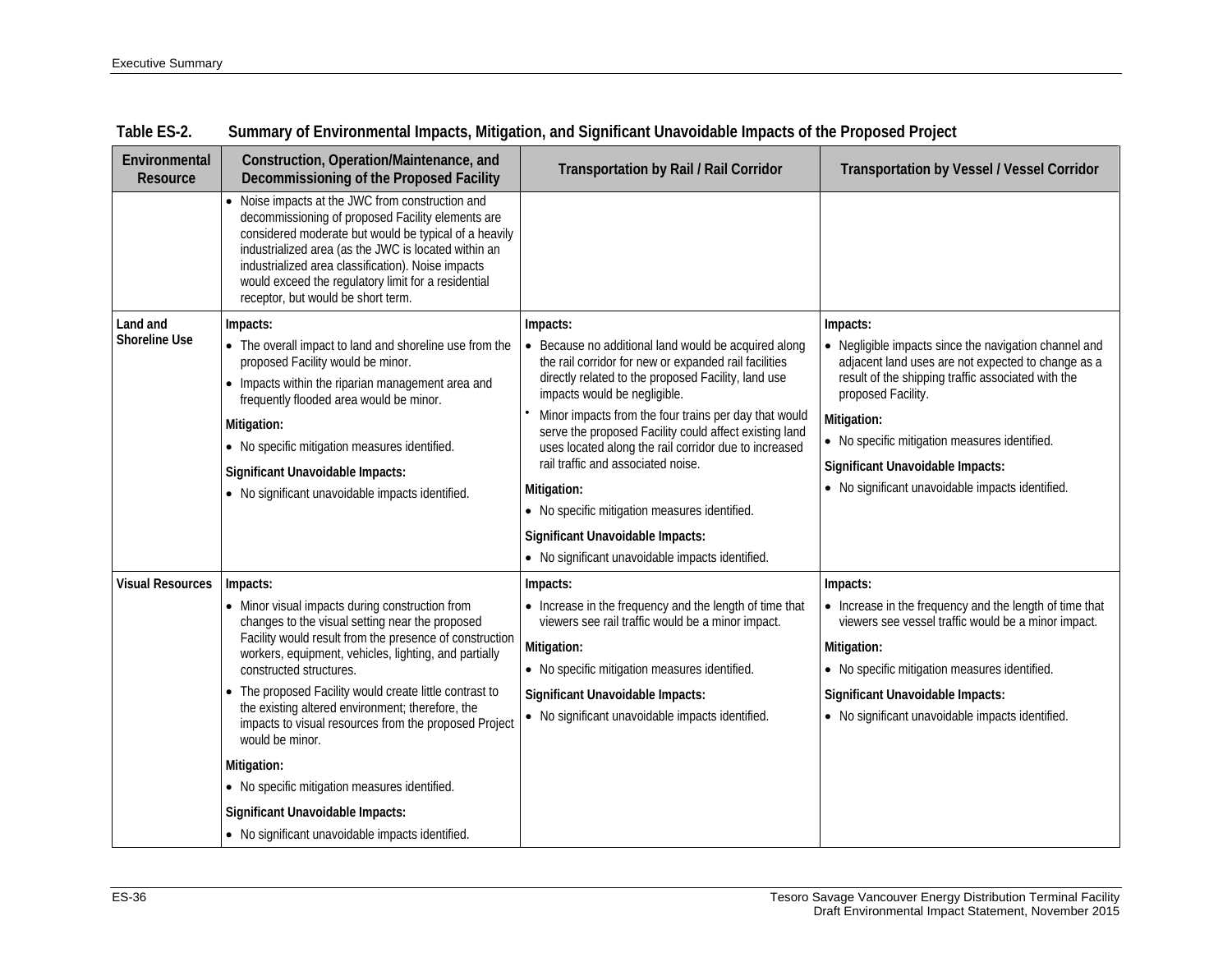**Table ES-2. Summary of Environmental Impacts, Mitigation, and Significant Unavoidable Impacts of the Proposed Project**

| Environmental Resource | Construction, Operation/Maintenance, and Decommissioning of the Proposed Facility | Transportation by Rail / Rail Corridor | Transportation by Vessel / Vessel Corridor |
|---|---|---|---|
| | • Noise impacts at the JWC from construction and decommissioning of proposed Facility elements are considered moderate but would be typical of a heavily industrialized area (as the JWC is located within an industrialized area classification). Noise impacts would exceed the regulatory limit for a residential receptor, but would be short term. | | |
| **Land and Shoreline Use** | **Impacts:**<br>• The overall impact to land and shoreline use from the proposed Facility would be minor.<br>• Impacts within the riparian management area and frequently flooded area would be minor.<br>**Mitigation:**<br>• No specific mitigation measures identified.<br>**Significant Unavoidable Impacts:**<br>• No significant unavoidable impacts identified. | **Impacts:**<br>• Because no additional land would be acquired along the rail corridor for new or expanded rail facilities directly related to the proposed Facility, land use impacts would be negligible.<br>• Minor impacts from the four trains per day that would serve the proposed Facility could affect existing land uses located along the rail corridor due to increased rail traffic and associated noise.<br>**Mitigation:**<br>• No specific mitigation measures identified.<br>**Significant Unavoidable Impacts:**<br>• No significant unavoidable impacts identified. | **Impacts:**<br>• Negligible impacts since the navigation channel and adjacent land uses are not expected to change as a result of the shipping traffic associated with the proposed Facility.<br>**Mitigation:**<br>• No specific mitigation measures identified.<br>**Significant Unavoidable Impacts:**<br>• No significant unavoidable impacts identified. |
| **Visual Resources** | **Impacts:**<br>• Minor visual impacts during construction from changes to the visual setting near the proposed Facility would result from the presence of construction workers, equipment, vehicles, lighting, and partially constructed structures.<br>• The proposed Facility would create little contrast to the existing altered environment; therefore, the impacts to visual resources from the proposed Project would be minor.<br>**Mitigation:**<br>• No specific mitigation measures identified.<br>**Significant Unavoidable Impacts:**<br>• No significant unavoidable impacts identified. | **Impacts:**<br>• Increase in the frequency and the length of time that viewers see rail traffic would be a minor impact.<br>**Mitigation:**<br>• No specific mitigation measures identified.<br>**Significant Unavoidable Impacts:**<br>• No significant unavoidable impacts identified. | **Impacts:**<br>• Increase in the frequency and the length of time that viewers see vessel traffic would be a minor impact.<br>**Mitigation:**<br>• No specific mitigation measures identified.<br>**Significant Unavoidable Impacts:**<br>• No significant unavoidable impacts identified. |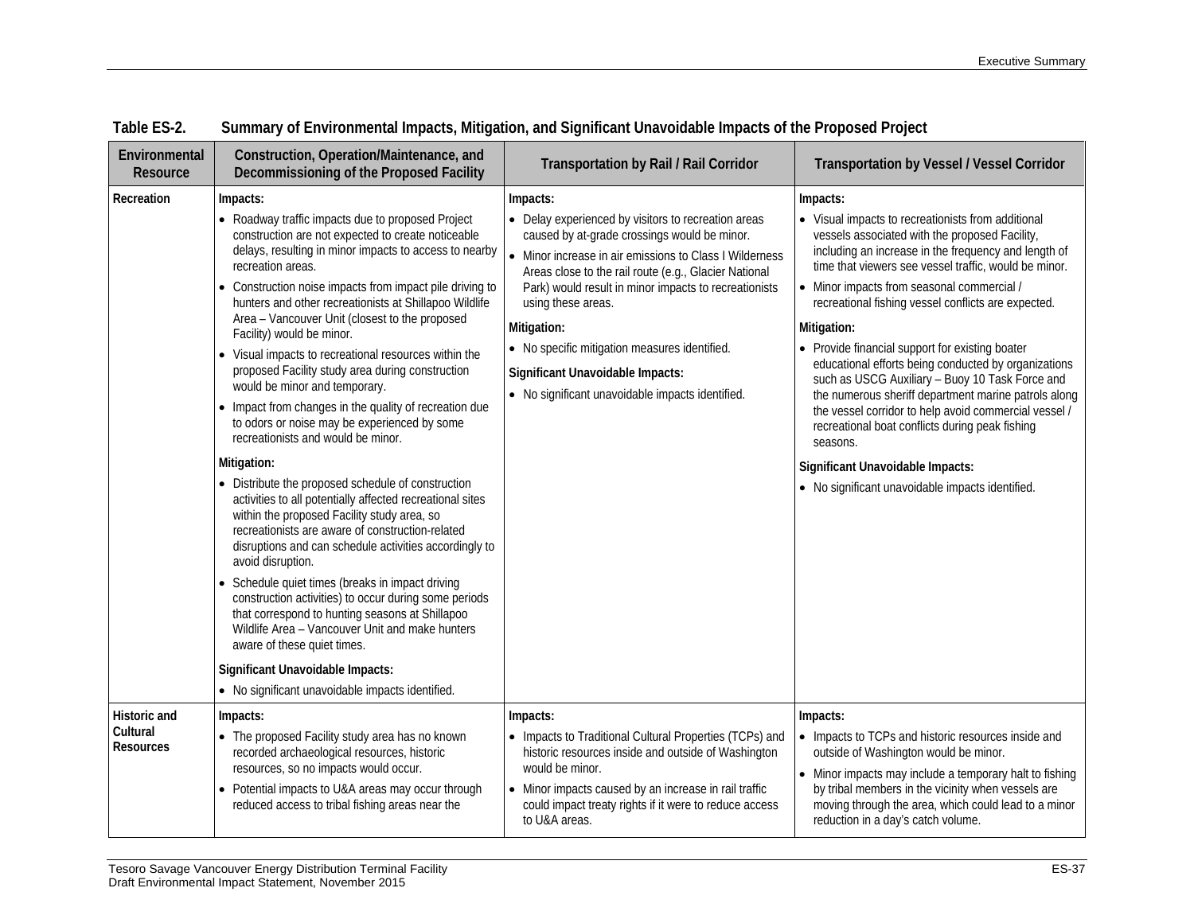Table ES-2. Summary of Environmental Impacts, Mitigation, and Significant Unavoidable Impacts of the Proposed Project

| Environmental Resource | Construction, Operation/Maintenance, and Decommissioning of the Proposed Facility | Transportation by Rail / Rail Corridor | Transportation by Vessel / Vessel Corridor |
|---|---|---|---|
| Recreation | **Impacts:**<br>• Roadway traffic impacts due to proposed Project construction are not expected to create noticeable delays, resulting in minor impacts to access to nearby recreation areas.<br>• Construction noise impacts from impact pile driving to hunters and other recreationists at Shillapoo Wildlife Area – Vancouver Unit (closest to the proposed Facility) would be minor.<br>• Visual impacts to recreational resources within the proposed Facility study area during construction would be minor and temporary.<br>• Impact from changes in the quality of recreation due to odors or noise may be experienced by some recreationists and would be minor.<br>**Mitigation:**<br>• Distribute the proposed schedule of construction activities to all potentially affected recreational sites within the proposed Facility study area, so recreationists are aware of construction-related disruptions and can schedule activities accordingly to avoid disruption.<br>• Schedule quiet times (breaks in impact driving construction activities) to occur during some periods that correspond to hunting seasons at Shillapoo Wildlife Area – Vancouver Unit and make hunters aware of these quiet times.<br>**Significant Unavoidable Impacts:**<br>• No significant unavoidable impacts identified. | **Impacts:**<br>• Delay experienced by visitors to recreation areas caused by at-grade crossings would be minor.<br>• Minor increase in air emissions to Class I Wilderness Areas close to the rail route (e.g., Glacier National Park) would result in minor impacts to recreationists using these areas.<br>**Mitigation:**<br>• No specific mitigation measures identified.<br>**Significant Unavoidable Impacts:**<br>• No significant unavoidable impacts identified. | **Impacts:**<br>• Visual impacts to recreationists from additional vessels associated with the proposed Facility, including an increase in the frequency and length of time that viewers see vessel traffic, would be minor.<br>• Minor impacts from seasonal commercial / recreational fishing vessel conflicts are expected.<br>**Mitigation:**<br>• Provide financial support for existing boater educational efforts being conducted by organizations such as USCG Auxiliary – Buoy 10 Task Force and the numerous sheriff department marine patrols along the vessel corridor to help avoid commercial vessel / recreational boat conflicts during peak fishing seasons.<br>**Significant Unavoidable Impacts:**<br>• No significant unavoidable impacts identified. |
| Historic and Cultural Resources | **Impacts:**<br>• The proposed Facility study area has no known recorded archaeological resources, historic resources, so no impacts would occur.<br>• Potential impacts to U&A areas may occur through reduced access to tribal fishing areas near the | **Impacts:**<br>• Impacts to Traditional Cultural Properties (TCPs) and historic resources inside and outside of Washington would be minor.<br>• Minor impacts caused by an increase in rail traffic could impact treaty rights if it were to reduce access to U&A areas. | **Impacts:**<br>• Impacts to TCPs and historic resources inside and outside of Washington would be minor.<br>• Minor impacts may include a temporary halt to fishing by tribal members in the vicinity when vessels are moving through the area, which could lead to a minor reduction in a day's catch volume. |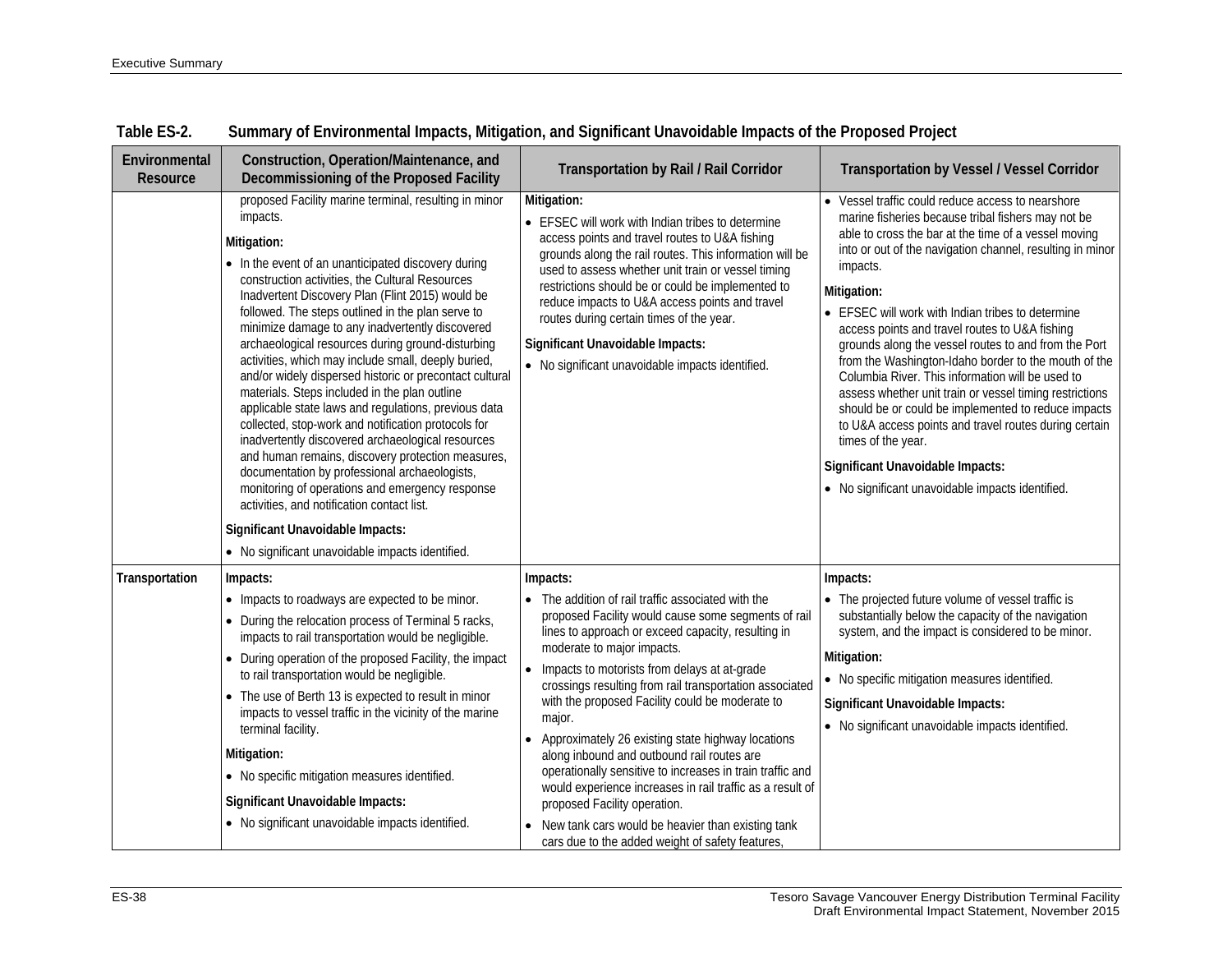**Table ES-2. Summary of Environmental Impacts, Mitigation, and Significant Unavoidable Impacts of the Proposed Project**

| Environmental Resource | Construction, Operation/Maintenance, and Decommissioning of the Proposed Facility | Transportation by Rail / Rail Corridor | Transportation by Vessel / Vessel Corridor |
|---|---|---|---|
| | proposed Facility marine terminal, resulting in minor impacts.<br><br>**Mitigation:**<br>• In the event of an unanticipated discovery during construction activities, the Cultural Resources Inadvertent Discovery Plan (Flint 2015) would be followed. The steps outlined in the plan serve to minimize damage to any inadvertently discovered archaeological resources during ground-disturbing activities, which may include small, deeply buried, and/or widely dispersed historic or precontact cultural materials. Steps included in the plan outline applicable state laws and regulations, previous data collected, stop-work and notification protocols for inadvertently discovered archaeological resources and human remains, discovery protection measures, documentation by professional archaeologists, monitoring of operations and emergency response activities, and notification contact list.<br><br>**Significant Unavoidable Impacts:**<br>• No significant unavoidable impacts identified. | **Mitigation:**<br>• EFSEC will work with Indian tribes to determine access points and travel routes to U&A fishing grounds along the rail routes. This information will be used to assess whether unit train or vessel timing restrictions should be or could be implemented to reduce impacts to U&A access points and travel routes during certain times of the year.<br><br>**Significant Unavoidable Impacts:**<br>• No significant unavoidable impacts identified. | • Vessel traffic could reduce access to nearshore marine fisheries because tribal fishers may not be able to cross the bar at the time of a vessel moving into or out of the navigation channel, resulting in minor impacts.<br><br>**Mitigation:**<br>• EFSEC will work with Indian tribes to determine access points and travel routes to U&A fishing grounds along the vessel routes to and from the Port from the Washington-Idaho border to the mouth of the Columbia River. This information will be used to assess whether unit train or vessel timing restrictions should be or could be implemented to reduce impacts to U&A access points and travel routes during certain times of the year.<br><br>**Significant Unavoidable Impacts:**<br>• No significant unavoidable impacts identified. |
| **Transportation** | **Impacts:**<br>• Impacts to roadways are expected to be minor.<br>• During the relocation process of Terminal 5 racks, impacts to rail transportation would be negligible.<br>• During operation of the proposed Facility, the impact to rail transportation would be negligible.<br>• The use of Berth 13 is expected to result in minor impacts to vessel traffic in the vicinity of the marine terminal facility.<br><br>**Mitigation:**<br>• No specific mitigation measures identified.<br><br>**Significant Unavoidable Impacts:**<br>• No significant unavoidable impacts identified. | **Impacts:**<br>• The addition of rail traffic associated with the proposed Facility would cause some segments of rail lines to approach or exceed capacity, resulting in moderate to major impacts.<br>• Impacts to motorists from delays at at-grade crossings resulting from rail transportation associated with the proposed Facility could be moderate to major.<br>• Approximately 26 existing state highway locations along inbound and outbound rail routes are operationally sensitive to increases in train traffic and would experience increases in rail traffic as a result of proposed Facility operation.<br>• New tank cars would be heavier than existing tank cars due to the added weight of safety features, | **Impacts:**<br>• The projected future volume of vessel traffic is substantially below the capacity of the navigation system, and the impact is considered to be minor.<br><br>**Mitigation:**<br>• No specific mitigation measures identified.<br><br>**Significant Unavoidable Impacts:**<br>• No significant unavoidable impacts identified. |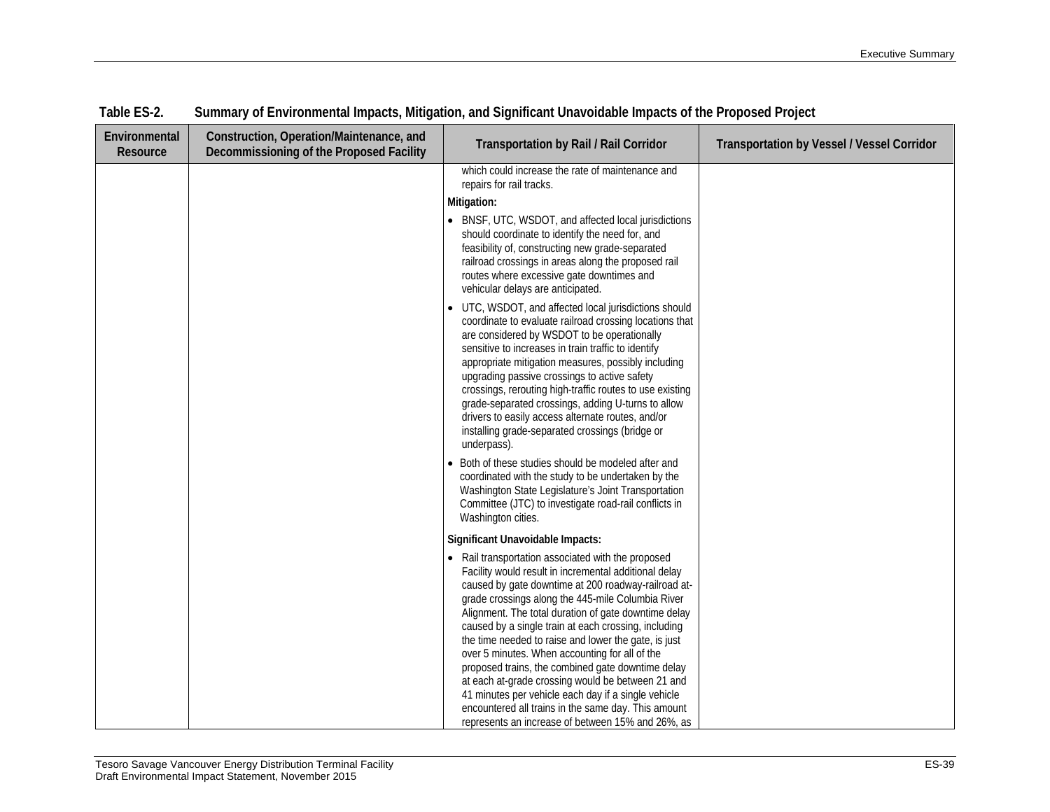**Table ES-2. Summary of Environmental Impacts, Mitigation, and Significant Unavoidable Impacts of the Proposed Project**

| Environmental Resource | Construction, Operation/Maintenance, and Decommissioning of the Proposed Facility | Transportation by Rail / Rail Corridor | Transportation by Vessel / Vessel Corridor |
|---|---|---|---|
| | | which could increase the rate of maintenance and repairs for rail tracks.<br><br>**Mitigation:**<br><br>• BNSF, UTC, WSDOT, and affected local jurisdictions should coordinate to identify the need for, and feasibility of, constructing new grade-separated railroad crossings in areas along the proposed rail routes where excessive gate downtimes and vehicular delays are anticipated.<br><br>• UTC, WSDOT, and affected local jurisdictions should coordinate to evaluate railroad crossing locations that are considered by WSDOT to be operationally sensitive to increases in train traffic to identify appropriate mitigation measures, possibly including upgrading passive crossings to active safety crossings, rerouting high-traffic routes to use existing grade-separated crossings, adding U-turns to allow drivers to easily access alternate routes, and/or installing grade-separated crossings (bridge or underpass).<br><br>• Both of these studies should be modeled after and coordinated with the study to be undertaken by the Washington State Legislature's Joint Transportation Committee (JTC) to investigate road-rail conflicts in Washington cities.<br><br>**Significant Unavoidable Impacts:**<br><br>• Rail transportation associated with the proposed Facility would result in incremental additional delay caused by gate downtime at 200 roadway-railroad at-grade crossings along the 445-mile Columbia River Alignment. The total duration of gate downtime delay caused by a single train at each crossing, including the time needed to raise and lower the gate, is just over 5 minutes. When accounting for all of the proposed trains, the combined gate downtime delay at each at-grade crossing would be between 21 and 41 minutes per vehicle each day if a single vehicle encountered all trains in the same day. This amount represents an increase of between 15% and 26%, as | |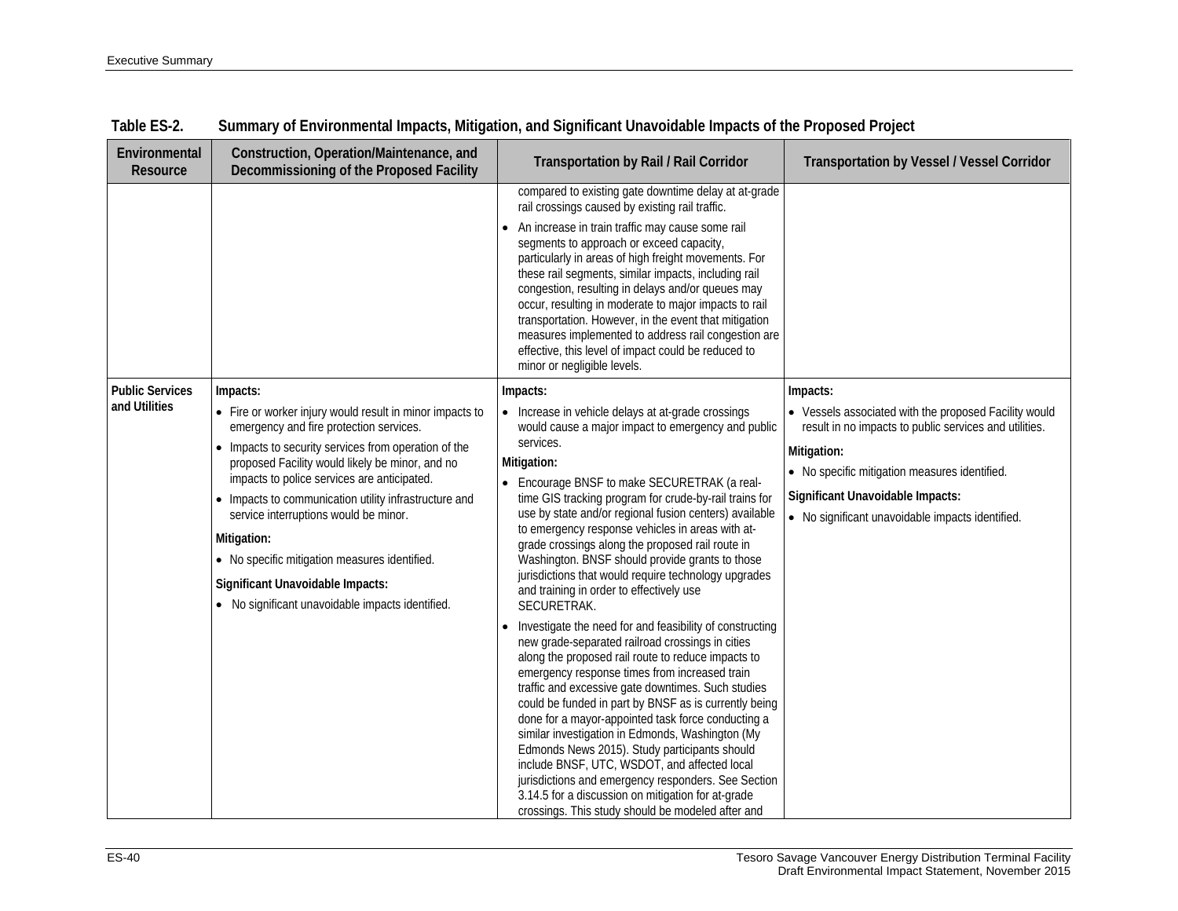Table ES-2. Summary of Environmental Impacts, Mitigation, and Significant Unavoidable Impacts of the Proposed Project

| Environmental Resource | Construction, Operation/Maintenance, and Decommissioning of the Proposed Facility | Transportation by Rail / Rail Corridor | Transportation by Vessel / Vessel Corridor |
|---|---|---|---|
| | | compared to existing gate downtime delay at at-grade rail crossings caused by existing rail traffic.<br>• An increase in train traffic may cause some rail segments to approach or exceed capacity, particularly in areas of high freight movements. For these rail segments, similar impacts, including rail congestion, resulting in delays and/or queues may occur, resulting in moderate to major impacts to rail transportation. However, in the event that mitigation measures implemented to address rail congestion are effective, this level of impact could be reduced to minor or negligible levels. | |
| **Public Services and Utilities** | **Impacts:**<br>• Fire or worker injury would result in minor impacts to emergency and fire protection services.<br>• Impacts to security services from operation of the proposed Facility would likely be minor, and no impacts to police services are anticipated.<br>• Impacts to communication utility infrastructure and service interruptions would be minor.<br>**Mitigation:**<br>• No specific mitigation measures identified.<br>**Significant Unavoidable Impacts:**<br>• No significant unavoidable impacts identified. | **Impacts:**<br>• Increase in vehicle delays at at-grade crossings would cause a major impact to emergency and public services.<br>**Mitigation:**<br>• Encourage BNSF to make SECURETRAK (a real-time GIS tracking program for crude-by-rail trains for use by state and/or regional fusion centers) available to emergency response vehicles in areas with at-grade crossings along the proposed rail route in Washington. BNSF should provide grants to those jurisdictions that would require technology upgrades and training in order to effectively use SECURETRAK.<br>• Investigate the need for and feasibility of constructing new grade-separated railroad crossings in cities along the proposed rail route to reduce impacts to emergency response times from increased train traffic and excessive gate downtimes. Such studies could be funded in part by BNSF as is currently being done for a mayor-appointed task force conducting a similar investigation in Edmonds, Washington (My Edmonds News 2015). Study participants should include BNSF, UTC, WSDOT, and affected local jurisdictions and emergency responders. See Section 3.14.5 for a discussion on mitigation for at-grade crossings. This study should be modeled after and | **Impacts:**<br>• Vessels associated with the proposed Facility would result in no impacts to public services and utilities.<br>**Mitigation:**<br>• No specific mitigation measures identified.<br>**Significant Unavoidable Impacts:**<br>• No significant unavoidable impacts identified. |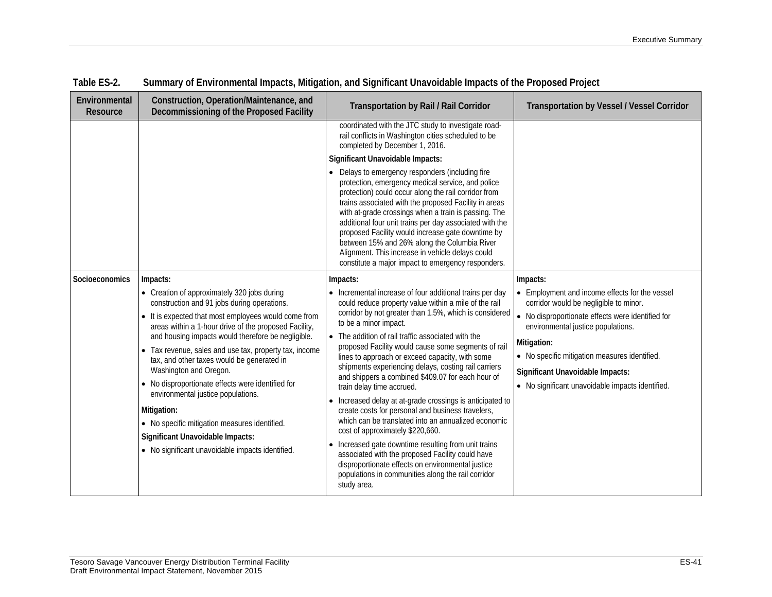**Table ES-2. Summary of Environmental Impacts, Mitigation, and Significant Unavoidable Impacts of the Proposed Project**

| Environmental Resource | Construction, Operation/Maintenance, and Decommissioning of the Proposed Facility | Transportation by Rail / Rail Corridor | Transportation by Vessel / Vessel Corridor |
|---|---|---|---|
| | | coordinated with the JTC study to investigate road-rail conflicts in Washington cities scheduled to be completed by December 1, 2016.<br>**Significant Unavoidable Impacts:**<br>• Delays to emergency responders (including fire protection, emergency medical service, and police protection) could occur along the rail corridor from trains associated with the proposed Facility in areas with at-grade crossings when a train is passing. The additional four unit trains per day associated with the proposed Facility would increase gate downtime by between 15% and 26% along the Columbia River Alignment. This increase in vehicle delays could constitute a major impact to emergency responders. | |
| **Socioeconomics** | **Impacts:**<br>• Creation of approximately 320 jobs during construction and 91 jobs during operations.<br>• It is expected that most employees would come from areas within a 1-hour drive of the proposed Facility, and housing impacts would therefore be negligible.<br>• Tax revenue, sales and use tax, property tax, income tax, and other taxes would be generated in Washington and Oregon.<br>• No disproportionate effects were identified for environmental justice populations.<br>**Mitigation:**<br>• No specific mitigation measures identified.<br>**Significant Unavoidable Impacts:**<br>• No significant unavoidable impacts identified. | **Impacts:**<br>• Incremental increase of four additional trains per day could reduce property value within a mile of the rail corridor by not greater than 1.5%, which is considered to be a minor impact.<br>• The addition of rail traffic associated with the proposed Facility would cause some segments of rail lines to approach or exceed capacity, with some shipments experiencing delays, costing rail carriers and shippers a combined $409.07 for each hour of train delay time accrued.<br>• Increased delay at at-grade crossings is anticipated to create costs for personal and business travelers, which can be translated into an annualized economic cost of approximately $220,660.<br>• Increased gate downtime resulting from unit trains associated with the proposed Facility could have disproportionate effects on environmental justice populations in communities along the rail corridor study area. | **Impacts:**<br>• Employment and income effects for the vessel corridor would be negligible to minor.<br>• No disproportionate effects were identified for environmental justice populations.<br>**Mitigation:**<br>• No specific mitigation measures identified.<br>**Significant Unavoidable Impacts:**<br>• No significant unavoidable impacts identified. |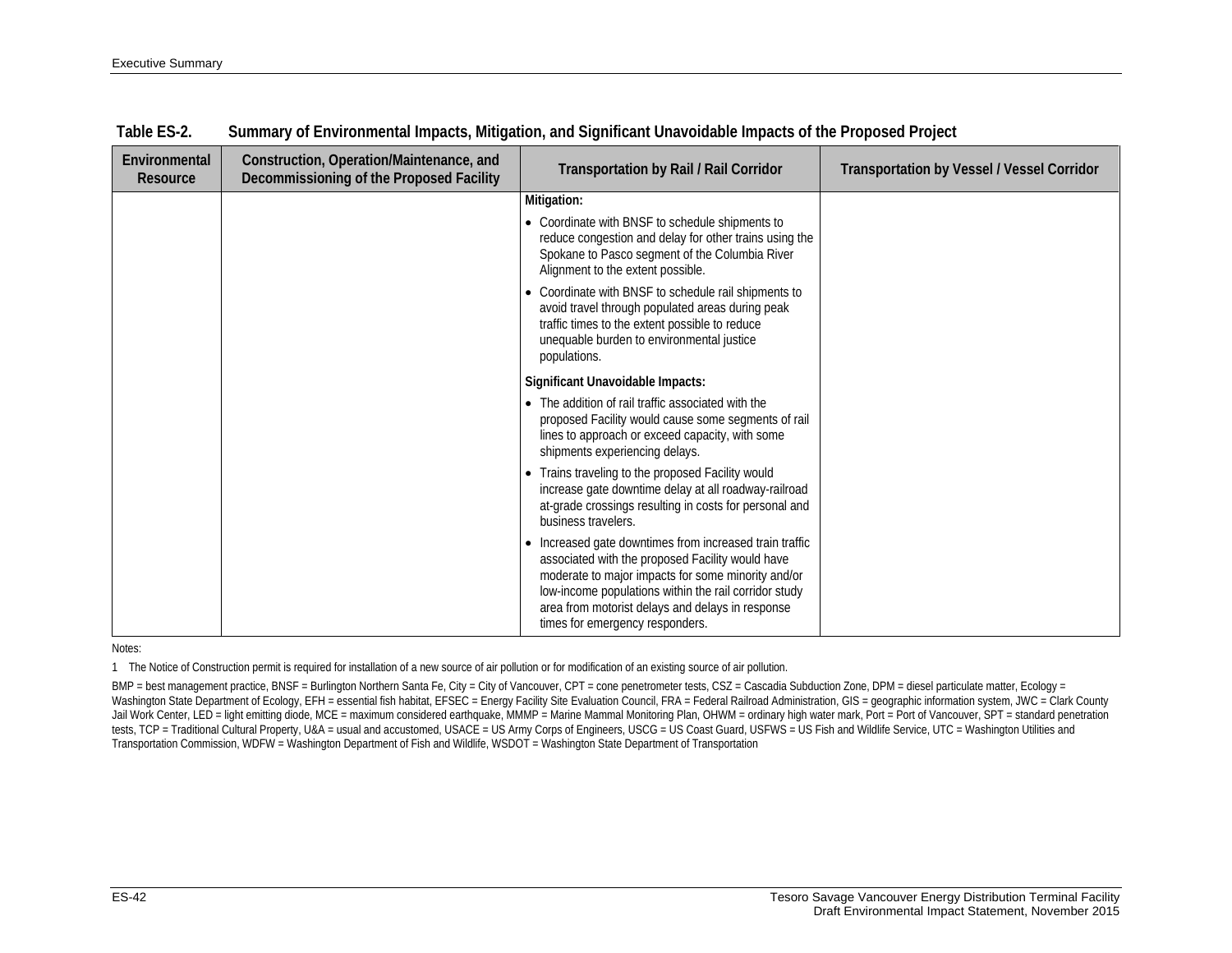**Table ES-2. Summary of Environmental Impacts, Mitigation, and Significant Unavoidable Impacts of the Proposed Project**

| Environmental Resource | Construction, Operation/Maintenance, and Decommissioning of the Proposed Facility | Transportation by Rail / Rail Corridor | Transportation by Vessel / Vessel Corridor |
|---|---|---|---|
| | | **Mitigation:**<br>• Coordinate with BNSF to schedule shipments to reduce congestion and delay for other trains using the Spokane to Pasco segment of the Columbia River Alignment to the extent possible.<br>• Coordinate with BNSF to schedule rail shipments to avoid travel through populated areas during peak traffic times to the extent possible to reduce unequable burden to environmental justice populations.<br>**Significant Unavoidable Impacts:**<br>• The addition of rail traffic associated with the proposed Facility would cause some segments of rail lines to approach or exceed capacity, with some shipments experiencing delays.<br>• Trains traveling to the proposed Facility would increase gate downtime delay at all roadway-railroad at-grade crossings resulting in costs for personal and business travelers.<br>• Increased gate downtimes from increased train traffic associated with the proposed Facility would have moderate to major impacts for some minority and/or low-income populations within the rail corridor study area from motorist delays and delays in response times for emergency responders. | |

Notes:

1 The Notice of Construction permit is required for installation of a new source of air pollution or for modification of an existing source of air pollution.

BMP = best management practice, BNSF = Burlington Northern Santa Fe, City = City of Vancouver, CPT = cone penetrometer tests, CSZ = Cascadia Subduction Zone, DPM = diesel particulate matter, Ecology = Washington State Department of Ecology, EFH = essential fish habitat, EFSEC = Energy Facility Site Evaluation Council, FRA = Federal Railroad Administration, GIS = geographic information system, JWC = Clark County Jail Work Center, LED = light emitting diode, MCE = maximum considered earthquake, MMMP = Marine Mammal Monitoring Plan, OHWM = ordinary high water mark, Port = Port of Vancouver, SPT = standard penetration tests, TCP = Traditional Cultural Property, U&A = usual and accustomed, USACE = US Army Corps of Engineers, USCG = US Coast Guard, USFWS = US Fish and Wildlife Service, UTC = Washington Utilities and Transportation Commission, WDFW = Washington Department of Fish and Wildlife, WSDOT = Washington State Department of Transportation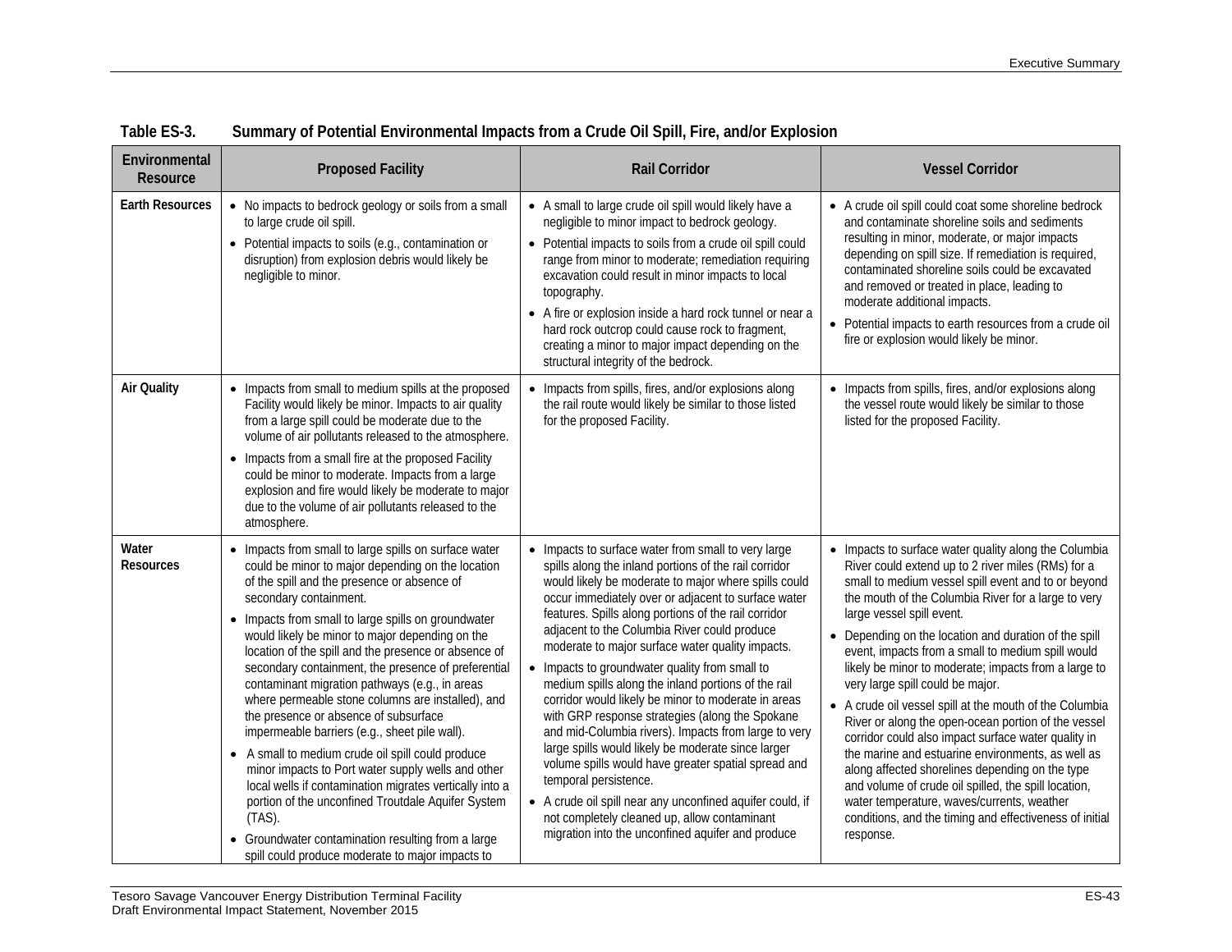**Table ES-3. Summary of Potential Environmental Impacts from a Crude Oil Spill, Fire, and/or Explosion**

| Environmental Resource | Proposed Facility | Rail Corridor | Vessel Corridor |
|---|---|---|---|
| **Earth Resources** | • No impacts to bedrock geology or soils from a small to large crude oil spill.<br>• Potential impacts to soils (e.g., contamination or disruption) from explosion debris would likely be negligible to minor. | • A small to large crude oil spill would likely have a negligible to minor impact to bedrock geology.<br>• Potential impacts to soils from a crude oil spill could range from minor to moderate; remediation requiring excavation could result in minor impacts to local topography.<br>• A fire or explosion inside a hard rock tunnel or near a hard rock outcrop could cause rock to fragment, creating a minor to major impact depending on the structural integrity of the bedrock. | • A crude oil spill could coat some shoreline bedrock and contaminate shoreline soils and sediments resulting in minor, moderate, or major impacts depending on spill size. If remediation is required, contaminated shoreline soils could be excavated and removed or treated in place, leading to moderate additional impacts.<br>• Potential impacts to earth resources from a crude oil fire or explosion would likely be minor. |
| **Air Quality** | • Impacts from small to medium spills at the proposed Facility would likely be minor. Impacts to air quality from a large spill could be moderate due to the volume of air pollutants released to the atmosphere.<br>• Impacts from a small fire at the proposed Facility could be minor to moderate. Impacts from a large explosion and fire would likely be moderate to major due to the volume of air pollutants released to the atmosphere. | • Impacts from spills, fires, and/or explosions along the rail route would likely be similar to those listed for the proposed Facility. | • Impacts from spills, fires, and/or explosions along the vessel route would likely be similar to those listed for the proposed Facility. |
| **Water Resources** | • Impacts from small to large spills on surface water could be minor to major depending on the location of the spill and the presence or absence of secondary containment.<br>• Impacts from small to large spills on groundwater would likely be minor to major depending on the location of the spill and the presence or absence of secondary containment, the presence of preferential contaminant migration pathways (e.g., in areas where permeable stone columns are installed), and the presence or absence of subsurface impermeable barriers (e.g., sheet pile wall).<br>• A small to medium crude oil spill could produce minor impacts to Port water supply wells and other local wells if contamination migrates vertically into a portion of the unconfined Troutdale Aquifer System (TAS).<br>• Groundwater contamination resulting from a large spill could produce moderate to major impacts to | • Impacts to surface water from small to very large spills along the inland portions of the rail corridor would likely be moderate to major where spills could occur immediately over or adjacent to surface water features. Spills along portions of the rail corridor adjacent to the Columbia River could produce moderate to major surface water quality impacts.<br>• Impacts to groundwater quality from small to medium spills along the inland portions of the rail corridor would likely be minor to moderate in areas with GRP response strategies (along the Spokane and mid-Columbia rivers). Impacts from large to very large spills would likely be moderate since larger volume spills would have greater spatial spread and temporal persistence.<br>• A crude oil spill near any unconfined aquifer could, if not completely cleaned up, allow contaminant migration into the unconfined aquifer and produce | • Impacts to surface water quality along the Columbia River could extend up to 2 river miles (RMs) for a small to medium vessel spill event and to or beyond the mouth of the Columbia River for a large to very large vessel spill event.<br>• Depending on the location and duration of the spill event, impacts from a small to medium spill would likely be minor to moderate; impacts from a large to very large spill could be major.<br>• A crude oil vessel spill at the mouth of the Columbia River or along the open-ocean portion of the vessel corridor could also impact surface water quality in the marine and estuarine environments, as well as along affected shorelines depending on the type and volume of crude oil spilled, the spill location, water temperature, waves/currents, weather conditions, and the timing and effectiveness of initial response. |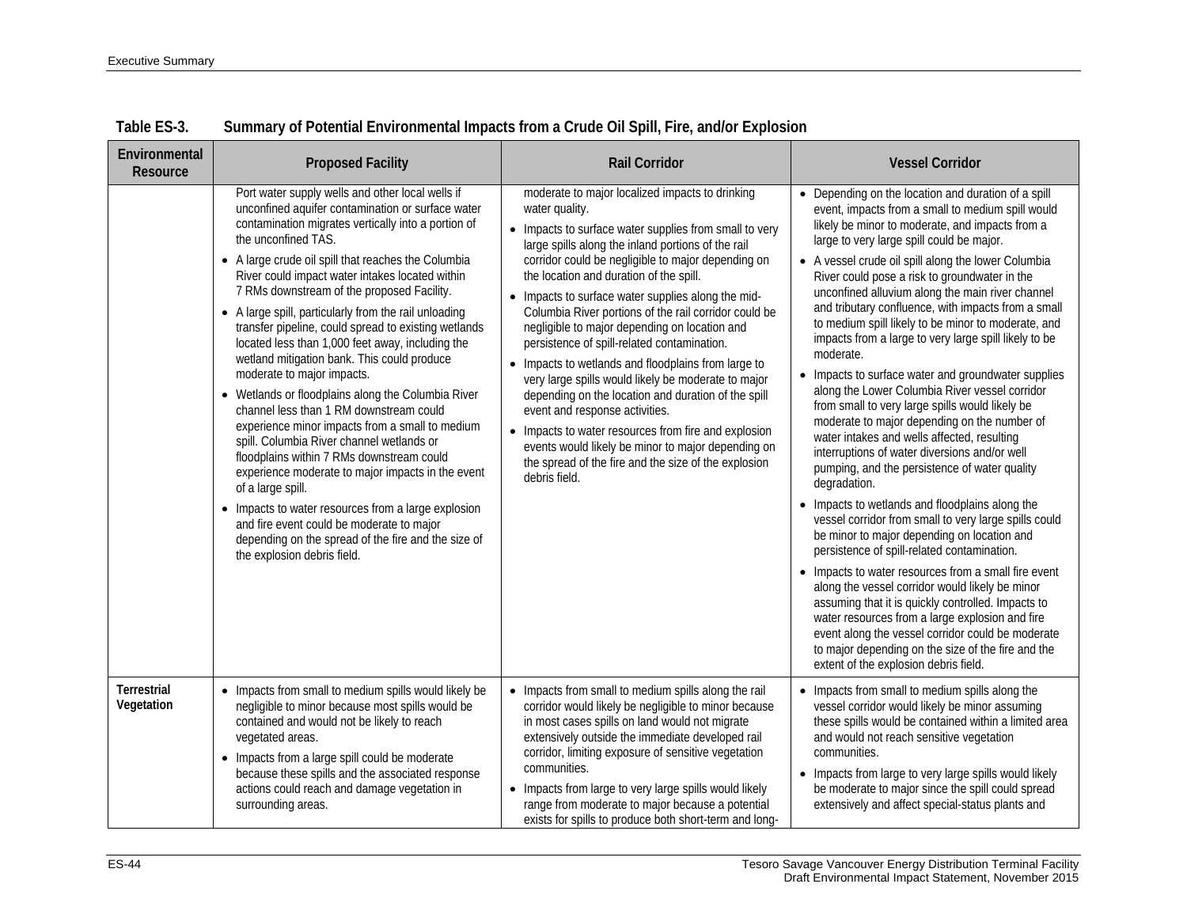**Table ES-3. Summary of Potential Environmental Impacts from a Crude Oil Spill, Fire, and/or Explosion**

| Environmental Resource | Proposed Facility | Rail Corridor | Vessel Corridor |
|---|---|---|---|
| | Port water supply wells and other local wells if unconfined aquifer contamination or surface water contamination migrates vertically into a portion of the unconfined TAS.<br>• A large crude oil spill that reaches the Columbia River could impact water intakes located within 7 RMs downstream of the proposed Facility.<br>• A large spill, particularly from the rail unloading transfer pipeline, could spread to existing wetlands located less than 1,000 feet away, including the wetland mitigation bank. This could produce moderate to major impacts.<br>• Wetlands or floodplains along the Columbia River channel less than 1 RM downstream could experience minor impacts from a small to medium spill. Columbia River channel wetlands or floodplains within 7 RMs downstream could experience moderate to major impacts in the event of a large spill.<br>• Impacts to water resources from a large explosion and fire event could be moderate to major depending on the spread of the fire and the size of the explosion debris field. | moderate to major localized impacts to drinking water quality.<br>• Impacts to surface water supplies from small to very large spills along the inland portions of the rail corridor could be negligible to major depending on the location and duration of the spill.<br>• Impacts to surface water supplies along the mid-Columbia River portions of the rail corridor could be negligible to major depending on location and persistence of spill-related contamination.<br>• Impacts to wetlands and floodplains from large to very large spills would likely be moderate to major depending on the location and duration of the spill event and response activities.<br>• Impacts to water resources from fire and explosion events would likely be minor to major depending on the spread of the fire and the size of the explosion debris field. | • Depending on the location and duration of a spill event, impacts from a small to medium spill would likely be minor to moderate, and impacts from a large to very large spill could be major.<br>• A vessel crude oil spill along the lower Columbia River could pose a risk to groundwater in the unconfined alluvium along the main river channel and tributary confluence, with impacts from a small to medium spill likely to be minor to moderate, and impacts from a large to very large spill likely to be moderate.<br>• Impacts to surface water and groundwater supplies along the Lower Columbia River vessel corridor from small to very large spills would likely be moderate to major depending on the number of water intakes and wells affected, resulting interruptions of water diversions and/or well pumping, and the persistence of water quality degradation.<br>• Impacts to wetlands and floodplains along the vessel corridor from small to very large spills could be minor to major depending on location and persistence of spill-related contamination.<br>• Impacts to water resources from a small fire event along the vessel corridor would likely be minor assuming that it is quickly controlled. Impacts to water resources from a large explosion and fire event along the vessel corridor could be moderate to major depending on the size of the fire and the extent of the explosion debris field. |
| **Terrestrial Vegetation** | • Impacts from small to medium spills would likely be negligible to minor because most spills would be contained and would not be likely to reach vegetated areas.<br>• Impacts from a large spill could be moderate because these spills and the associated response actions could reach and damage vegetation in surrounding areas. | • Impacts from small to medium spills along the rail corridor would likely be negligible to minor because in most cases spills on land would not migrate extensively outside the immediate developed rail corridor, limiting exposure of sensitive vegetation communities.<br>• Impacts from large to very large spills would likely range from moderate to major because a potential exists for spills to produce both short-term and long- | • Impacts from small to medium spills along the vessel corridor would likely be minor assuming these spills would be contained within a limited area and would not reach sensitive vegetation communities.<br>• Impacts from large to very large spills would likely be moderate to major since the spill could spread extensively and affect special-status plants and |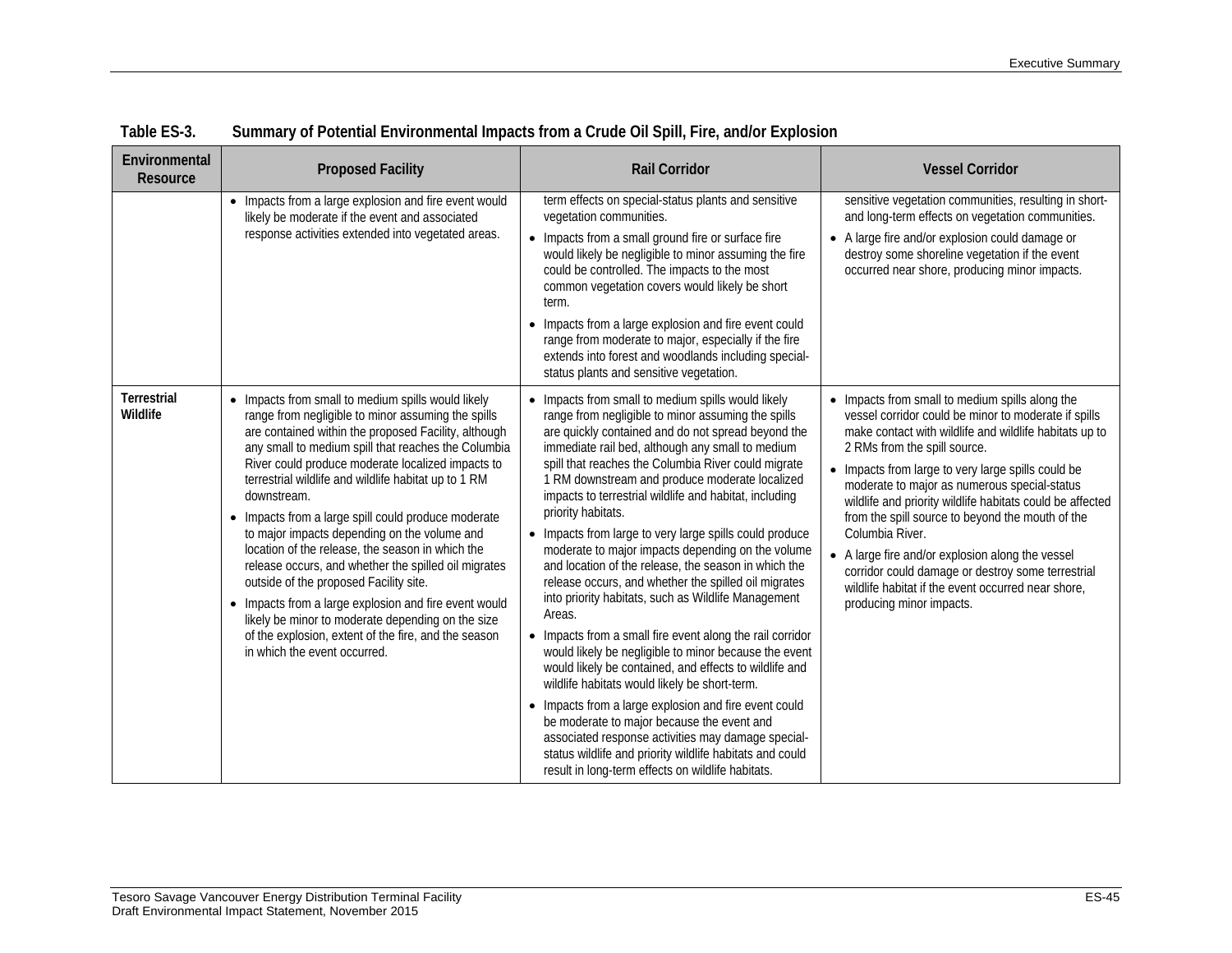**Table ES-3. Summary of Potential Environmental Impacts from a Crude Oil Spill, Fire, and/or Explosion**

| Environmental Resource | Proposed Facility | Rail Corridor | Vessel Corridor |
|---|---|---|---|
| | • Impacts from a large explosion and fire event would likely be moderate if the event and associated response activities extended into vegetated areas. | term effects on special-status plants and sensitive vegetation communities. <br> • Impacts from a small ground fire or surface fire would likely be negligible to minor assuming the fire could be controlled. The impacts to the most common vegetation covers would likely be short term. <br> • Impacts from a large explosion and fire event could range from moderate to major, especially if the fire extends into forest and woodlands including special-status plants and sensitive vegetation. | sensitive vegetation communities, resulting in short- and long-term effects on vegetation communities. <br> • A large fire and/or explosion could damage or destroy some shoreline vegetation if the event occurred near shore, producing minor impacts. |
| **Terrestrial Wildlife** | • Impacts from small to medium spills would likely range from negligible to minor assuming the spills are contained within the proposed Facility, although any small to medium spill that reaches the Columbia River could produce moderate localized impacts to terrestrial wildlife and wildlife habitat up to 1 RM downstream. <br> • Impacts from a large spill could produce moderate to major impacts depending on the volume and location of the release, the season in which the release occurs, and whether the spilled oil migrates outside of the proposed Facility site. <br> • Impacts from a large explosion and fire event would likely be minor to moderate depending on the size of the explosion, extent of the fire, and the season in which the event occurred. | • Impacts from small to medium spills would likely range from negligible to minor assuming the spills are quickly contained and do not spread beyond the immediate rail bed, although any small to medium spill that reaches the Columbia River could migrate 1 RM downstream and produce moderate localized impacts to terrestrial wildlife and habitat, including priority habitats. <br> • Impacts from large to very large spills could produce moderate to major impacts depending on the volume and location of the release, the season in which the release occurs, and whether the spilled oil migrates into priority habitats, such as Wildlife Management Areas. <br> • Impacts from a small fire event along the rail corridor would likely be negligible to minor because the event would likely be contained, and effects to wildlife and wildlife habitats would likely be short-term. <br> • Impacts from a large explosion and fire event could be moderate to major because the event and associated response activities may damage special-status wildlife and priority wildlife habitats and could result in long-term effects on wildlife habitats. | • Impacts from small to medium spills along the vessel corridor could be minor to moderate if spills make contact with wildlife and wildlife habitats up to 2 RMs from the spill source. <br> • Impacts from large to very large spills could be moderate to major as numerous special-status wildlife and priority wildlife habitats could be affected from the spill source to beyond the mouth of the Columbia River. <br> • A large fire and/or explosion along the vessel corridor could damage or destroy some terrestrial wildlife habitat if the event occurred near shore, producing minor impacts. |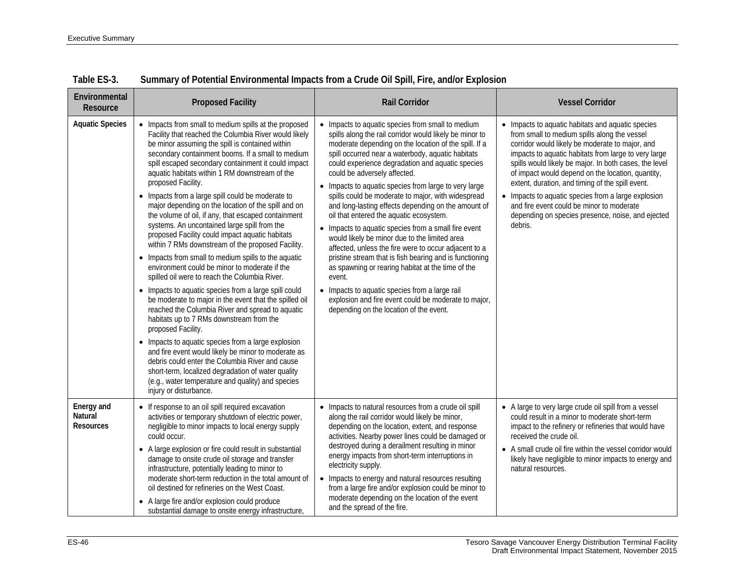**Table ES-3. Summary of Potential Environmental Impacts from a Crude Oil Spill, Fire, and/or Explosion**

| Environmental Resource | Proposed Facility | Rail Corridor | Vessel Corridor |
|---|---|---|---|
| **Aquatic Species** | • Impacts from small to medium spills at the proposed Facility that reached the Columbia River would likely be minor assuming the spill is contained within secondary containment booms. If a small to medium spill escaped secondary containment it could impact aquatic habitats within 1 RM downstream of the proposed Facility.<br>• Impacts from a large spill could be moderate to major depending on the location of the spill and on the volume of oil, if any, that escaped containment systems. An uncontained large spill from the proposed Facility could impact aquatic habitats within 7 RMs downstream of the proposed Facility.<br>• Impacts from small to medium spills to the aquatic environment could be minor to moderate if the spilled oil were to reach the Columbia River.<br>• Impacts to aquatic species from a large spill could be moderate to major in the event that the spilled oil reached the Columbia River and spread to aquatic habitats up to 7 RMs downstream from the proposed Facility.<br>• Impacts to aquatic species from a large explosion and fire event would likely be minor to moderate as debris could enter the Columbia River and cause short-term, localized degradation of water quality (e.g., water temperature and quality) and species injury or disturbance. | • Impacts to aquatic species from small to medium spills along the rail corridor would likely be minor to moderate depending on the location of the spill. If a spill occurred near a waterbody, aquatic habitats could experience degradation and aquatic species could be adversely affected.<br>• Impacts to aquatic species from large to very large spills could be moderate to major, with widespread and long-lasting effects depending on the amount of oil that entered the aquatic ecosystem.<br>• Impacts to aquatic species from a small fire event would likely be minor due to the limited area affected, unless the fire were to occur adjacent to a pristine stream that is fish bearing and is functioning as spawning or rearing habitat at the time of the event.<br>• Impacts to aquatic species from a large rail explosion and fire event could be moderate to major, depending on the location of the event. | • Impacts to aquatic habitats and aquatic species from small to medium spills along the vessel corridor would likely be moderate to major, and impacts to aquatic habitats from large to very large spills would likely be major. In both cases, the level of impact would depend on the location, quantity, extent, duration, and timing of the spill event.<br>• Impacts to aquatic species from a large explosion and fire event could be minor to moderate depending on species presence, noise, and ejected debris. |
| **Energy and Natural Resources** | • If response to an oil spill required excavation activities or temporary shutdown of electric power, negligible to minor impacts to local energy supply could occur.<br>• A large explosion or fire could result in substantial damage to onsite crude oil storage and transfer infrastructure, potentially leading to minor to moderate short-term reduction in the total amount of oil destined for refineries on the West Coast.<br>• A large fire and/or explosion could produce substantial damage to onsite energy infrastructure, | • Impacts to natural resources from a crude oil spill along the rail corridor would likely be minor, depending on the location, extent, and response activities. Nearby power lines could be damaged or destroyed during a derailment resulting in minor energy impacts from short-term interruptions in electricity supply.<br>• Impacts to energy and natural resources resulting from a large fire and/or explosion could be minor to moderate depending on the location of the event and the spread of the fire. | • A large to very large crude oil spill from a vessel could result in a minor to moderate short-term impact to the refinery or refineries that would have received the crude oil.<br>• A small crude oil fire within the vessel corridor would likely have negligible to minor impacts to energy and natural resources. |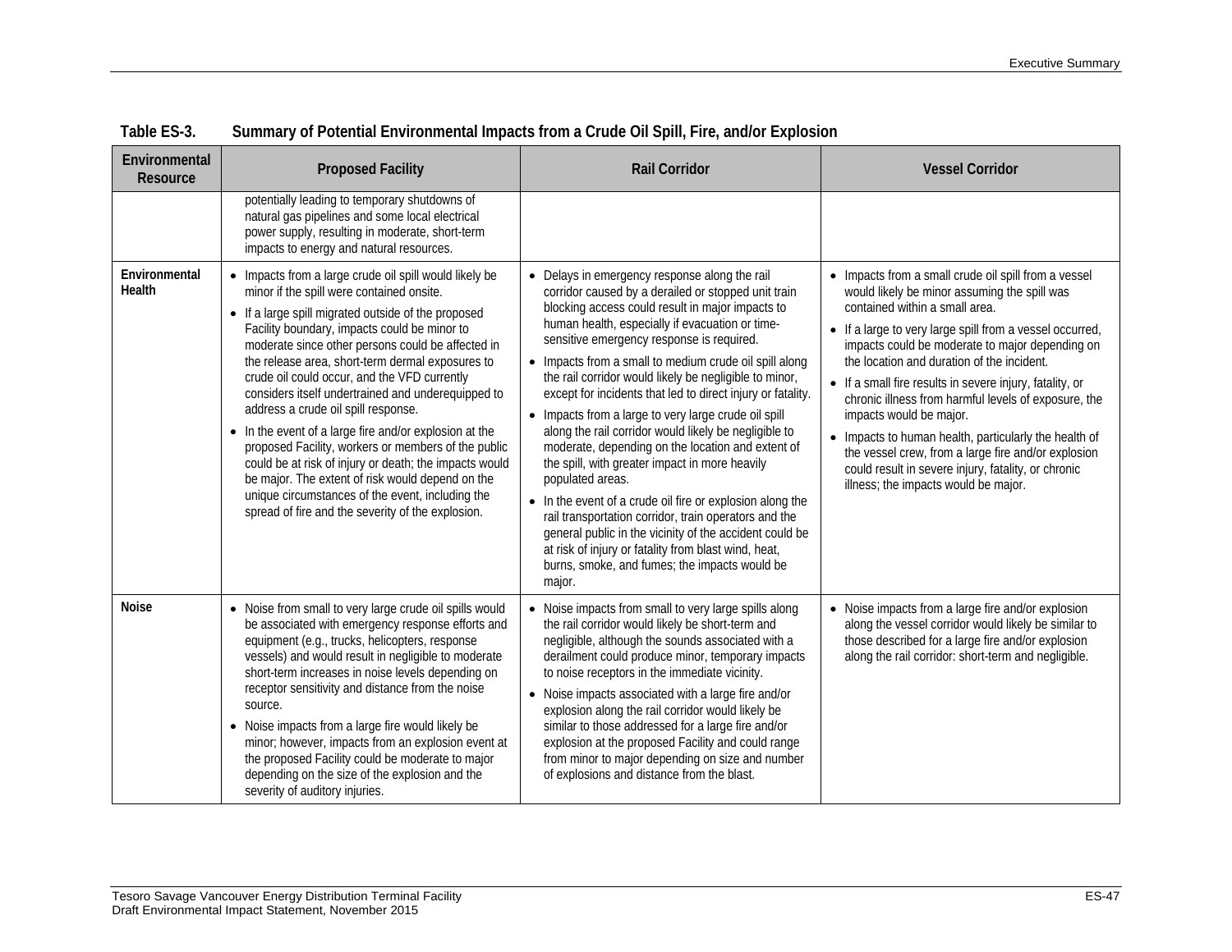**Table ES-3. Summary of Potential Environmental Impacts from a Crude Oil Spill, Fire, and/or Explosion**

| Environmental Resource | Proposed Facility | Rail Corridor | Vessel Corridor |
|---|---|---|---|
| | potentially leading to temporary shutdowns of natural gas pipelines and some local electrical power supply, resulting in moderate, short-term impacts to energy and natural resources. | | |
| **Environmental Health** | • Impacts from a large crude oil spill would likely be minor if the spill were contained onsite.<br>• If a large spill migrated outside of the proposed Facility boundary, impacts could be minor to moderate since other persons could be affected in the release area, short-term dermal exposures to crude oil could occur, and the VFD currently considers itself undertrained and underequipped to address a crude oil spill response.<br>• In the event of a large fire and/or explosion at the proposed Facility, workers or members of the public could be at risk of injury or death; the impacts would be major. The extent of risk would depend on the unique circumstances of the event, including the spread of fire and the severity of the explosion. | • Delays in emergency response along the rail corridor caused by a derailed or stopped unit train blocking access could result in major impacts to human health, especially if evacuation or time-sensitive emergency response is required.<br>• Impacts from a small to medium crude oil spill along the rail corridor would likely be negligible to minor, except for incidents that led to direct injury or fatality.<br>• Impacts from a large to very large crude oil spill along the rail corridor would likely be negligible to moderate, depending on the location and extent of the spill, with greater impact in more heavily populated areas.<br>• In the event of a crude oil fire or explosion along the rail transportation corridor, train operators and the general public in the vicinity of the accident could be at risk of injury or fatality from blast wind, heat, burns, smoke, and fumes; the impacts would be major. | • Impacts from a small crude oil spill from a vessel would likely be minor assuming the spill was contained within a small area.<br>• If a large to very large spill from a vessel occurred, impacts could be moderate to major depending on the location and duration of the incident.<br>• If a small fire results in severe injury, fatality, or chronic illness from harmful levels of exposure, the impacts would be major.<br>• Impacts to human health, particularly the health of the vessel crew, from a large fire and/or explosion could result in severe injury, fatality, or chronic illness; the impacts would be major. |
| **Noise** | • Noise from small to very large crude oil spills would be associated with emergency response efforts and equipment (e.g., trucks, helicopters, response vessels) and would result in negligible to moderate short-term increases in noise levels depending on receptor sensitivity and distance from the noise source.<br>• Noise impacts from a large fire would likely be minor; however, impacts from an explosion event at the proposed Facility could be moderate to major depending on the size of the explosion and the severity of auditory injuries. | • Noise impacts from small to very large spills along the rail corridor would likely be short-term and negligible, although the sounds associated with a derailment could produce minor, temporary impacts to noise receptors in the immediate vicinity.<br>• Noise impacts associated with a large fire and/or explosion along the rail corridor would likely be similar to those addressed for a large fire and/or explosion at the proposed Facility and could range from minor to major depending on size and number of explosions and distance from the blast. | • Noise impacts from a large fire and/or explosion along the vessel corridor would likely be similar to those described for a large fire and/or explosion along the rail corridor: short-term and negligible. |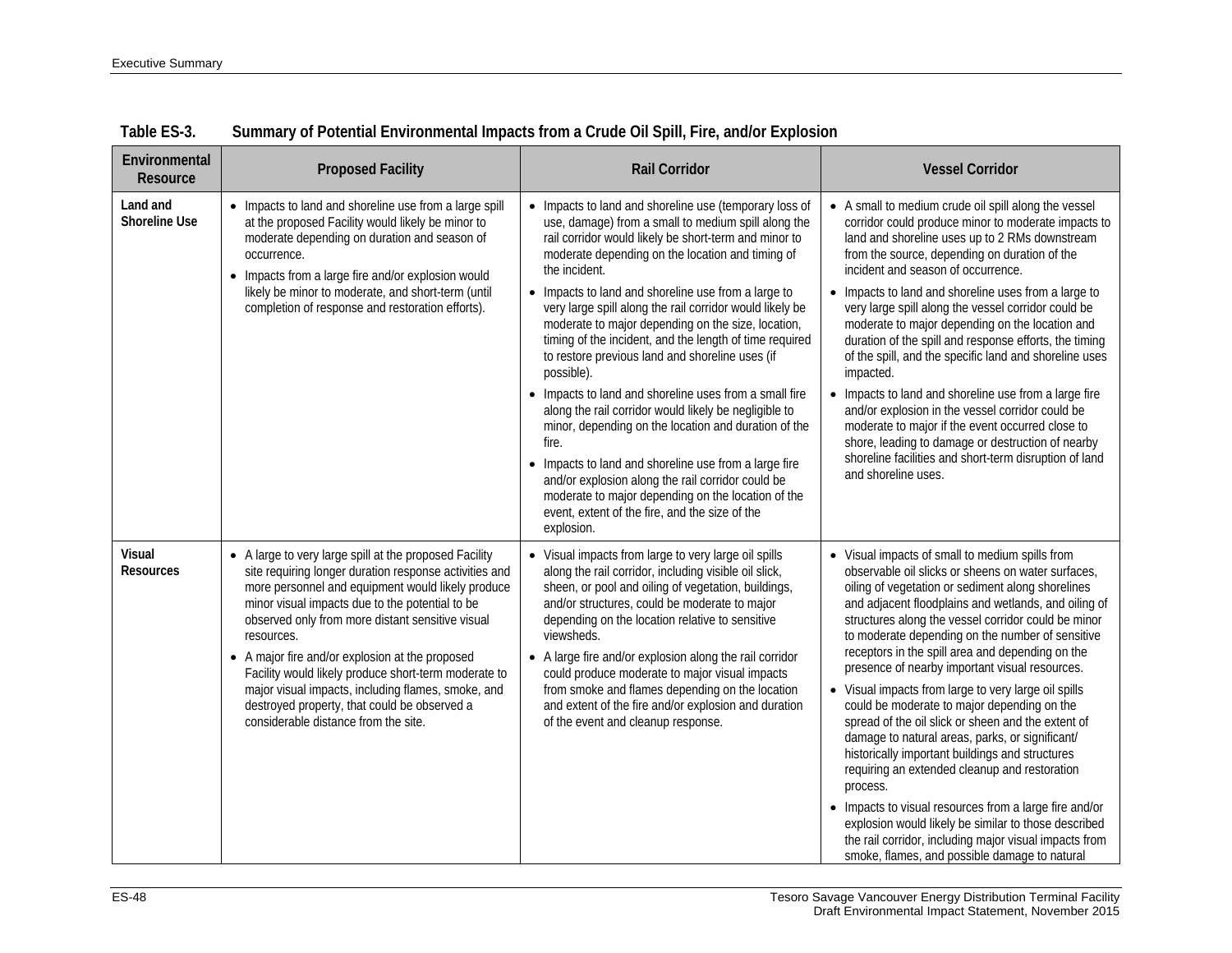**Table ES-3. Summary of Potential Environmental Impacts from a Crude Oil Spill, Fire, and/or Explosion**

| Environmental Resource | Proposed Facility | Rail Corridor | Vessel Corridor |
|---|---|---|---|
| **Land and Shoreline Use** | • Impacts to land and shoreline use from a large spill at the proposed Facility would likely be minor to moderate depending on duration and season of occurrence.<br>• Impacts from a large fire and/or explosion would likely be minor to moderate, and short-term (until completion of response and restoration efforts). | • Impacts to land and shoreline use (temporary loss of use, damage) from a small to medium spill along the rail corridor would likely be short-term and minor to moderate depending on the location and timing of the incident.<br>• Impacts to land and shoreline use from a large to very large spill along the rail corridor would likely be moderate to major depending on the size, location, timing of the incident, and the length of time required to restore previous land and shoreline uses (if possible).<br>• Impacts to land and shoreline uses from a small fire along the rail corridor would likely be negligible to minor, depending on the location and duration of the fire.<br>• Impacts to land and shoreline use from a large fire and/or explosion along the rail corridor could be moderate to major depending on the location of the event, extent of the fire, and the size of the explosion. | • A small to medium crude oil spill along the vessel corridor could produce minor to moderate impacts to land and shoreline uses up to 2 RMs downstream from the source, depending on duration of the incident and season of occurrence.<br>• Impacts to land and shoreline uses from a large to very large spill along the vessel corridor could be moderate to major depending on the location and duration of the spill and response efforts, the timing of the spill, and the specific land and shoreline uses impacted.<br>• Impacts to land and shoreline use from a large fire and/or explosion in the vessel corridor could be moderate to major if the event occurred close to shore, leading to damage or destruction of nearby shoreline facilities and short-term disruption of land and shoreline uses. |
| **Visual Resources** | • A large to very large spill at the proposed Facility site requiring longer duration response activities and more personnel and equipment would likely produce minor visual impacts due to the potential to be observed only from more distant sensitive visual resources.<br>• A major fire and/or explosion at the proposed Facility would likely produce short-term moderate to major visual impacts, including flames, smoke, and destroyed property, that could be observed a considerable distance from the site. | • Visual impacts from large to very large oil spills along the rail corridor, including visible oil slick, sheen, or pool and oiling of vegetation, buildings, and/or structures, could be moderate to major depending on the location relative to sensitive viewsheds.<br>• A large fire and/or explosion along the rail corridor could produce moderate to major visual impacts from smoke and flames depending on the location and extent of the fire and/or explosion and duration of the event and cleanup response. | • Visual impacts of small to medium spills from observable oil slicks or sheens on water surfaces, oiling of vegetation or sediment along shorelines and adjacent floodplains and wetlands, and oiling of structures along the vessel corridor could be minor to moderate depending on the number of sensitive receptors in the spill area and depending on the presence of nearby important visual resources.<br>• Visual impacts from large to very large oil spills could be moderate to major depending on the spread of the oil slick or sheen and the extent of damage to natural areas, parks, or significant/ historically important buildings and structures requiring an extended cleanup and restoration process.<br>• Impacts to visual resources from a large fire and/or explosion would likely be similar to those described the rail corridor, including major visual impacts from smoke, flames, and possible damage to natural |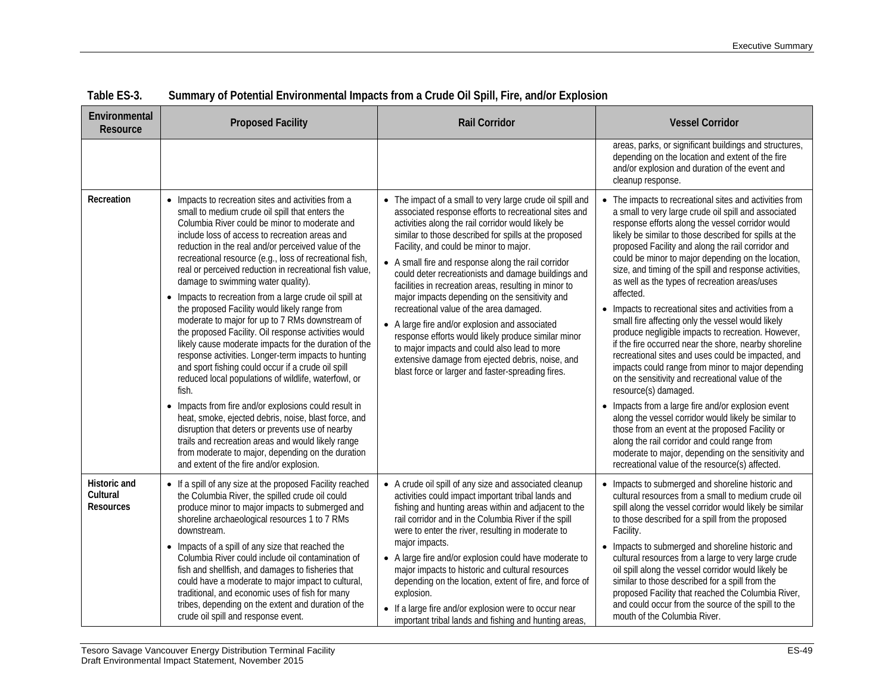**Table ES-3. Summary of Potential Environmental Impacts from a Crude Oil Spill, Fire, and/or Explosion**

| Environmental Resource | Proposed Facility | Rail Corridor | Vessel Corridor |
|---|---|---|---|
| | | | areas, parks, or significant buildings and structures, depending on the location and extent of the fire and/or explosion and duration of the event and cleanup response. |
| **Recreation** | • Impacts to recreation sites and activities from a small to medium crude oil spill that enters the Columbia River could be minor to moderate and include loss of access to recreation areas and reduction in the real and/or perceived value of the recreational resource (e.g., loss of recreational fish, real or perceived reduction in recreational fish value, damage to swimming water quality).<br>• Impacts to recreation from a large crude oil spill at the proposed Facility would likely range from moderate to major for up to 7 RMs downstream of the proposed Facility. Oil response activities would likely cause moderate impacts for the duration of the response activities. Longer-term impacts to hunting and sport fishing could occur if a crude oil spill reduced local populations of wildlife, waterfowl, or fish.<br>• Impacts from fire and/or explosions could result in heat, smoke, ejected debris, noise, blast force, and disruption that deters or prevents use of nearby trails and recreation areas and would likely range from moderate to major, depending on the duration and extent of the fire and/or explosion. | • The impact of a small to very large crude oil spill and associated response efforts to recreational sites and activities along the rail corridor would likely be similar to those described for spills at the proposed Facility, and could be minor to major.<br>• A small fire and response along the rail corridor could deter recreationists and damage buildings and facilities in recreation areas, resulting in minor to major impacts depending on the sensitivity and recreational value of the area damaged.<br>• A large fire and/or explosion and associated response efforts would likely produce similar minor to major impacts and could also lead to more extensive damage from ejected debris, noise, and blast force or larger and faster-spreading fires. | • The impacts to recreational sites and activities from a small to very large crude oil spill and associated response efforts along the vessel corridor would likely be similar to those described for spills at the proposed Facility and along the rail corridor and could be minor to major depending on the location, size, and timing of the spill and response activities, as well as the types of recreation areas/uses affected.<br>• Impacts to recreational sites and activities from a small fire affecting only the vessel would likely produce negligible impacts to recreation. However, if the fire occurred near the shore, nearby shoreline recreational sites and uses could be impacted, and impacts could range from minor to major depending on the sensitivity and recreational value of the resource(s) damaged.<br>• Impacts from a large fire and/or explosion event along the vessel corridor would likely be similar to those from an event at the proposed Facility or along the rail corridor and could range from moderate to major, depending on the sensitivity and recreational value of the resource(s) affected. |
| **Historic and Cultural Resources** | • If a spill of any size at the proposed Facility reached the Columbia River, the spilled crude oil could produce minor to major impacts to submerged and shoreline archaeological resources 1 to 7 RMs downstream.<br>• Impacts of a spill of any size that reached the Columbia River could include oil contamination of fish and shellfish, and damages to fisheries that could have a moderate to major impact to cultural, traditional, and economic uses of fish for many tribes, depending on the extent and duration of the crude oil spill and response event. | • A crude oil spill of any size and associated cleanup activities could impact important tribal lands and fishing and hunting areas within and adjacent to the rail corridor and in the Columbia River if the spill were to enter the river, resulting in moderate to major impacts.<br>• A large fire and/or explosion could have moderate to major impacts to historic and cultural resources depending on the location, extent of fire, and force of explosion.<br>• If a large fire and/or explosion were to occur near important tribal lands and fishing and hunting areas, | • Impacts to submerged and shoreline historic and cultural resources from a small to medium crude oil spill along the vessel corridor would likely be similar to those described for a spill from the proposed Facility.<br>• Impacts to submerged and shoreline historic and cultural resources from a large to very large crude oil spill along the vessel corridor would likely be similar to those described for a spill from the proposed Facility that reached the Columbia River, and could occur from the source of the spill to the mouth of the Columbia River. |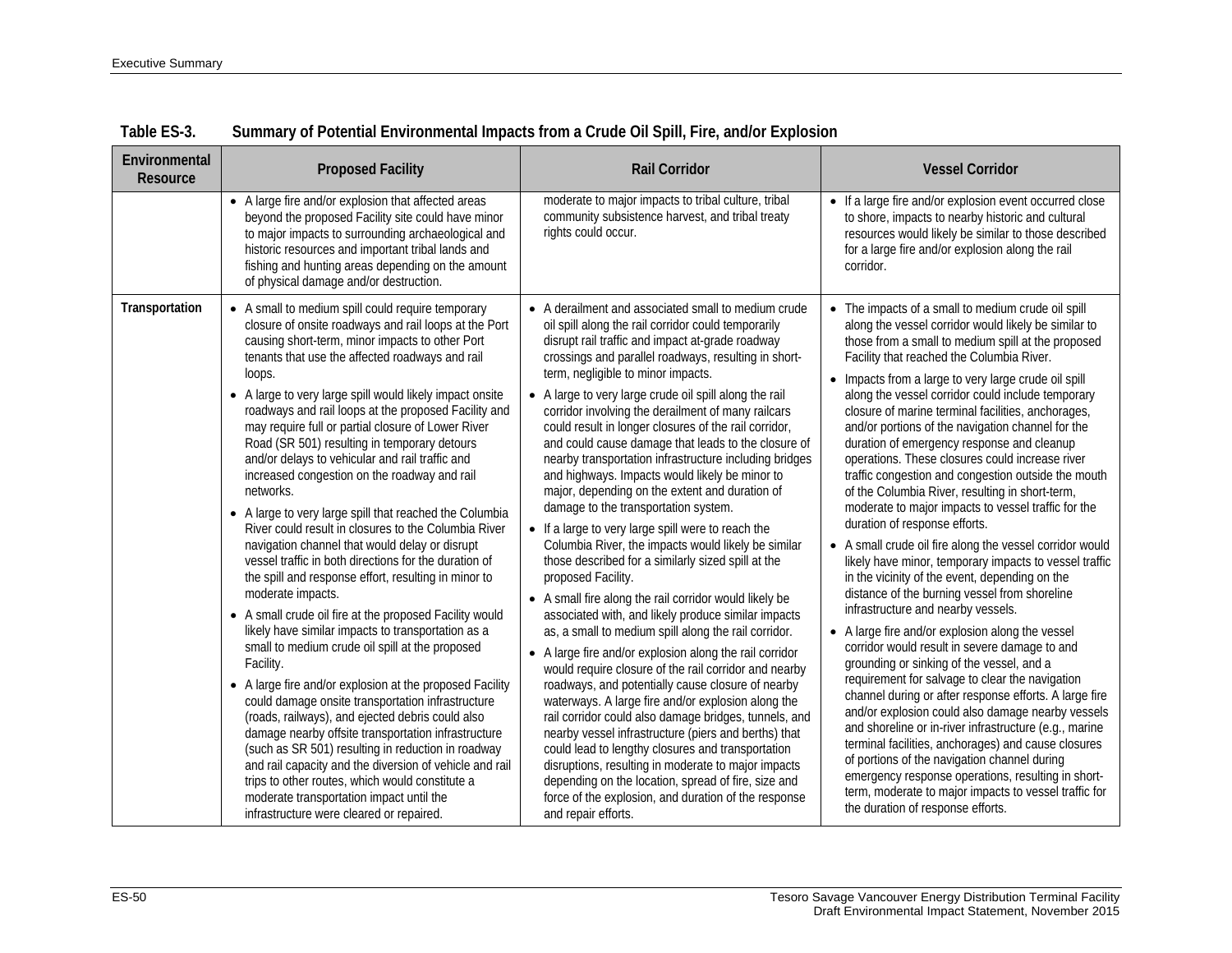**Table ES-3. Summary of Potential Environmental Impacts from a Crude Oil Spill, Fire, and/or Explosion**

| Environmental Resource | Proposed Facility | Rail Corridor | Vessel Corridor |
|---|---|---|---|
| | • A large fire and/or explosion that affected areas beyond the proposed Facility site could have minor to major impacts to surrounding archaeological and historic resources and important tribal lands and fishing and hunting areas depending on the amount of physical damage and/or destruction. | moderate to major impacts to tribal culture, tribal community subsistence harvest, and tribal treaty rights could occur. | • If a large fire and/or explosion event occurred close to shore, impacts to nearby historic and cultural resources would likely be similar to those described for a large fire and/or explosion along the rail corridor. |
| **Transportation** | • A small to medium spill could require temporary closure of onsite roadways and rail loops at the Port causing short-term, minor impacts to other Port tenants that use the affected roadways and rail loops.<br>• A large to very large spill would likely impact onsite roadways and rail loops at the proposed Facility and may require full or partial closure of Lower River Road (SR 501) resulting in temporary detours and/or delays to vehicular and rail traffic and increased congestion on the roadway and rail networks.<br>• A large to very large spill that reached the Columbia River could result in closures to the Columbia River navigation channel that would delay or disrupt vessel traffic in both directions for the duration of the spill and response effort, resulting in minor to moderate impacts.<br>• A small crude oil fire at the proposed Facility would likely have similar impacts to transportation as a small to medium crude oil spill at the proposed Facility.<br>• A large fire and/or explosion at the proposed Facility could damage onsite transportation infrastructure (roads, railways), and ejected debris could also damage nearby offsite transportation infrastructure (such as SR 501) resulting in reduction in roadway and rail capacity and the diversion of vehicle and rail trips to other routes, which would constitute a moderate transportation impact until the infrastructure were cleared or repaired. | • A derailment and associated small to medium crude oil spill along the rail corridor could temporarily disrupt rail traffic and impact at-grade roadway crossings and parallel roadways, resulting in short-term, negligible to minor impacts.<br>• A large to very large crude oil spill along the rail corridor involving the derailment of many railcars could result in longer closures of the rail corridor, and could cause damage that leads to the closure of nearby transportation infrastructure including bridges and highways. Impacts would likely be minor to major, depending on the extent and duration of damage to the transportation system.<br>• If a large to very large spill were to reach the Columbia River, the impacts would likely be similar those described for a similarly sized spill at the proposed Facility.<br>• A small fire along the rail corridor would likely be associated with, and likely produce similar impacts as, a small to medium spill along the rail corridor.<br>• A large fire and/or explosion along the rail corridor would require closure of the rail corridor and nearby roadways, and potentially cause closure of nearby waterways. A large fire and/or explosion along the rail corridor could also damage bridges, tunnels, and nearby vessel infrastructure (piers and berths) that could lead to lengthy closures and transportation disruptions, resulting in moderate to major impacts depending on the location, spread of fire, size and force of the explosion, and duration of the response and repair efforts. | • The impacts of a small to medium crude oil spill along the vessel corridor would likely be similar to those from a small to medium spill at the proposed Facility that reached the Columbia River.<br>• Impacts from a large to very large crude oil spill along the vessel corridor could include temporary closure of marine terminal facilities, anchorages, and/or portions of the navigation channel for the duration of emergency response and cleanup operations. These closures could increase river traffic congestion and congestion outside the mouth of the Columbia River, resulting in short-term, moderate to major impacts to vessel traffic for the duration of response efforts.<br>• A small crude oil fire along the vessel corridor would likely have minor, temporary impacts to vessel traffic in the vicinity of the event, depending on the distance of the burning vessel from shoreline infrastructure and nearby vessels.<br>• A large fire and/or explosion along the vessel corridor would result in severe damage to and grounding or sinking of the vessel, and a requirement for salvage to clear the navigation channel during or after response efforts. A large fire and/or explosion could also damage nearby vessels and shoreline or in-river infrastructure (e.g., marine terminal facilities, anchorages) and cause closures of portions of the navigation channel during emergency response operations, resulting in short-term, moderate to major impacts to vessel traffic for the duration of response efforts. |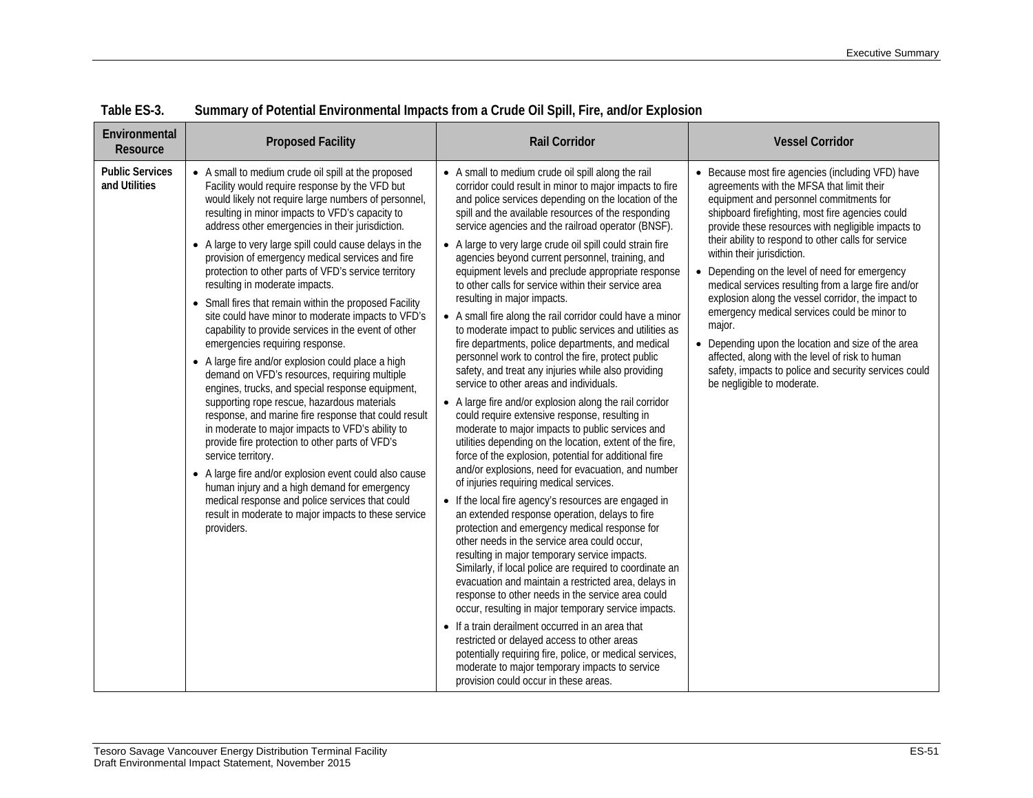**Table ES-3. Summary of Potential Environmental Impacts from a Crude Oil Spill, Fire, and/or Explosion**

| Environmental Resource | Proposed Facility | Rail Corridor | Vessel Corridor |
|---|---|---|---|
| **Public Services and Utilities** | • A small to medium crude oil spill at the proposed Facility would require response by the VFD but would likely not require large numbers of personnel, resulting in minor impacts to VFD's capacity to address other emergencies in their jurisdiction.<br>• A large to very large spill could cause delays in the provision of emergency medical services and fire protection to other parts of VFD's service territory resulting in moderate impacts.<br>• Small fires that remain within the proposed Facility site could have minor to moderate impacts to VFD's capability to provide services in the event of other emergencies requiring response.<br>• A large fire and/or explosion could place a high demand on VFD's resources, requiring multiple engines, trucks, and special response equipment, supporting rope rescue, hazardous materials response, and marine fire response that could result in moderate to major impacts to VFD's ability to provide fire protection to other parts of VFD's service territory.<br>• A large fire and/or explosion event could also cause human injury and a high demand for emergency medical response and police services that could result in moderate to major impacts to these service providers. | • A small to medium crude oil spill along the rail corridor could result in minor to major impacts to fire and police services depending on the location of the spill and the available resources of the responding service agencies and the railroad operator (BNSF).<br>• A large to very large crude oil spill could strain fire agencies beyond current personnel, training, and equipment levels and preclude appropriate response to other calls for service within their service area resulting in major impacts.<br>• A small fire along the rail corridor could have a minor to moderate impact to public services and utilities as fire departments, police departments, and medical personnel work to control the fire, protect public safety, and treat any injuries while also providing service to other areas and individuals.<br>• A large fire and/or explosion along the rail corridor could require extensive response, resulting in moderate to major impacts to public services and utilities depending on the location, extent of the fire, force of the explosion, potential for additional fire and/or explosions, need for evacuation, and number of injuries requiring medical services.<br>• If the local fire agency's resources are engaged in an extended response operation, delays to fire protection and emergency medical response for other needs in the service area could occur, resulting in major temporary service impacts. Similarly, if local police are required to coordinate an evacuation and maintain a restricted area, delays in response to other needs in the service area could occur, resulting in major temporary service impacts.<br>• If a train derailment occurred in an area that restricted or delayed access to other areas potentially requiring fire, police, or medical services, moderate to major temporary impacts to service provision could occur in these areas. | • Because most fire agencies (including VFD) have agreements with the MFSA that limit their equipment and personnel commitments for shipboard firefighting, most fire agencies could provide these resources with negligible impacts to their ability to respond to other calls for service within their jurisdiction.<br>• Depending on the level of need for emergency medical services resulting from a large fire and/or explosion along the vessel corridor, the impact to emergency medical services could be minor to major.<br>• Depending upon the location and size of the area affected, along with the level of risk to human safety, impacts to police and security services could be negligible to moderate. |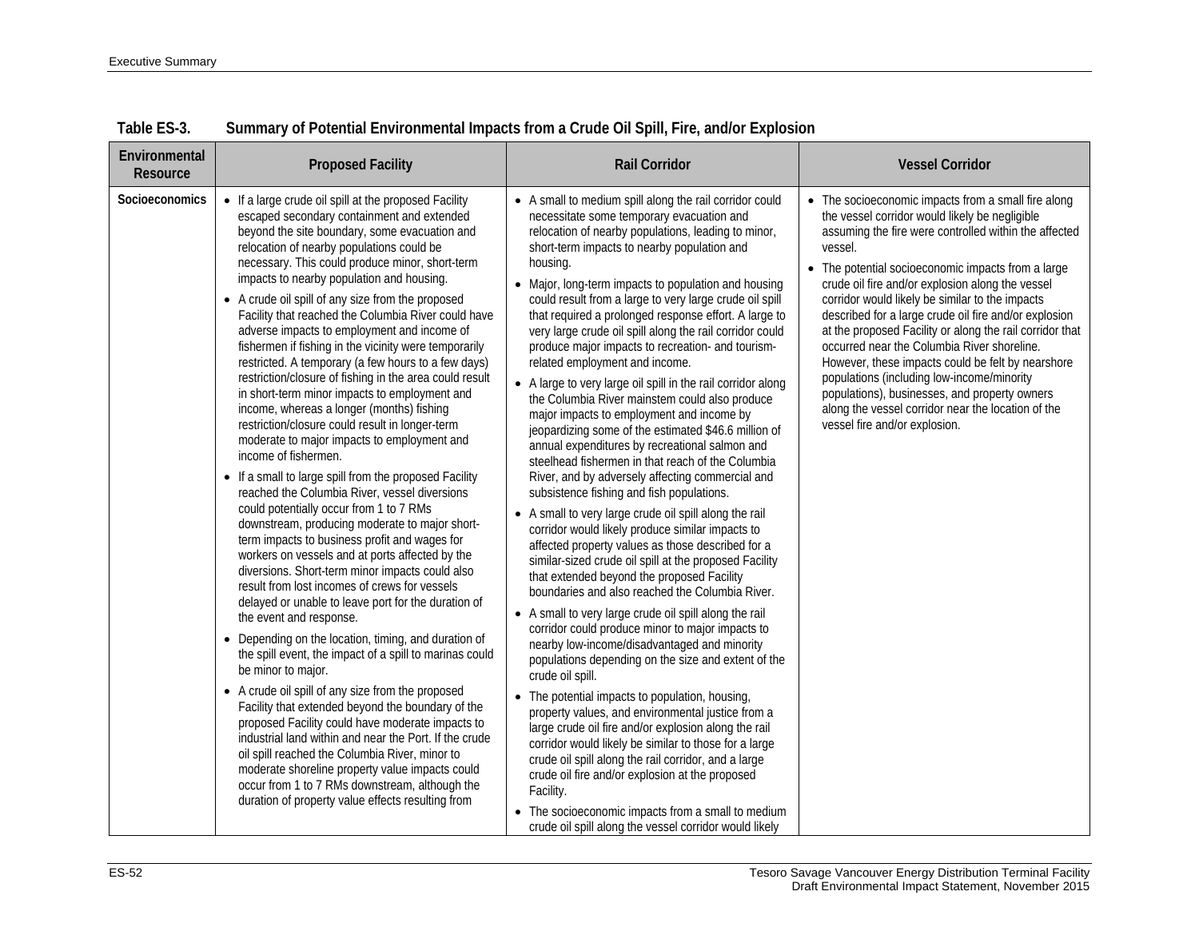**Table ES-3. Summary of Potential Environmental Impacts from a Crude Oil Spill, Fire, and/or Explosion**

| Environmental Resource | Proposed Facility | Rail Corridor | Vessel Corridor |
|---|---|---|---|
| Socioeconomics | • If a large crude oil spill at the proposed Facility escaped secondary containment and extended beyond the site boundary, some evacuation and relocation of nearby populations could be necessary. This could produce minor, short-term impacts to nearby population and housing.<br>• A crude oil spill of any size from the proposed Facility that reached the Columbia River could have adverse impacts to employment and income of fishermen if fishing in the vicinity were temporarily restricted. A temporary (a few hours to a few days) restriction/closure of fishing in the area could result in short-term minor impacts to employment and income, whereas a longer (months) fishing restriction/closure could result in longer-term moderate to major impacts to employment and income of fishermen.<br>• If a small to large spill from the proposed Facility reached the Columbia River, vessel diversions could potentially occur from 1 to 7 RMs downstream, producing moderate to major short-term impacts to business profit and wages for workers on vessels and at ports affected by the diversions. Short-term minor impacts could also result from lost incomes of crews for vessels delayed or unable to leave port for the duration of the event and response.<br>• Depending on the location, timing, and duration of the spill event, the impact of a spill to marinas could be minor to major.<br>• A crude oil spill of any size from the proposed Facility that extended beyond the boundary of the proposed Facility could have moderate impacts to industrial land within and near the Port. If the crude oil spill reached the Columbia River, minor to moderate shoreline property value impacts could occur from 1 to 7 RMs downstream, although the duration of property value effects resulting from | • A small to medium spill along the rail corridor could necessitate some temporary evacuation and relocation of nearby populations, leading to minor, short-term impacts to nearby population and housing.<br>• Major, long-term impacts to population and housing could result from a large to very large crude oil spill that required a prolonged response effort. A large to very large crude oil spill along the rail corridor could produce major impacts to recreation- and tourism-related employment and income.<br>• A large to very large oil spill in the rail corridor along the Columbia River mainstem could also produce major impacts to employment and income by jeopardizing some of the estimated $46.6 million of annual expenditures by recreational salmon and steelhead fishermen in that reach of the Columbia River, and by adversely affecting commercial and subsistence fishing and fish populations.<br>• A small to very large crude oil spill along the rail corridor would likely produce similar impacts to affected property values as those described for a similar-sized crude oil spill at the proposed Facility that extended beyond the proposed Facility boundaries and also reached the Columbia River.<br>• A small to very large crude oil spill along the rail corridor could produce minor to major impacts to nearby low-income/disadvantaged and minority populations depending on the size and extent of the crude oil spill.<br>• The potential impacts to population, housing, property values, and environmental justice from a large crude oil fire and/or explosion along the rail corridor would likely be similar to those for a large crude oil spill along the rail corridor, and a large crude oil fire and/or explosion at the proposed Facility.<br>• The socioeconomic impacts from a small to medium crude oil spill along the vessel corridor would likely | • The socioeconomic impacts from a small fire along the vessel corridor would likely be negligible assuming the fire were controlled within the affected vessel.<br>• The potential socioeconomic impacts from a large crude oil fire and/or explosion along the vessel corridor would likely be similar to the impacts described for a large crude oil fire and/or explosion at the proposed Facility or along the rail corridor that occurred near the Columbia River shoreline. However, these impacts could be felt by nearshore populations (including low-income/minority populations), businesses, and property owners along the vessel corridor near the location of the vessel fire and/or explosion. |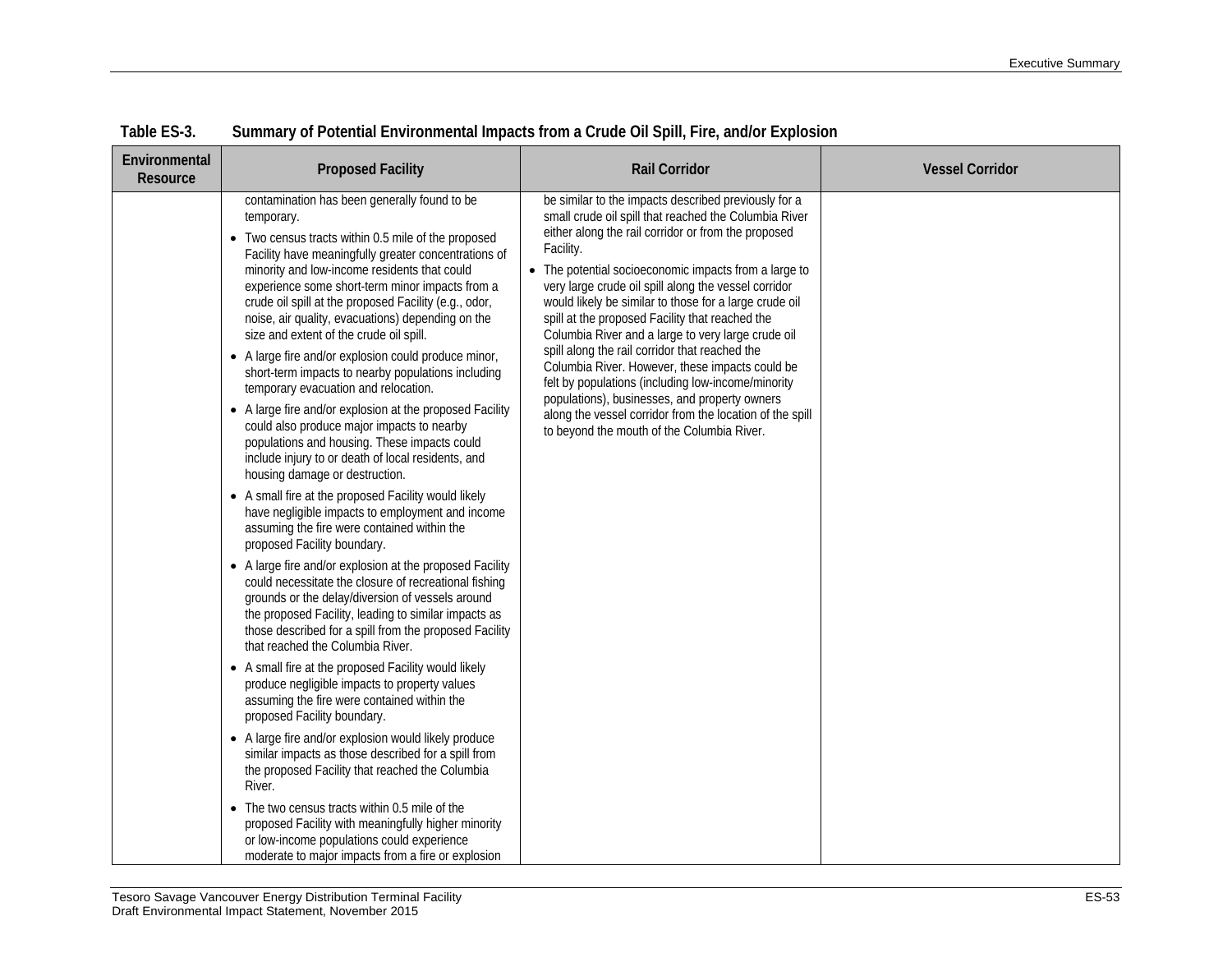Table ES-3. Summary of Potential Environmental Impacts from a Crude Oil Spill, Fire, and/or Explosion

| Environmental Resource | Proposed Facility | Rail Corridor | Vessel Corridor |
|---|---|---|---|
| | contamination has been generally found to be temporary.<br>• Two census tracts within 0.5 mile of the proposed Facility have meaningfully greater concentrations of minority and low-income residents that could experience some short-term minor impacts from a crude oil spill at the proposed Facility (e.g., odor, noise, air quality, evacuations) depending on the size and extent of the crude oil spill.<br>• A large fire and/or explosion could produce minor, short-term impacts to nearby populations including temporary evacuation and relocation.<br>• A large fire and/or explosion at the proposed Facility could also produce major impacts to nearby populations and housing. These impacts could include injury to or death of local residents, and housing damage or destruction.<br>• A small fire at the proposed Facility would likely have negligible impacts to employment and income assuming the fire were contained within the proposed Facility boundary.<br>• A large fire and/or explosion at the proposed Facility could necessitate the closure of recreational fishing grounds or the delay/diversion of vessels around the proposed Facility, leading to similar impacts as those described for a spill from the proposed Facility that reached the Columbia River.<br>• A small fire at the proposed Facility would likely produce negligible impacts to property values assuming the fire were contained within the proposed Facility boundary.<br>• A large fire and/or explosion would likely produce similar impacts as those described for a spill from the proposed Facility that reached the Columbia River.<br>• The two census tracts within 0.5 mile of the proposed Facility with meaningfully higher minority or low-income populations could experience moderate to major impacts from a fire or explosion | be similar to the impacts described previously for a small crude oil spill that reached the Columbia River either along the rail corridor or from the proposed Facility.<br>• The potential socioeconomic impacts from a large to very large crude oil spill along the vessel corridor would likely be similar to those for a large crude oil spill at the proposed Facility that reached the Columbia River and a large to very large crude oil spill along the rail corridor that reached the Columbia River. However, these impacts could be felt by populations (including low-income/minority populations), businesses, and property owners along the vessel corridor from the location of the spill to beyond the mouth of the Columbia River. | |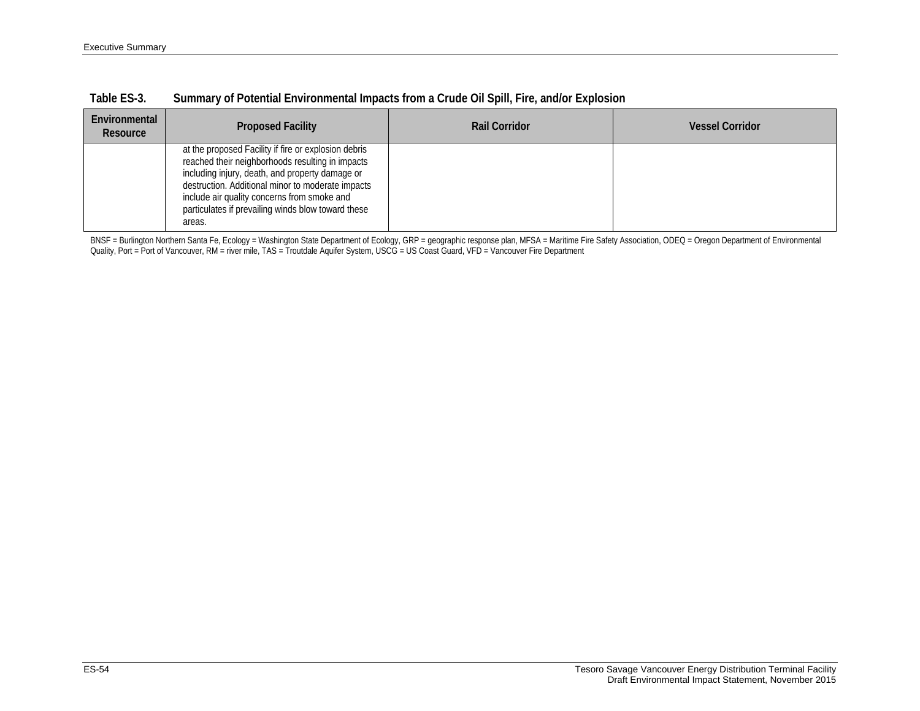Table ES-3. Summary of Potential Environmental Impacts from a Crude Oil Spill, Fire, and/or Explosion

| Environmental Resource | Proposed Facility | Rail Corridor | Vessel Corridor |
|---|---|---|---|
| | at the proposed Facility if fire or explosion debris reached their neighborhoods resulting in impacts including injury, death, and property damage or destruction. Additional minor to moderate impacts include air quality concerns from smoke and particulates if prevailing winds blow toward these areas. | | |

BNSF = Burlington Northern Santa Fe, Ecology = Washington State Department of Ecology, GRP = geographic response plan, MFSA = Maritime Fire Safety Association, ODEQ = Oregon Department of Environmental Quality, Port = Port of Vancouver, RM = river mile, TAS = Troutdale Aquifer System, USCG = US Coast Guard, VFD = Vancouver Fire Department